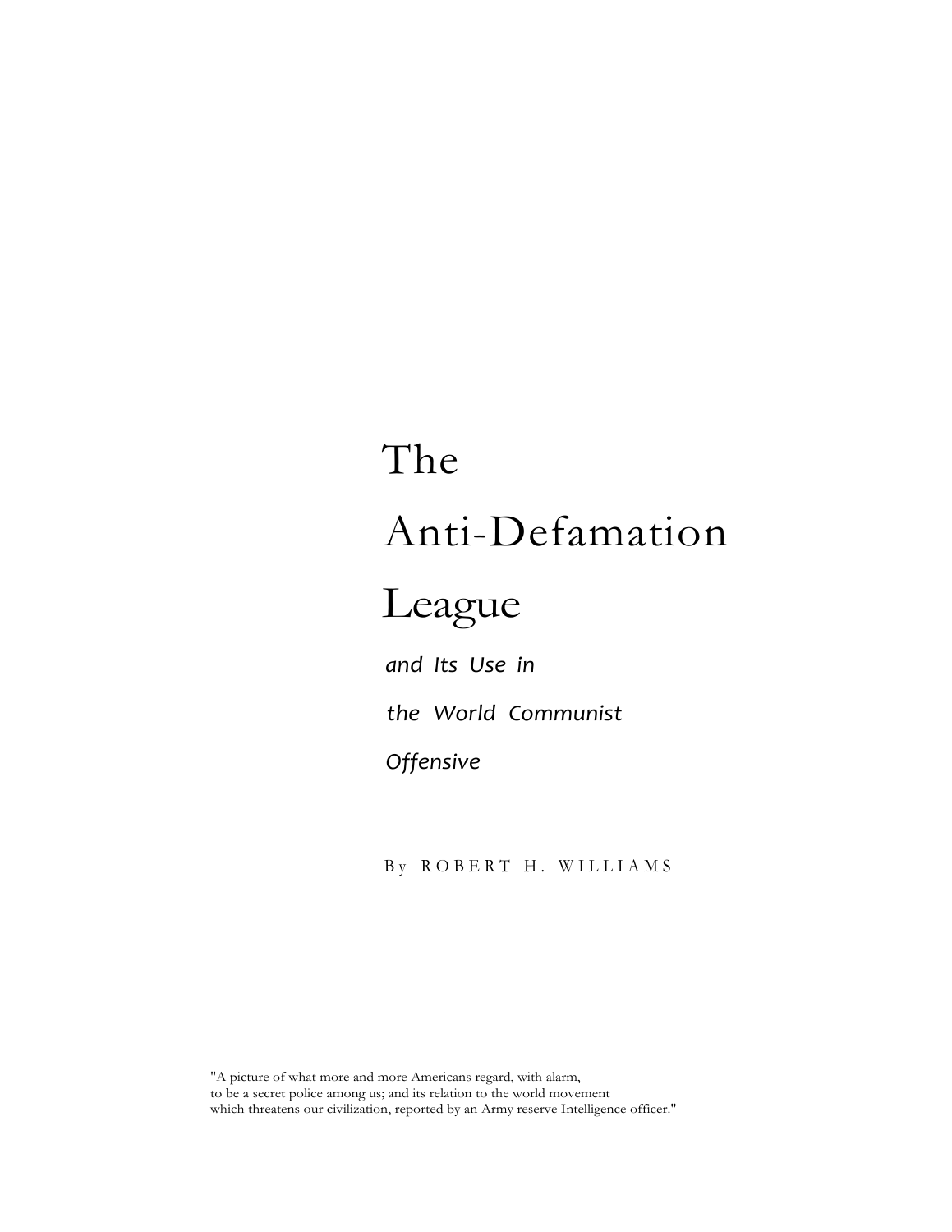# The Anti-Defamation League

*and Its Use in the World Communist Offensive*

By ROBERT H. WILLIAMS

"A picture of what more and more Americans regard, with alarm, to be a secret police among us; and its relation to the world movement which threatens our civilization, reported by an Army reserve Intelligence officer."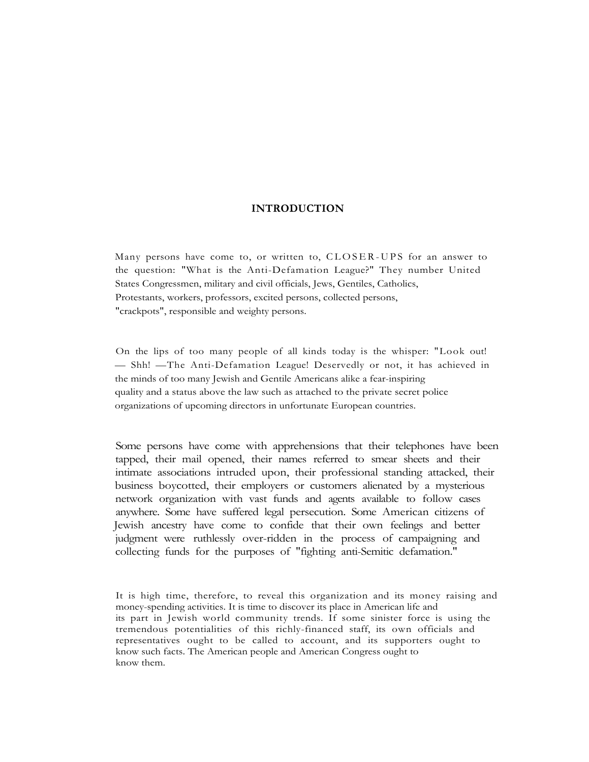## INTRODUCTION

Many persons have come to, or written to, CLOSER-UPS for an answer to the question: "What is the Anti-Defamation League?" They number United States Congressmen, military and civil officials, Jews, Gentiles, Catholics, Protestants, workers, professors, excited persons, collected persons, "crackpots", responsible and weighty persons.

On the lips of too many people of all kinds today is the whisper: "Look out! — Shh! —The Anti-Defamation League! Deservedly or not, it has achieved in the minds of too many Jewish and Gentile Americans alike a fear-inspiring quality and a status above the law such as attached to the private secret police organizations of upcoming directors in unfortunate European countries.

Some persons have come with apprehensions that their telephones have been tapped, their mail opened, their names referred to smear sheets and their intimate associations intruded upon, their professional standing attacked, their business boycotted, their employers or customers alienated by a mysterious network organization with vast funds and agents available to follow cases anywhere. Some have suffered legal persecution. Some American citizens of Jewish ancestry have come to confide that their own feelings and better judgment were ruthlessly over-ridden in the process of campaigning and collecting funds for the purposes of "fighting anti-Semitic defamation."

It is high time, therefore, to reveal this organization and its money raising and money-spending activities. It is time to discover its place in American life and its part in Jewish world community trends. If some sinister force is using the tremendous potentialities of this richly-financed staff, its own officials and representatives ought to be called to account, and its supporters ought to know such facts. The American people and American Congress ought to know them.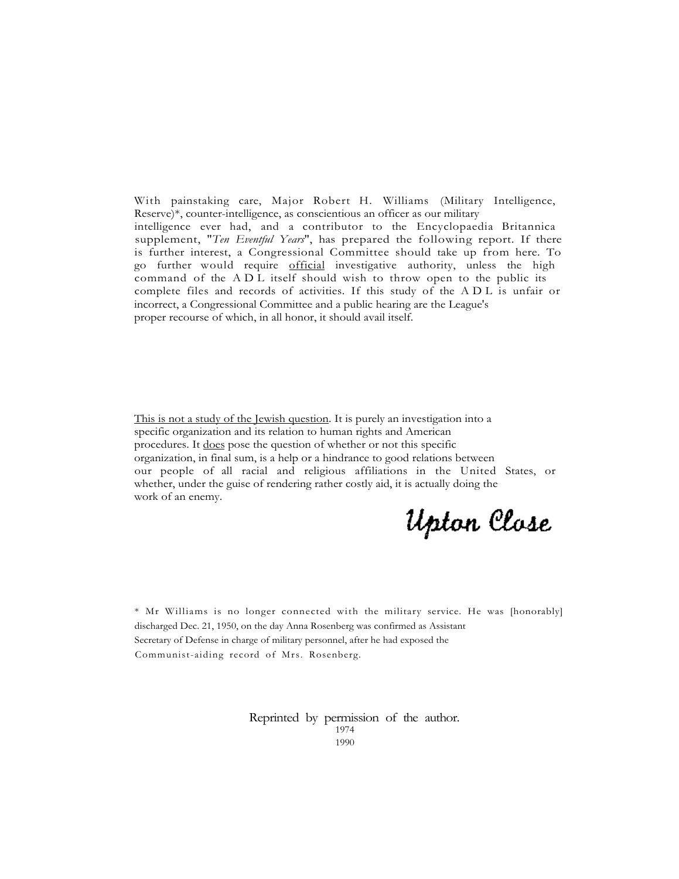With painstaking care, Major Robert H. Williams (Military Intelligence, Reserve)*, counter-intelligence, as conscientious an officer as our military intelligence ever had, and a contributor to the Encyclopaedia Britannica supplement, "*Ten Eventful Years*", has prepared the following report. If there is further interest, a Congressional Committee should take up from here. To go further would require <u>official</u> investigative authority, unless the high command of the A D L itself should wish to throw open to the public its complete files and records of activities. If this study of the A D L is unfair or incorrect, a Congressional Committee and a public hearing are the League's proper recourse of which, in all honor, it should avail itself.

<u>This is not a study of the Jewish question</u>. It is purely an investigation into a specific organization and its relation to human rights and American procedures. It <u>does</u> pose the question of whether or not this specific organization, in final sum, is a help or a hindrance to good relations between our people of all racial and religious affiliations in the United States, or whether, under the guise of rendering rather costly aid, it is actually doing the work of an enemy.

Upton Close

* Mr Williams is no longer connected with the military service. He was [honorably] discharged Dec. 21, 1950, on the day Anna Rosenberg was confirmed as Assistant Secretary of Defense in charge of military personnel, after he had exposed the Communist-aiding record of Mrs. Rosenberg.

Reprinted by permission of the author.
1974
1990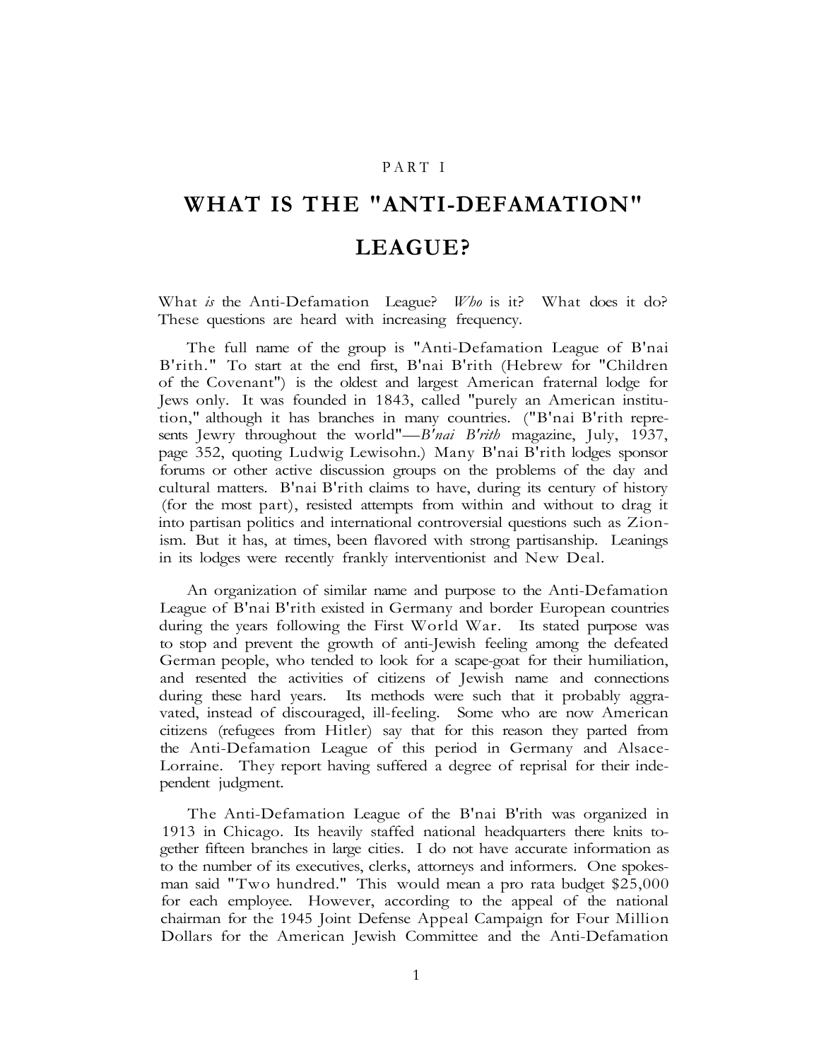PART I

# WHAT IS THE "ANTI-DEFAMATION" LEAGUE?

What *is* the Anti-Defamation League? *Who* is it? What does it do? These questions are heard with increasing frequency.

The full name of the group is "Anti-Defamation League of B'nai B'rith." To start at the end first, B'nai B'rith (Hebrew for "Children of the Covenant") is the oldest and largest American fraternal lodge for Jews only. It was founded in 1843, called "purely an American institution," although it has branches in many countries. ("B'nai B'rith represents Jewry throughout the world"—*B'nai B'rith* magazine, July, 1937, page 352, quoting Ludwig Lewisohn.) Many B'nai B'rith lodges sponsor forums or other active discussion groups on the problems of the day and cultural matters. B'nai B'rith claims to have, during its century of history (for the most part), resisted attempts from within and without to drag it into partisan politics and international controversial questions such as Zionism. But it has, at times, been flavored with strong partisanship. Leanings in its lodges were recently frankly interventionist and New Deal.

An organization of similar name and purpose to the Anti-Defamation League of B'nai B'rith existed in Germany and border European countries during the years following the First World War. Its stated purpose was to stop and prevent the growth of anti-Jewish feeling among the defeated German people, who tended to look for a scape-goat for their humiliation, and resented the activities of citizens of Jewish name and connections during these hard years. Its methods were such that it probably aggravated, instead of discouraged, ill-feeling. Some who are now American citizens (refugees from Hitler) say that for this reason they parted from the Anti-Defamation League of this period in Germany and Alsace-Lorraine. They report having suffered a degree of reprisal for their independent judgment.

The Anti-Defamation League of the B'nai B'rith was organized in 1913 in Chicago. Its heavily staffed national headquarters there knits together fifteen branches in large cities. I do not have accurate information as to the number of its executives, clerks, attorneys and informers. One spokesman said "Two hundred." This would mean a pro rata budget $25,000 for each employee. However, according to the appeal of the national chairman for the 1945 Joint Defense Appeal Campaign for Four Million Dollars for the American Jewish Committee and the Anti-Defamation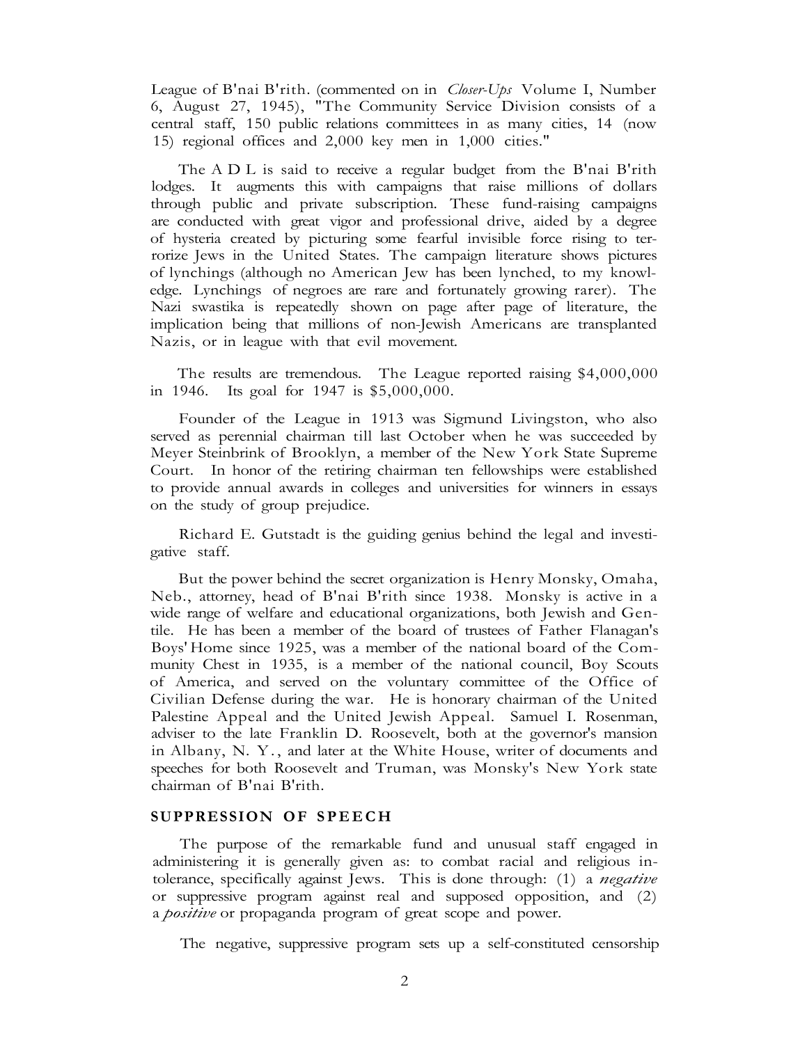League of B'nai B'rith. (commented on in *Closer-Ups* Volume I, Number 6, August 27, 1945), "The Community Service Division consists of a central staff, 150 public relations committees in as many cities, 14 (now 15) regional offices and 2,000 key men in 1,000 cities."

The A D L is said to receive a regular budget from the B'nai B'rith lodges. It augments this with campaigns that raise millions of dollars through public and private subscription. These fund-raising campaigns are conducted with great vigor and professional drive, aided by a degree of hysteria created by picturing some fearful invisible force rising to terrorize Jews in the United States. The campaign literature shows pictures of lynchings (although no American Jew has been lynched, to my knowledge. Lynchings of negroes are rare and fortunately growing rarer). The Nazi swastika is repeatedly shown on page after page of literature, the implication being that millions of non-Jewish Americans are transplanted Nazis, or in league with that evil movement.

The results are tremendous. The League reported raising $4,000,000 in 1946. Its goal for 1947 is $5,000,000.

Founder of the League in 1913 was Sigmund Livingston, who also served as perennial chairman till last October when he was succeeded by Meyer Steinbrink of Brooklyn, a member of the New York State Supreme Court. In honor of the retiring chairman ten fellowships were established to provide annual awards in colleges and universities for winners in essays on the study of group prejudice.

Richard E. Gutstadt is the guiding genius behind the legal and investigative staff.

But the power behind the secret organization is Henry Monsky, Omaha, Neb., attorney, head of B'nai B'rith since 1938. Monsky is active in a wide range of welfare and educational organizations, both Jewish and Gentile. He has been a member of the board of trustees of Father Flanagan's Boys' Home since 1925, was a member of the national board of the Community Chest in 1935, is a member of the national council, Boy Scouts of America, and served on the voluntary committee of the Office of Civilian Defense during the war. He is honorary chairman of the United Palestine Appeal and the United Jewish Appeal. Samuel I. Rosenman, adviser to the late Franklin D. Roosevelt, both at the governor's mansion in Albany, N. Y., and later at the White House, writer of documents and speeches for both Roosevelt and Truman, was Monsky's New York state chairman of B'nai B'rith.

## SUPPRESSION OF SPEECH

The purpose of the remarkable fund and unusual staff engaged in administering it is generally given as: to combat racial and religious intolerance, specifically against Jews. This is done through: (1) a *negative* or suppressive program against real and supposed opposition, and (2) a *positive* or propaganda program of great scope and power.

The negative, suppressive program sets up a self-constituted censorship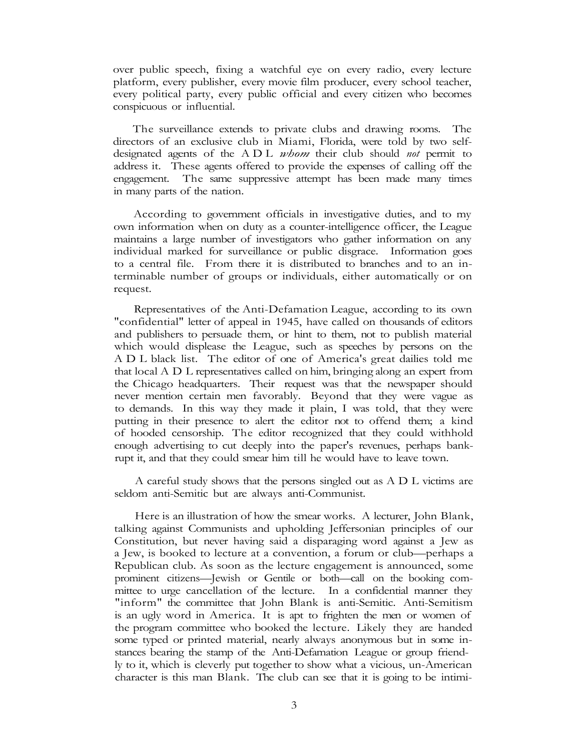over public speech, fixing a watchful eye on every radio, every lecture platform, every publisher, every movie film producer, every school teacher, every political party, every public official and every citizen who becomes conspicuous or influential.

The surveillance extends to private clubs and drawing rooms. The directors of an exclusive club in Miami, Florida, were told by two self-designated agents of the A D L *whom* their club should *not* permit to address it. These agents offered to provide the expenses of calling off the engagement. The same suppressive attempt has been made many times in many parts of the nation.

According to government officials in investigative duties, and to my own information when on duty as a counter-intelligence officer, the League maintains a large number of investigators who gather information on any individual marked for surveillance or public disgrace. Information goes to a central file. From there it is distributed to branches and to an interminable number of groups or individuals, either automatically or on request.

Representatives of the Anti-Defamation League, according to its own "confidential" letter of appeal in 1945, have called on thousands of editors and publishers to persuade them, or hint to them, not to publish material which would displease the League, such as speeches by persons on the A D L black list. The editor of one of America's great dailies told me that local A D L representatives called on him, bringing along an expert from the Chicago headquarters. Their request was that the newspaper should never mention certain men favorably. Beyond that they were vague as to demands. In this way they made it plain, I was told, that they were putting in their presence to alert the editor not to offend them; a kind of hooded censorship. The editor recognized that they could withhold enough advertising to cut deeply into the paper's revenues, perhaps bankrupt it, and that they could smear him till he would have to leave town.

A careful study shows that the persons singled out as A D L victims are seldom anti-Semitic but are always anti-Communist.

Here is an illustration of how the smear works. A lecturer, John Blank, talking against Communists and upholding Jeffersonian principles of our Constitution, but never having said a disparaging word against a Jew as a Jew, is booked to lecture at a convention, a forum or club—perhaps a Republican club. As soon as the lecture engagement is announced, some prominent citizens—Jewish or Gentile or both—call on the booking committee to urge cancellation of the lecture. In a confidential manner they "inform" the committee that John Blank is anti-Semitic. Anti-Semitism is an ugly word in America. It is apt to frighten the men or women of the program committee who booked the lecture. Likely they are handed some typed or printed material, nearly always anonymous but in some instances bearing the stamp of the Anti-Defamation League or group friendly to it, which is cleverly put together to show what a vicious, un-American character is this man Blank. The club can see that it is going to be intimi-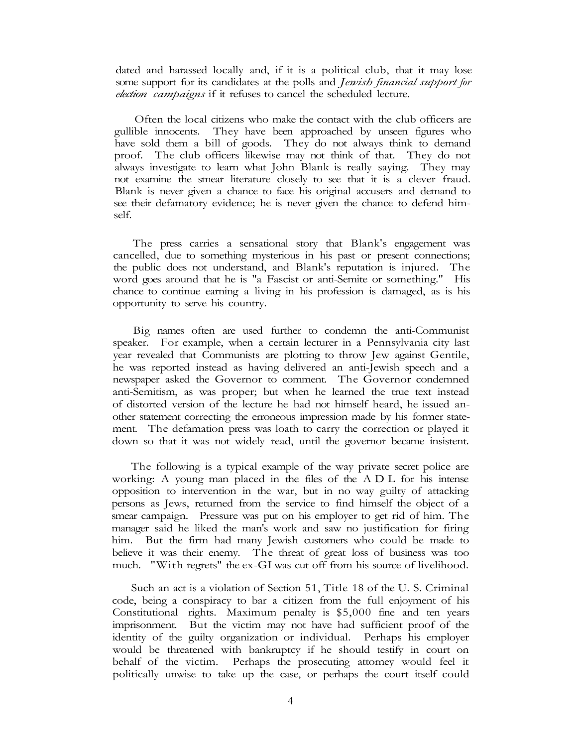dated and harassed locally and, if it is a political club, that it may lose some support for its candidates at the polls and *Jewish financial support for election campaigns* if it refuses to cancel the scheduled lecture.

Often the local citizens who make the contact with the club officers are gullible innocents. They have been approached by unseen figures who have sold them a bill of goods. They do not always think to demand proof. The club officers likewise may not think of that. They do not always investigate to learn what John Blank is really saying. They may not examine the smear literature closely to see that it is a clever fraud. Blank is never given a chance to face his original accusers and demand to see their defamatory evidence; he is never given the chance to defend himself.

The press carries a sensational story that Blank's engagement was cancelled, due to something mysterious in his past or present connections; the public does not understand, and Blank's reputation is injured. The word goes around that he is "a Fascist or anti-Semite or something." His chance to continue earning a living in his profession is damaged, as is his opportunity to serve his country.

Big names often are used further to condemn the anti-Communist speaker. For example, when a certain lecturer in a Pennsylvania city last year revealed that Communists are plotting to throw Jew against Gentile, he was reported instead as having delivered an anti-Jewish speech and a newspaper asked the Governor to comment. The Governor condemned anti-Semitism, as was proper; but when he learned the true text instead of distorted version of the lecture he had not himself heard, he issued another statement correcting the erroneous impression made by his former statement. The defamation press was loath to carry the correction or played it down so that it was not widely read, until the governor became insistent.

The following is a typical example of the way private secret police are working: A young man placed in the files of the A D L for his intense opposition to intervention in the war, but in no way guilty of attacking persons as Jews, returned from the service to find himself the object of a smear campaign. Pressure was put on his employer to get rid of him. The manager said he liked the man's work and saw no justification for firing him. But the firm had many Jewish customers who could be made to believe it was their enemy. The threat of great loss of business was too much. "With regrets" the ex-GI was cut off from his source of livelihood.

Such an act is a violation of Section 51, Title 18 of the U. S. Criminal code, being a conspiracy to bar a citizen from the full enjoyment of his Constitutional rights. Maximum penalty is $5,000 fine and ten years imprisonment. But the victim may not have had sufficient proof of the identity of the guilty organization or individual. Perhaps his employer would be threatened with bankruptcy if he should testify in court on behalf of the victim. Perhaps the prosecuting attorney would feel it politically unwise to take up the case, or perhaps the court itself could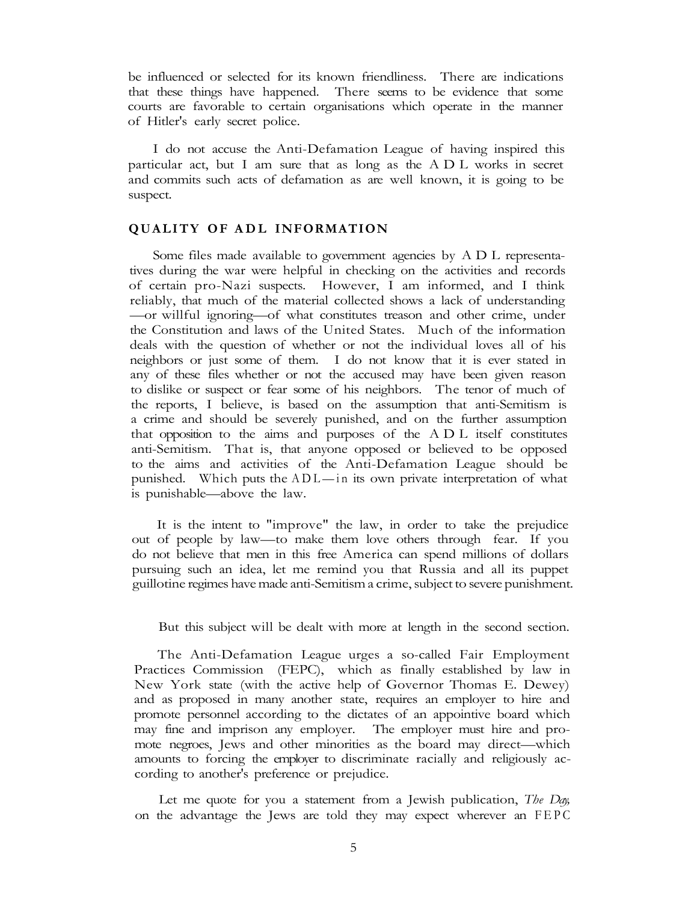be influenced or selected for its known friendliness. There are indications that these things have happened. There seems to be evidence that some courts are favorable to certain organisations which operate in the manner of Hitler's early secret police.

I do not accuse the Anti-Defamation League of having inspired this particular act, but I am sure that as long as the A D L works in secret and commits such acts of defamation as are well known, it is going to be suspect.

### QUALITY OF ADL INFORMATION

Some files made available to government agencies by A D L representatives during the war were helpful in checking on the activities and records of certain pro-Nazi suspects. However, I am informed, and I think reliably, that much of the material collected shows a lack of understanding—or willful ignoring—of what constitutes treason and other crime, under the Constitution and laws of the United States. Much of the information deals with the question of whether or not the individual loves all of his neighbors or just some of them. I do not know that it is ever stated in any of these files whether or not the accused may have been given reason to dislike or suspect or fear some of his neighbors. The tenor of much of the reports, I believe, is based on the assumption that anti-Semitism is a crime and should be severely punished, and on the further assumption that opposition to the aims and purposes of the A D L itself constitutes anti-Semitism. That is, that anyone opposed or believed to be opposed to the aims and activities of the Anti-Defamation League should be punished. Which puts the ADL—in its own private interpretation of what is punishable—above the law.

It is the intent to "improve" the law, in order to take the prejudice out of people by law—to make them love others through fear. If you do not believe that men in this free America can spend millions of dollars pursuing such an idea, let me remind you that Russia and all its puppet guillotine regimes have made anti-Semitism a crime, subject to severe punishment.

But this subject will be dealt with more at length in the second section.

The Anti-Defamation League urges a so-called Fair Employment Practices Commission (FEPC), which as finally established by law in New York state (with the active help of Governor Thomas E. Dewey) and as proposed in many another state, requires an employer to hire and promote personnel according to the dictates of an appointive board which may fine and imprison any employer. The employer must hire and promote negroes, Jews and other minorities as the board may direct—which amounts to forcing the employer to discriminate racially and religiously according to another's preference or prejudice.

Let me quote for you a statement from a Jewish publication, *The Day,* on the advantage the Jews are told they may expect wherever an FEPC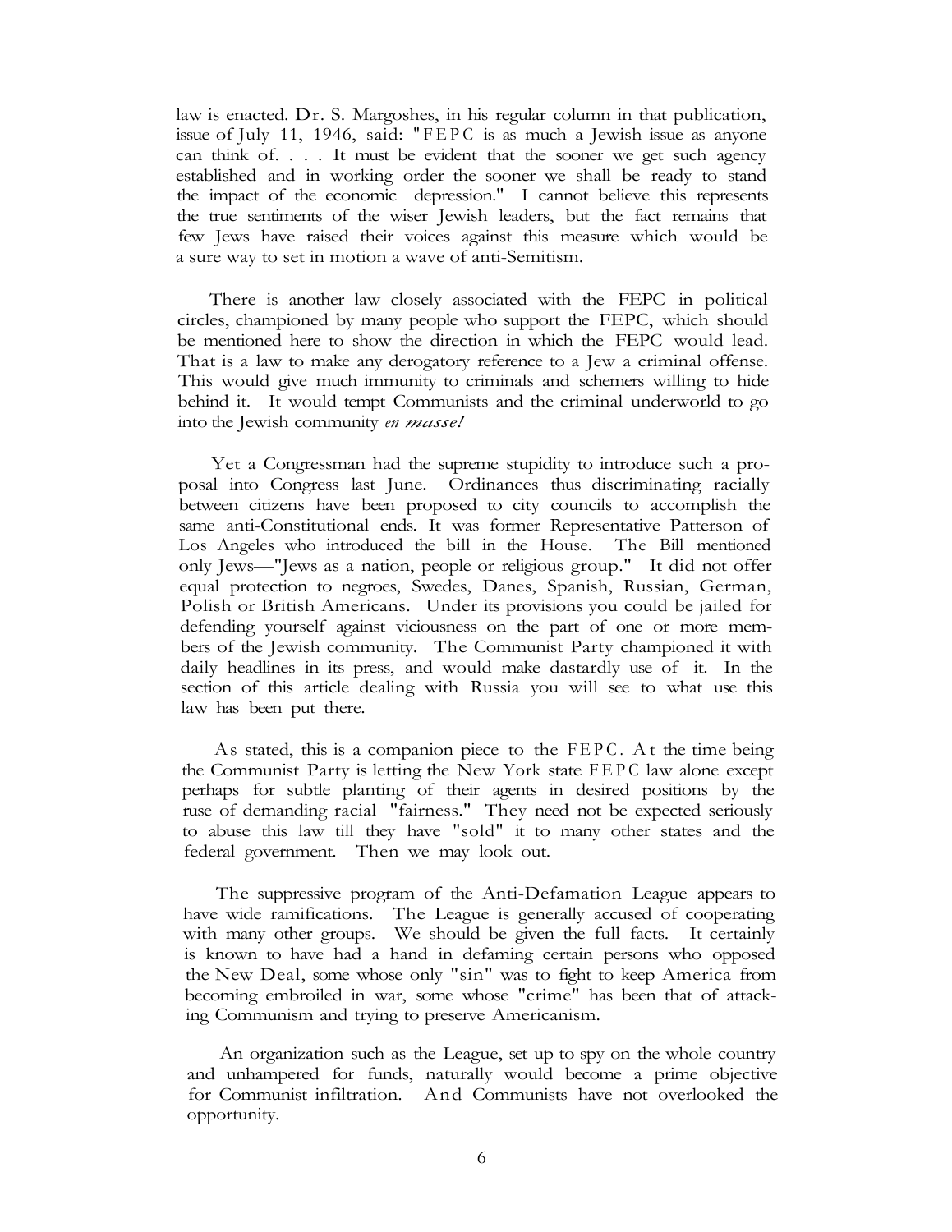law is enacted. Dr. S. Margoshes, in his regular column in that publication, issue of July 11, 1946, said: "FEPC is as much a Jewish issue as anyone can think of. . . . It must be evident that the sooner we get such agency established and in working order the sooner we shall be ready to stand the impact of the economic depression." I cannot believe this represents the true sentiments of the wiser Jewish leaders, but the fact remains that few Jews have raised their voices against this measure which would be a sure way to set in motion a wave of anti-Semitism.

There is another law closely associated with the FEPC in political circles, championed by many people who support the FEPC, which should be mentioned here to show the direction in which the FEPC would lead. That is a law to make any derogatory reference to a Jew a criminal offense. This would give much immunity to criminals and schemers willing to hide behind it. It would tempt Communists and the criminal underworld to go into the Jewish community *en masse!*

Yet a Congressman had the supreme stupidity to introduce such a proposal into Congress last June. Ordinances thus discriminating racially between citizens have been proposed to city councils to accomplish the same anti-Constitutional ends. It was former Representative Patterson of Los Angeles who introduced the bill in the House. The Bill mentioned only Jews—"Jews as a nation, people or religious group." It did not offer equal protection to negroes, Swedes, Danes, Spanish, Russian, German, Polish or British Americans. Under its provisions you could be jailed for defending yourself against viciousness on the part of one or more members of the Jewish community. The Communist Party championed it with daily headlines in its press, and would make dastardly use of it. In the section of this article dealing with Russia you will see to what use this law has been put there.

As stated, this is a companion piece to the FEPC. At the time being the Communist Party is letting the New York state FEPC law alone except perhaps for subtle planting of their agents in desired positions by the ruse of demanding racial "fairness." They need not be expected seriously to abuse this law till they have "sold" it to many other states and the federal government. Then we may look out.

The suppressive program of the Anti-Defamation League appears to have wide ramifications. The League is generally accused of cooperating with many other groups. We should be given the full facts. It certainly is known to have had a hand in defaming certain persons who opposed the New Deal, some whose only "sin" was to fight to keep America from becoming embroiled in war, some whose "crime" has been that of attacking Communism and trying to preserve Americanism.

An organization such as the League, set up to spy on the whole country and unhampered for funds, naturally would become a prime objective for Communist infiltration. And Communists have not overlooked the opportunity.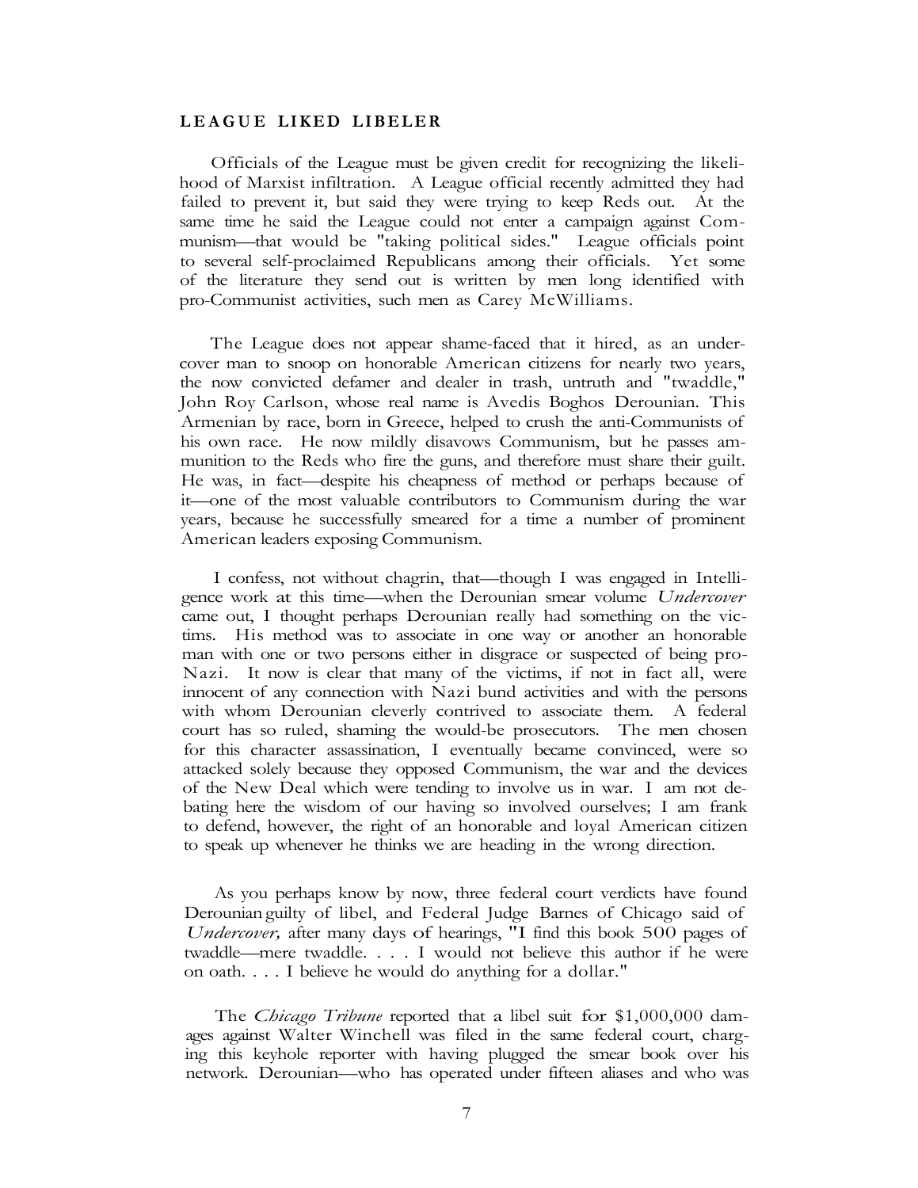## LEAGUE LIKED LIBELER

Officials of the League must be given credit for recognizing the likelihood of Marxist infiltration. A League official recently admitted they had failed to prevent it, but said they were trying to keep Reds out. At the same time he said the League could not enter a campaign against Communism—that would be "taking political sides." League officials point to several self-proclaimed Republicans among their officials. Yet some of the literature they send out is written by men long identified with pro-Communist activities, such men as Carey McWilliams.

The League does not appear shame-faced that it hired, as an undercover man to snoop on honorable American citizens for nearly two years, the now convicted defamer and dealer in trash, untruth and "twaddle," John Roy Carlson, whose real name is Avedis Boghos Derounian. This Armenian by race, born in Greece, helped to crush the anti-Communists of his own race. He now mildly disavows Communism, but he passes ammunition to the Reds who fire the guns, and therefore must share their guilt. He was, in fact—despite his cheapness of method or perhaps because of it—one of the most valuable contributors to Communism during the war years, because he successfully smeared for a time a number of prominent American leaders exposing Communism.

I confess, not without chagrin, that—though I was engaged in Intelligence work at this time—when the Derounian smear volume *Undercover* came out, I thought perhaps Derounian really had something on the victims. His method was to associate in one way or another an honorable man with one or two persons either in disgrace or suspected of being pro-Nazi. It now is clear that many of the victims, if not in fact all, were innocent of any connection with Nazi bund activities and with the persons with whom Derounian cleverly contrived to associate them. A federal court has so ruled, shaming the would-be prosecutors. The men chosen for this character assassination, I eventually became convinced, were so attacked solely because they opposed Communism, the war and the devices of the New Deal which were tending to involve us in war. I am not debating here the wisdom of our having so involved ourselves; I am frank to defend, however, the right of an honorable and loyal American citizen to speak up whenever he thinks we are heading in the wrong direction.

As you perhaps know by now, three federal court verdicts have found Derounian guilty of libel, and Federal Judge Barnes of Chicago said of *Undercover,* after many days of hearings, "I find this book 500 pages of twaddle—mere twaddle. . . . I would not believe this author if he were on oath. . . . I believe he would do anything for a dollar."

The *Chicago Tribune* reported that a libel suit for $1,000,000 damages against Walter Winchell was filed in the same federal court, charging this keyhole reporter with having plugged the smear book over his network. Derounian—who has operated under fifteen aliases and who was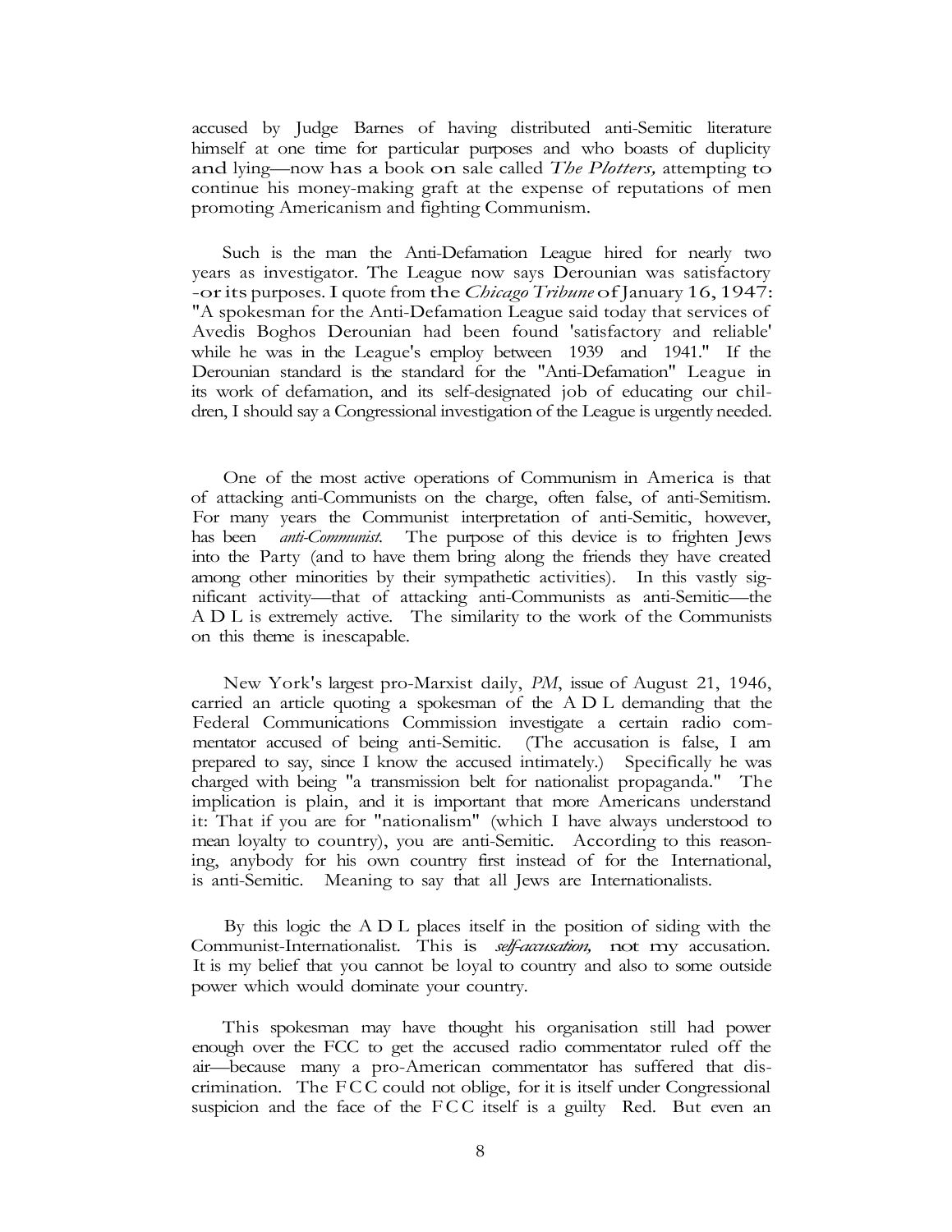accused by Judge Barnes of having distributed anti-Semitic literature himself at one time for particular purposes and who boasts of duplicity and lying—now has a book on sale called *The Plotters,* attempting to continue his money-making graft at the expense of reputations of men promoting Americanism and fighting Communism.

Such is the man the Anti-Defamation League hired for nearly two years as investigator. The League now says Derounian was satisfactory -or its purposes. I quote from the *Chicago Tribune* of January 16, 1947: "A spokesman for the Anti-Defamation League said today that services of Avedis Boghos Derounian had been found 'satisfactory and reliable' while he was in the League's employ between 1939 and 1941." If the Derounian standard is the standard for the "Anti-Defamation" League in its work of defamation, and its self-designated job of educating our children, I should say a Congressional investigation of the League is urgently needed.

One of the most active operations of Communism in America is that of attacking anti-Communists on the charge, often false, of anti-Semitism. For many years the Communist interpretation of anti-Semitic, however, has been *anti-Communist.* The purpose of this device is to frighten Jews into the Party (and to have them bring along the friends they have created among other minorities by their sympathetic activities). In this vastly significant activity—that of attacking anti-Communists as anti-Semitic—the A D L is extremely active. The similarity to the work of the Communists on this theme is inescapable.

New York's largest pro-Marxist daily, *PM*, issue of August 21, 1946, carried an article quoting a spokesman of the A D L demanding that the Federal Communications Commission investigate a certain radio commentator accused of being anti-Semitic. (The accusation is false, I am prepared to say, since I know the accused intimately.) Specifically he was charged with being "a transmission belt for nationalist propaganda." The implication is plain, and it is important that more Americans understand it: That if you are for "nationalism" (which I have always understood to mean loyalty to country), you are anti-Semitic. According to this reasoning, anybody for his own country first instead of for the International, is anti-Semitic. Meaning to say that all Jews are Internationalists.

By this logic the A D L places itself in the position of siding with the Communist-Internationalist. This is *self-accusation,* not my accusation. It is my belief that you cannot be loyal to country and also to some outside power which would dominate your country.

This spokesman may have thought his organisation still had power enough over the FCC to get the accused radio commentator ruled off the air—because many a pro-American commentator has suffered that discrimination. The FCC could not oblige, for it is itself under Congressional suspicion and the face of the FCC itself is a guilty Red. But even an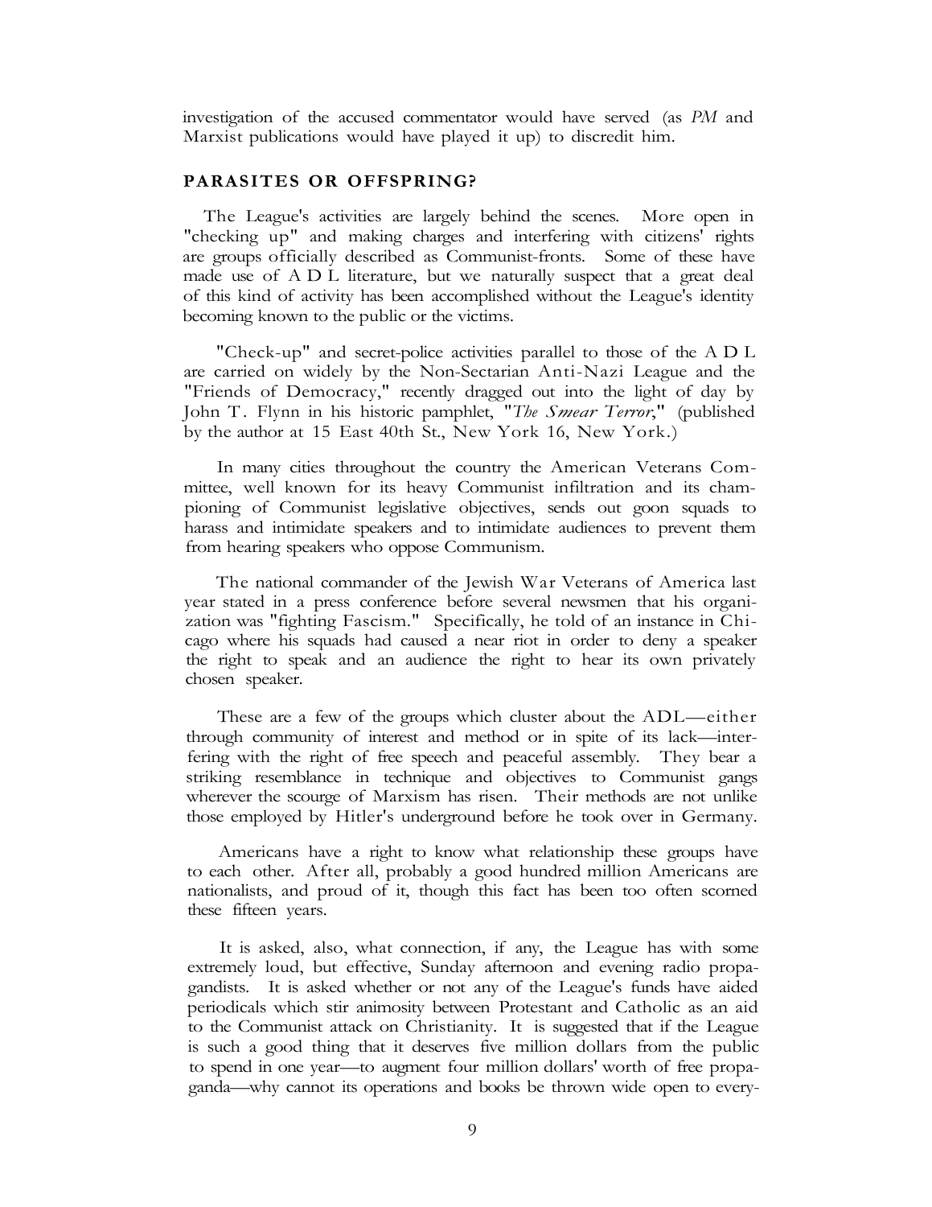investigation of the accused commentator would have served (as *PM* and Marxist publications would have played it up) to discredit him.

## PARASITES OR OFFSPRING?

The League's activities are largely behind the scenes. More open in "checking up" and making charges and interfering with citizens' rights are groups officially described as Communist-fronts. Some of these have made use of A D L literature, but we naturally suspect that a great deal of this kind of activity has been accomplished without the League's identity becoming known to the public or the victims.

"Check-up" and secret-police activities parallel to those of the A D L are carried on widely by the Non-Sectarian Anti-Nazi League and the "Friends of Democracy," recently dragged out into the light of day by John T. Flynn in his historic pamphlet, "*The Smear Terror*," (published by the author at 15 East 40th St., New York 16, New York.)

In many cities throughout the country the American Veterans Committee, well known for its heavy Communist infiltration and its championing of Communist legislative objectives, sends out goon squads to harass and intimidate speakers and to intimidate audiences to prevent them from hearing speakers who oppose Communism.

The national commander of the Jewish War Veterans of America last year stated in a press conference before several newsmen that his organization was "fighting Fascism." Specifically, he told of an instance in Chicago where his squads had caused a near riot in order to deny a speaker the right to speak and an audience the right to hear its own privately chosen speaker.

These are a few of the groups which cluster about the ADL—either through community of interest and method or in spite of its lack—interfering with the right of free speech and peaceful assembly. They bear a striking resemblance in technique and objectives to Communist gangs wherever the scourge of Marxism has risen. Their methods are not unlike those employed by Hitler's underground before he took over in Germany.

Americans have a right to know what relationship these groups have to each other. After all, probably a good hundred million Americans are nationalists, and proud of it, though this fact has been too often scorned these fifteen years.

It is asked, also, what connection, if any, the League has with some extremely loud, but effective, Sunday afternoon and evening radio propagandists. It is asked whether or not any of the League's funds have aided periodicals which stir animosity between Protestant and Catholic as an aid to the Communist attack on Christianity. It is suggested that if the League is such a good thing that it deserves five million dollars from the public to spend in one year—to augment four million dollars' worth of free propaganda—why cannot its operations and books be thrown wide open to every-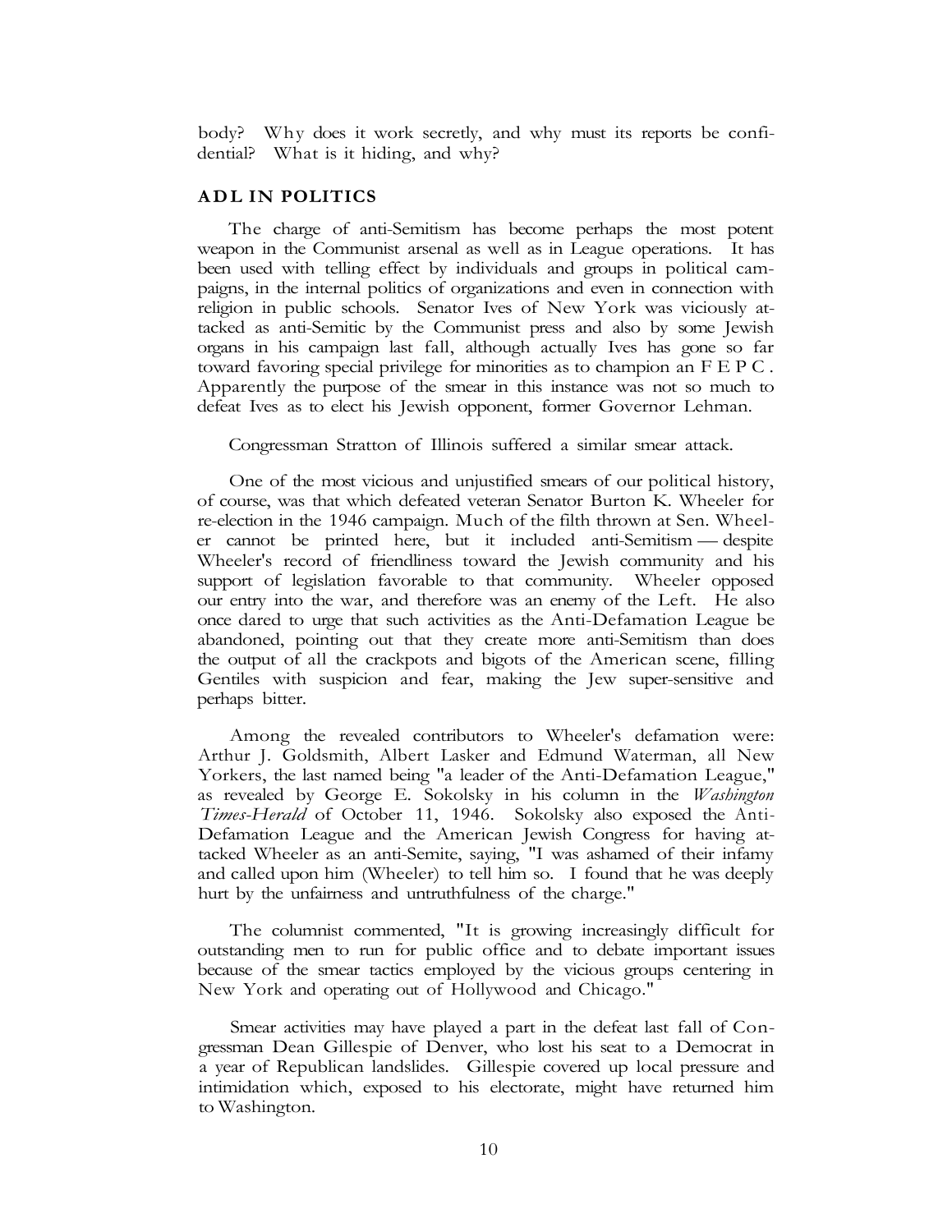body? Why does it work secretly, and why must its reports be confidential? What is it hiding, and why?

## ADL IN POLITICS

The charge of anti-Semitism has become perhaps the most potent weapon in the Communist arsenal as well as in League operations. It has been used with telling effect by individuals and groups in political campaigns, in the internal politics of organizations and even in connection with religion in public schools. Senator Ives of New York was viciously attacked as anti-Semitic by the Communist press and also by some Jewish organs in his campaign last fall, although actually Ives has gone so far toward favoring special privilege for minorities as to champion an F E P C . Apparently the purpose of the smear in this instance was not so much to defeat Ives as to elect his Jewish opponent, former Governor Lehman.

Congressman Stratton of Illinois suffered a similar smear attack.

One of the most vicious and unjustified smears of our political history, of course, was that which defeated veteran Senator Burton K. Wheeler for re-election in the 1946 campaign. Much of the filth thrown at Sen. Wheeler cannot be printed here, but it included anti-Semitism — despite Wheeler's record of friendliness toward the Jewish community and his support of legislation favorable to that community. Wheeler opposed our entry into the war, and therefore was an enemy of the Left. He also once dared to urge that such activities as the Anti-Defamation League be abandoned, pointing out that they create more anti-Semitism than does the output of all the crackpots and bigots of the American scene, filling Gentiles with suspicion and fear, making the Jew super-sensitive and perhaps bitter.

Among the revealed contributors to Wheeler's defamation were: Arthur J. Goldsmith, Albert Lasker and Edmund Waterman, all New Yorkers, the last named being "a leader of the Anti-Defamation League," as revealed by George E. Sokolsky in his column in the *Washington Times-Herald* of October 11, 1946. Sokolsky also exposed the Anti-Defamation League and the American Jewish Congress for having attacked Wheeler as an anti-Semite, saying, "I was ashamed of their infamy and called upon him (Wheeler) to tell him so. I found that he was deeply hurt by the unfairness and untruthfulness of the charge."

The columnist commented, "It is growing increasingly difficult for outstanding men to run for public office and to debate important issues because of the smear tactics employed by the vicious groups centering in New York and operating out of Hollywood and Chicago."

Smear activities may have played a part in the defeat last fall of Congressman Dean Gillespie of Denver, who lost his seat to a Democrat in a year of Republican landslides. Gillespie covered up local pressure and intimidation which, exposed to his electorate, might have returned him to Washington.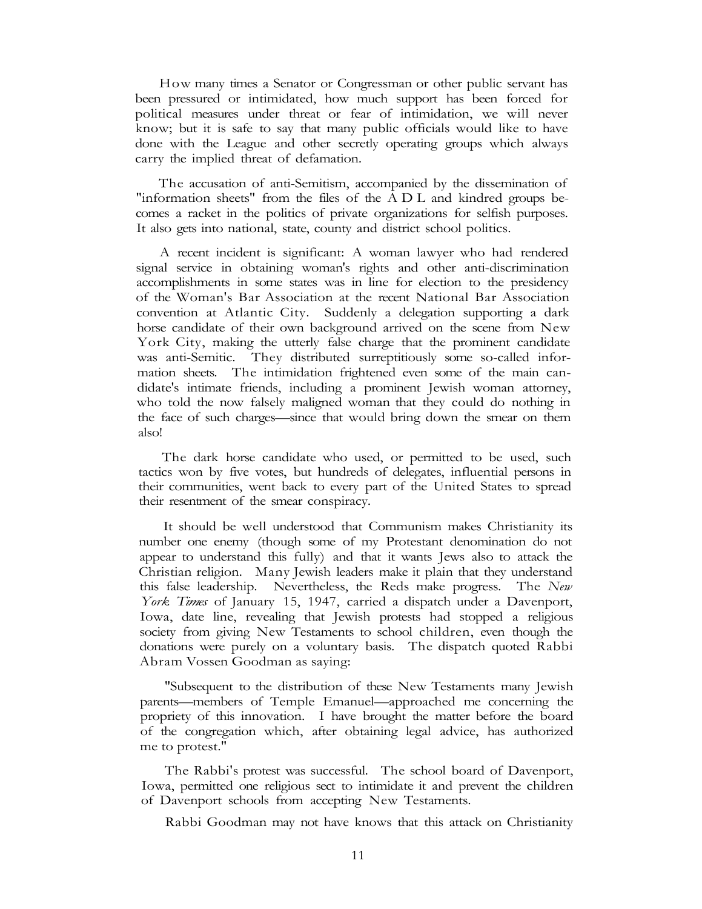How many times a Senator or Congressman or other public servant has been pressured or intimidated, how much support has been forced for political measures under threat or fear of intimidation, we will never know; but it is safe to say that many public officials would like to have done with the League and other secretly operating groups which always carry the implied threat of defamation.

The accusation of anti-Semitism, accompanied by the dissemination of "information sheets" from the files of the A D L and kindred groups becomes a racket in the politics of private organizations for selfish purposes. It also gets into national, state, county and district school politics.

A recent incident is significant: A woman lawyer who had rendered signal service in obtaining woman's rights and other anti-discrimination accomplishments in some states was in line for election to the presidency of the Woman's Bar Association at the recent National Bar Association convention at Atlantic City. Suddenly a delegation supporting a dark horse candidate of their own background arrived on the scene from New York City, making the utterly false charge that the prominent candidate was anti-Semitic. They distributed surreptitiously some so-called information sheets. The intimidation frightened even some of the main candidate's intimate friends, including a prominent Jewish woman attorney, who told the now falsely maligned woman that they could do nothing in the face of such charges—since that would bring down the smear on them also!

The dark horse candidate who used, or permitted to be used, such tactics won by five votes, but hundreds of delegates, influential persons in their communities, went back to every part of the United States to spread their resentment of the smear conspiracy.

It should be well understood that Communism makes Christianity its number one enemy (though some of my Protestant denomination do not appear to understand this fully) and that it wants Jews also to attack the Christian religion. Many Jewish leaders make it plain that they understand this false leadership. Nevertheless, the Reds make progress. The *New York Times* of January 15, 1947, carried a dispatch under a Davenport, Iowa, date line, revealing that Jewish protests had stopped a religious society from giving New Testaments to school children, even though the donations were purely on a voluntary basis. The dispatch quoted Rabbi Abram Vossen Goodman as saying:

"Subsequent to the distribution of these New Testaments many Jewish parents—members of Temple Emanuel—approached me concerning the propriety of this innovation. I have brought the matter before the board of the congregation which, after obtaining legal advice, has authorized me to protest."

The Rabbi's protest was successful. The school board of Davenport, Iowa, permitted one religious sect to intimidate it and prevent the children of Davenport schools from accepting New Testaments.

Rabbi Goodman may not have knows that this attack on Christianity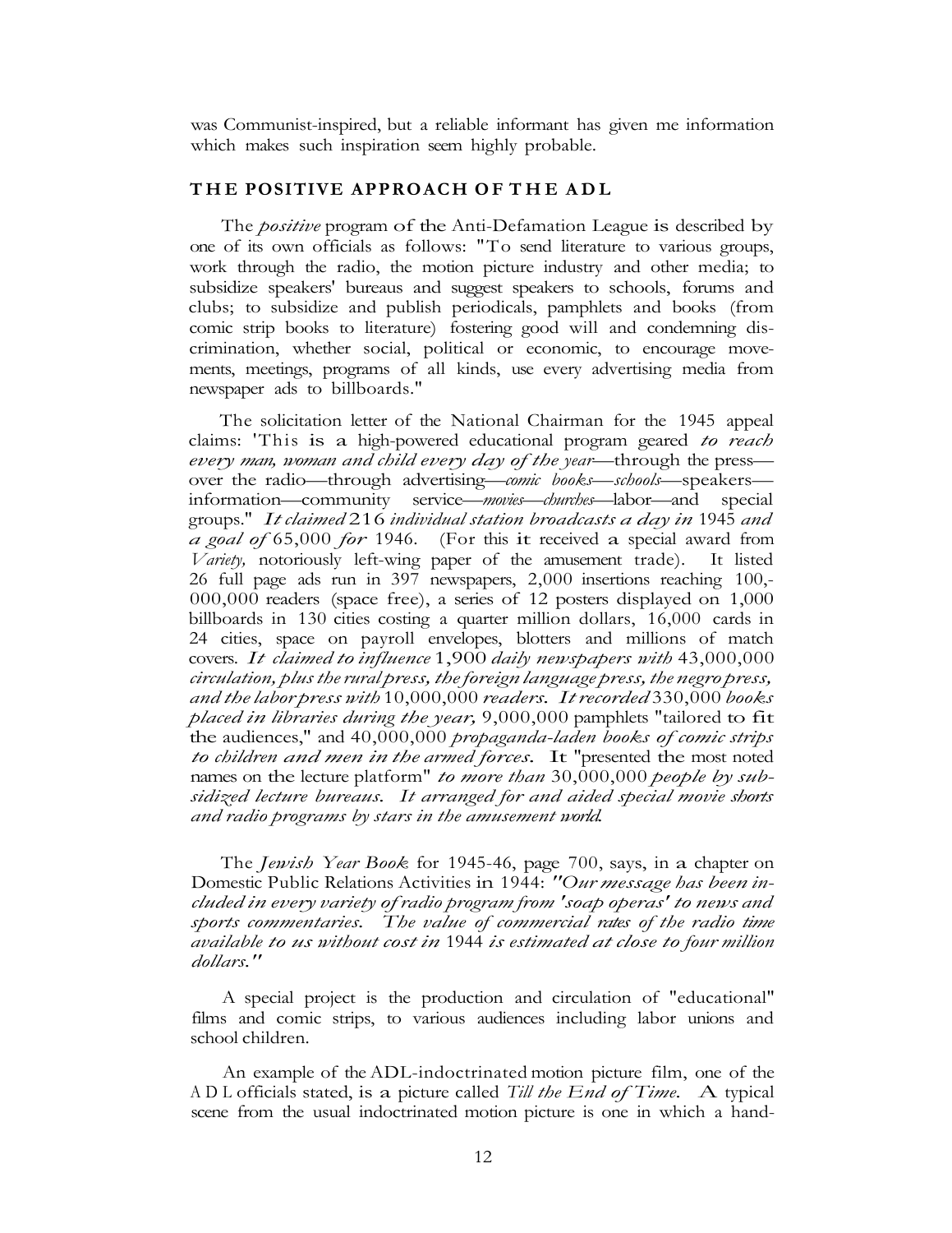was Communist-inspired, but a reliable informant has given me information which makes such inspiration seem highly probable.

## THE POSITIVE APPROACH OF THE ADL

The *positive* program of the Anti-Defamation League is described by one of its own officials as follows: "To send literature to various groups, work through the radio, the motion picture industry and other media; to subsidize speakers' bureaus and suggest speakers to schools, forums and clubs; to subsidize and publish periodicals, pamphlets and books (from comic strip books to literature) fostering good will and condemning discrimination, whether social, political or economic, to encourage movements, meetings, programs of all kinds, use every advertising media from newspaper ads to billboards."

The solicitation letter of the National Chairman for the 1945 appeal claims: 'This is a high-powered educational program geared *to reach every man, woman and child every day of the year*—through the press—over the radio—through advertising—*comic books*—*schools*—speakers—information—community service—*movies*—*churches*—labor—and special groups." *It claimed* 216 *individual station broadcasts a day in* 1945 *and a goal of* 65,000 *for* 1946. (For this it received a special award from *Variety,* notoriously left-wing paper of the amusement trade). It listed 26 full page ads run in 397 newspapers, 2,000 insertions reaching 100,-000,000 readers (space free), a series of 12 posters displayed on 1,000 billboards in 130 cities costing a quarter million dollars, 16,000 cards in 24 cities, space on payroll envelopes, blotters and millions of match covers. *It claimed to influence* 1,900 *daily newspapers with* 43,000,000 *circulation, plus the rural press, the foreign language press, the negro press, and the labor press with* 10,000,000 *readers. It recorded* 330,000 *books placed in libraries during the year,* 9,000,000 pamphlets "tailored to fit the audiences," and 40,000,000 *propaganda-laden books of comic strips to children and men in the armed forces.* It "presented the most noted names on the lecture platform" *to more than* 30,000,000 *people by subsidized lecture bureaus. It arranged for and aided special movie shorts and radio programs by stars in the amusement world.*

The *Jewish Year Book* for 1945-46, page 700, says, in a chapter on Domestic Public Relations Activities in 1944: *"Our message has been included in every variety of radio program from 'soap operas' to news and sports commentaries. The value of commercial rates of the radio time available to us without cost in* 1944 *is estimated at close to four million dollars."*

A special project is the production and circulation of "educational" films and comic strips, to various audiences including labor unions and school children.

An example of the ADL-indoctrinated motion picture film, one of the ADL officials stated, is a picture called *Till the End of Time.* A typical scene from the usual indoctrinated motion picture is one in which a hand-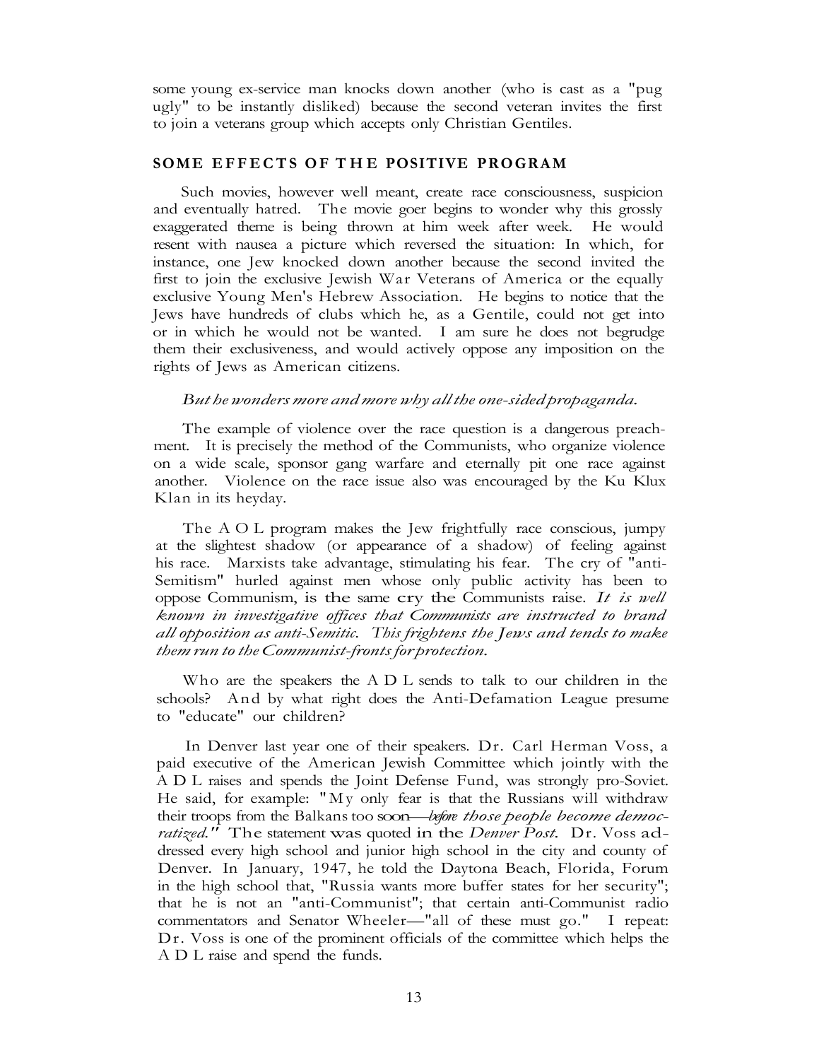some young ex-service man knocks down another (who is cast as a "pug ugly" to be instantly disliked) because the second veteran invites the first to join a veterans group which accepts only Christian Gentiles.

### SOME EFFECTS OF THE POSITIVE PROGRAM

Such movies, however well meant, create race consciousness, suspicion and eventually hatred. The movie goer begins to wonder why this grossly exaggerated theme is being thrown at him week after week. He would resent with nausea a picture which reversed the situation: In which, for instance, one Jew knocked down another because the second invited the first to join the exclusive Jewish War Veterans of America or the equally exclusive Young Men's Hebrew Association. He begins to notice that the Jews have hundreds of clubs which he, as a Gentile, could not get into or in which he would not be wanted. I am sure he does not begrudge them their exclusiveness, and would actively oppose any imposition on the rights of Jews as American citizens.

*But he wonders more and more why all the one-sided propaganda.*

The example of violence over the race question is a dangerous preachment. It is precisely the method of the Communists, who organize violence on a wide scale, sponsor gang warfare and eternally pit one race against another. Violence on the race issue also was encouraged by the Ku Klux Klan in its heyday.

The A O L program makes the Jew frightfully race conscious, jumpy at the slightest shadow (or appearance of a shadow) of feeling against his race. Marxists take advantage, stimulating his fear. The cry of "anti-Semitism" hurled against men whose only public activity has been to oppose Communism, is the same cry the Communists raise. *It is well known in investigative offices that Communists are instructed to brand all opposition as anti-Semitic. This frightens the Jews and tends to make them run to the Communist-fronts for protection.*

Who are the speakers the A D L sends to talk to our children in the schools? And by what right does the Anti-Defamation League presume to "educate" our children?

In Denver last year one of their speakers. Dr. Carl Herman Voss, a paid executive of the American Jewish Committee which jointly with the A D L raises and spends the Joint Defense Fund, was strongly pro-Soviet. He said, for example: "My only fear is that the Russians will withdraw their troops from the Balkans too soon—*before those people become democratized.*" The statement was quoted in the *Denver Post.* Dr. Voss addressed every high school and junior high school in the city and county of Denver. In January, 1947, he told the Daytona Beach, Florida, Forum in the high school that, "Russia wants more buffer states for her security"; that he is not an "anti-Communist"; that certain anti-Communist radio commentators and Senator Wheeler—"all of these must go." I repeat: Dr. Voss is one of the prominent officials of the committee which helps the A D L raise and spend the funds.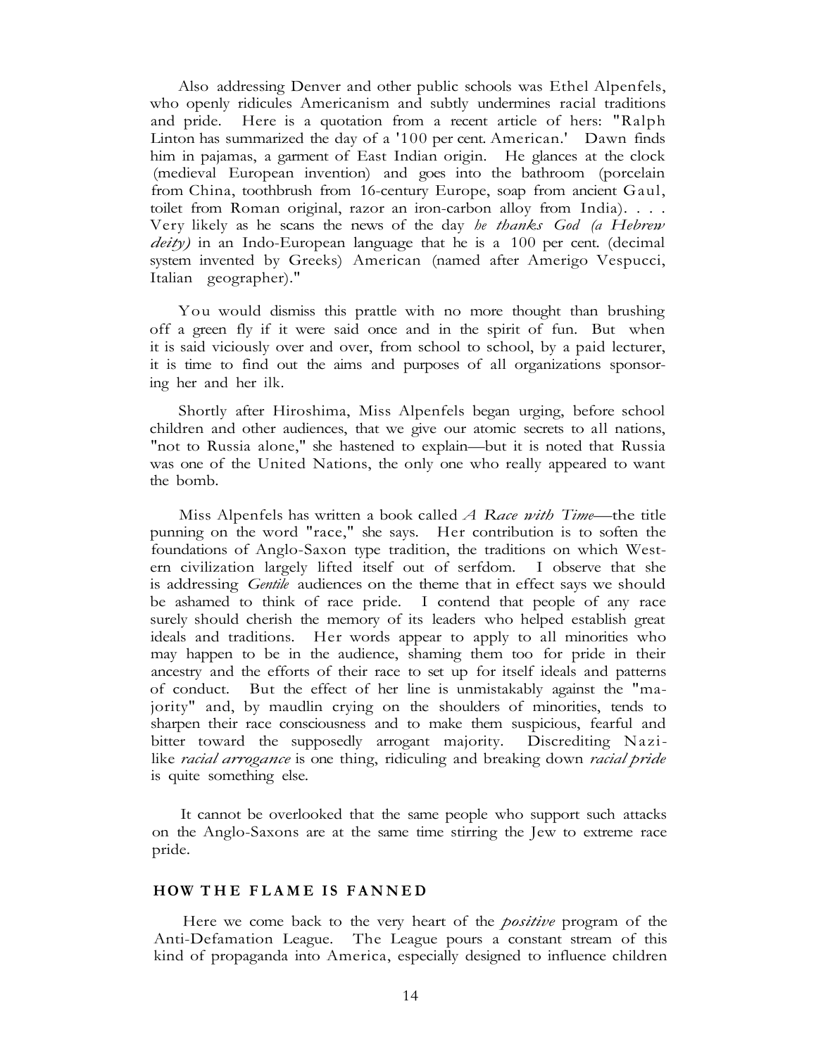Also addressing Denver and other public schools was Ethel Alpenfels, who openly ridicules Americanism and subtly undermines racial traditions and pride. Here is a quotation from a recent article of hers: "Ralph Linton has summarized the day of a '100 per cent. American.' Dawn finds him in pajamas, a garment of East Indian origin. He glances at the clock (medieval European invention) and goes into the bathroom (porcelain from China, toothbrush from 16-century Europe, soap from ancient Gaul, toilet from Roman original, razor an iron-carbon alloy from India). . . . Very likely as he scans the news of the day *he thanks God (a Hebrew deity)* in an Indo-European language that he is a 100 per cent. (decimal system invented by Greeks) American (named after Amerigo Vespucci, Italian geographer)."

You would dismiss this prattle with no more thought than brushing off a green fly if it were said once and in the spirit of fun. But when it is said viciously over and over, from school to school, by a paid lecturer, it is time to find out the aims and purposes of all organizations sponsoring her and her ilk.

Shortly after Hiroshima, Miss Alpenfels began urging, before school children and other audiences, that we give our atomic secrets to all nations, "not to Russia alone," she hastened to explain—but it is noted that Russia was one of the United Nations, the only one who really appeared to want the bomb.

Miss Alpenfels has written a book called *A Race with Time*—the title punning on the word "race," she says. Her contribution is to soften the foundations of Anglo-Saxon type tradition, the traditions on which Western civilization largely lifted itself out of serfdom. I observe that she is addressing *Gentile* audiences on the theme that in effect says we should be ashamed to think of race pride. I contend that people of any race surely should cherish the memory of its leaders who helped establish great ideals and traditions. Her words appear to apply to all minorities who may happen to be in the audience, shaming them too for pride in their ancestry and the efforts of their race to set up for itself ideals and patterns of conduct. But the effect of her line is unmistakably against the "majority" and, by maudlin crying on the shoulders of minorities, tends to sharpen their race consciousness and to make them suspicious, fearful and bitter toward the supposedly arrogant majority. Discrediting Nazi-like *racial arrogance* is one thing, ridiculing and breaking down *racial pride* is quite something else.

It cannot be overlooked that the same people who support such attacks on the Anglo-Saxons are at the same time stirring the Jew to extreme race pride.

## HOW THE FLAME IS FANNED

Here we come back to the very heart of the *positive* program of the Anti-Defamation League. The League pours a constant stream of this kind of propaganda into America, especially designed to influence children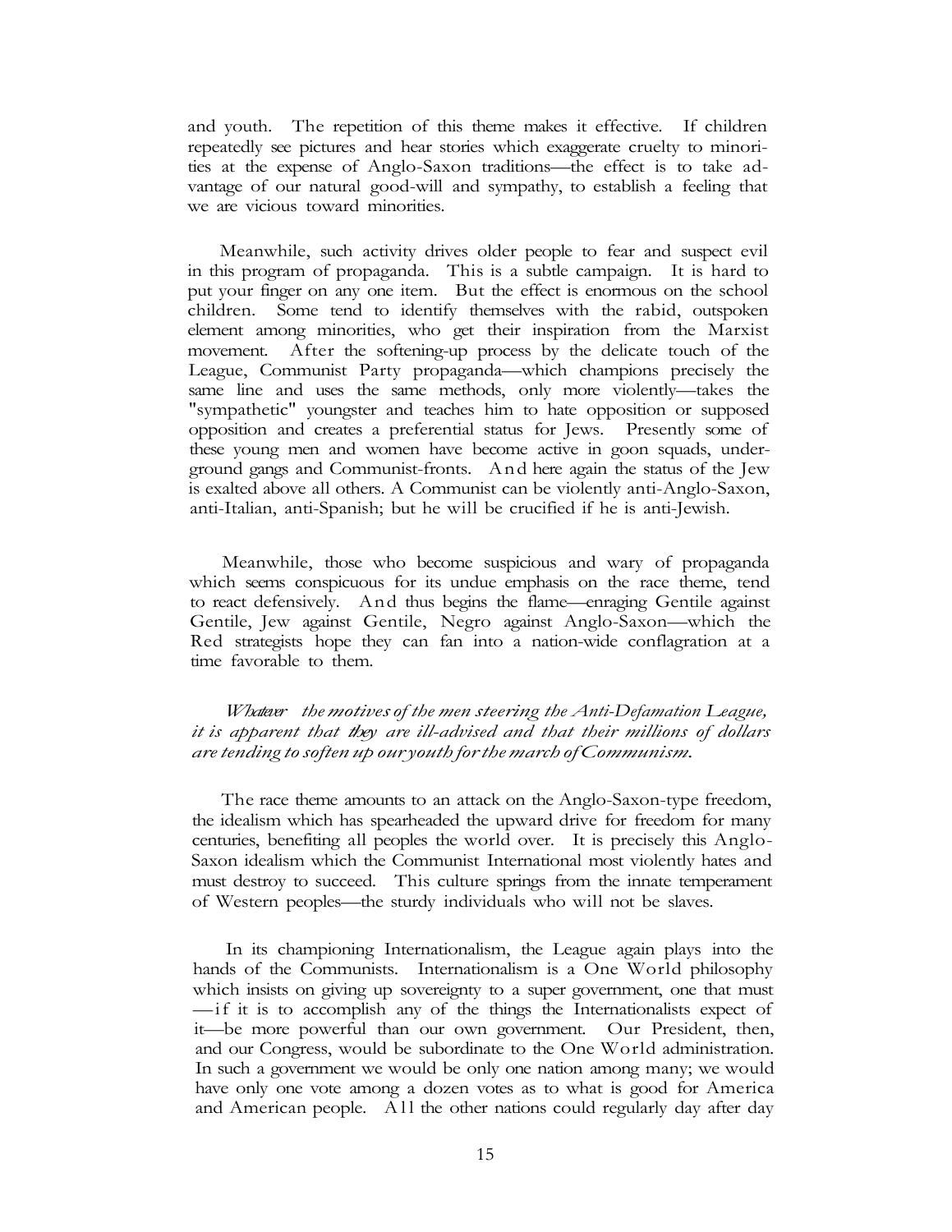and youth. The repetition of this theme makes it effective. If children repeatedly see pictures and hear stories which exaggerate cruelty to minorities at the expense of Anglo-Saxon traditions—the effect is to take advantage of our natural good-will and sympathy, to establish a feeling that we are vicious toward minorities.

Meanwhile, such activity drives older people to fear and suspect evil in this program of propaganda. This is a subtle campaign. It is hard to put your finger on any one item. But the effect is enormous on the school children. Some tend to identify themselves with the rabid, outspoken element among minorities, who get their inspiration from the Marxist movement. After the softening-up process by the delicate touch of the League, Communist Party propaganda—which champions precisely the same line and uses the same methods, only more violently—takes the "sympathetic" youngster and teaches him to hate opposition or supposed opposition and creates a preferential status for Jews. Presently some of these young men and women have become active in goon squads, underground gangs and Communist-fronts. And here again the status of the Jew is exalted above all others. A Communist can be violently anti-Anglo-Saxon, anti-Italian, anti-Spanish; but he will be crucified if he is anti-Jewish.

Meanwhile, those who become suspicious and wary of propaganda which seems conspicuous for its undue emphasis on the race theme, tend to react defensively. And thus begins the flame—enraging Gentile against Gentile, Jew against Gentile, Negro against Anglo-Saxon—which the Red strategists hope they can fan into a nation-wide conflagration at a time favorable to them.

*Whatever the motives of the men steering the Anti-Defamation League, it is apparent that they are ill-advised and that their millions of dollars are tending to soften up our youth for the march of Communism.*

The race theme amounts to an attack on the Anglo-Saxon-type freedom, the idealism which has spearheaded the upward drive for freedom for many centuries, benefiting all peoples the world over. It is precisely this Anglo-Saxon idealism which the Communist International most violently hates and must destroy to succeed. This culture springs from the innate temperament of Western peoples—the sturdy individuals who will not be slaves.

In its championing Internationalism, the League again plays into the hands of the Communists. Internationalism is a One World philosophy which insists on giving up sovereignty to a super government, one that must —if it is to accomplish any of the things the Internationalists expect of it—be more powerful than our own government. Our President, then, and our Congress, would be subordinate to the One World administration. In such a government we would be only one nation among many; we would have only one vote among a dozen votes as to what is good for America and American people. All the other nations could regularly day after day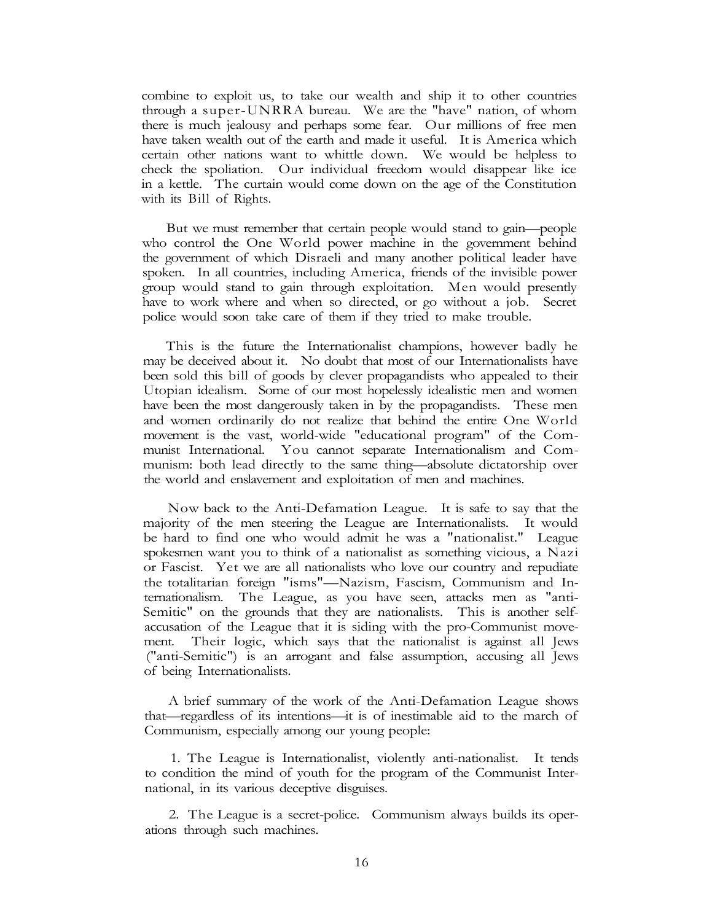combine to exploit us, to take our wealth and ship it to other countries through a super-UNRRA bureau. We are the "have" nation, of whom there is much jealousy and perhaps some fear. Our millions of free men have taken wealth out of the earth and made it useful. It is America which certain other nations want to whittle down. We would be helpless to check the spoliation. Our individual freedom would disappear like ice in a kettle. The curtain would come down on the age of the Constitution with its Bill of Rights.

But we must remember that certain people would stand to gain—people who control the One World power machine in the government behind the government of which Disraeli and many another political leader have spoken. In all countries, including America, friends of the invisible power group would stand to gain through exploitation. Men would presently have to work where and when so directed, or go without a job. Secret police would soon take care of them if they tried to make trouble.

This is the future the Internationalist champions, however badly he may be deceived about it. No doubt that most of our Internationalists have been sold this bill of goods by clever propagandists who appealed to their Utopian idealism. Some of our most hopelessly idealistic men and women have been the most dangerously taken in by the propagandists. These men and women ordinarily do not realize that behind the entire One World movement is the vast, world-wide "educational program" of the Communist International. You cannot separate Internationalism and Communism: both lead directly to the same thing—absolute dictatorship over the world and enslavement and exploitation of men and machines.

Now back to the Anti-Defamation League. It is safe to say that the majority of the men steering the League are Internationalists. It would be hard to find one who would admit he was a "nationalist." League spokesmen want you to think of a nationalist as something vicious, a Nazi or Fascist. Yet we are all nationalists who love our country and repudiate the totalitarian foreign "isms"—Nazism, Fascism, Communism and Internationalism. The League, as you have seen, attacks men as "anti-Semitic" on the grounds that they are nationalists. This is another self-accusation of the League that it is siding with the pro-Communist movement. Their logic, which says that the nationalist is against all Jews ("anti-Semitic") is an arrogant and false assumption, accusing all Jews of being Internationalists.

A brief summary of the work of the Anti-Defamation League shows that—regardless of its intentions—it is of inestimable aid to the march of Communism, especially among our young people:

1. The League is Internationalist, violently anti-nationalist. It tends to condition the mind of youth for the program of the Communist International, in its various deceptive disguises.

2. The League is a secret-police. Communism always builds its operations through such machines.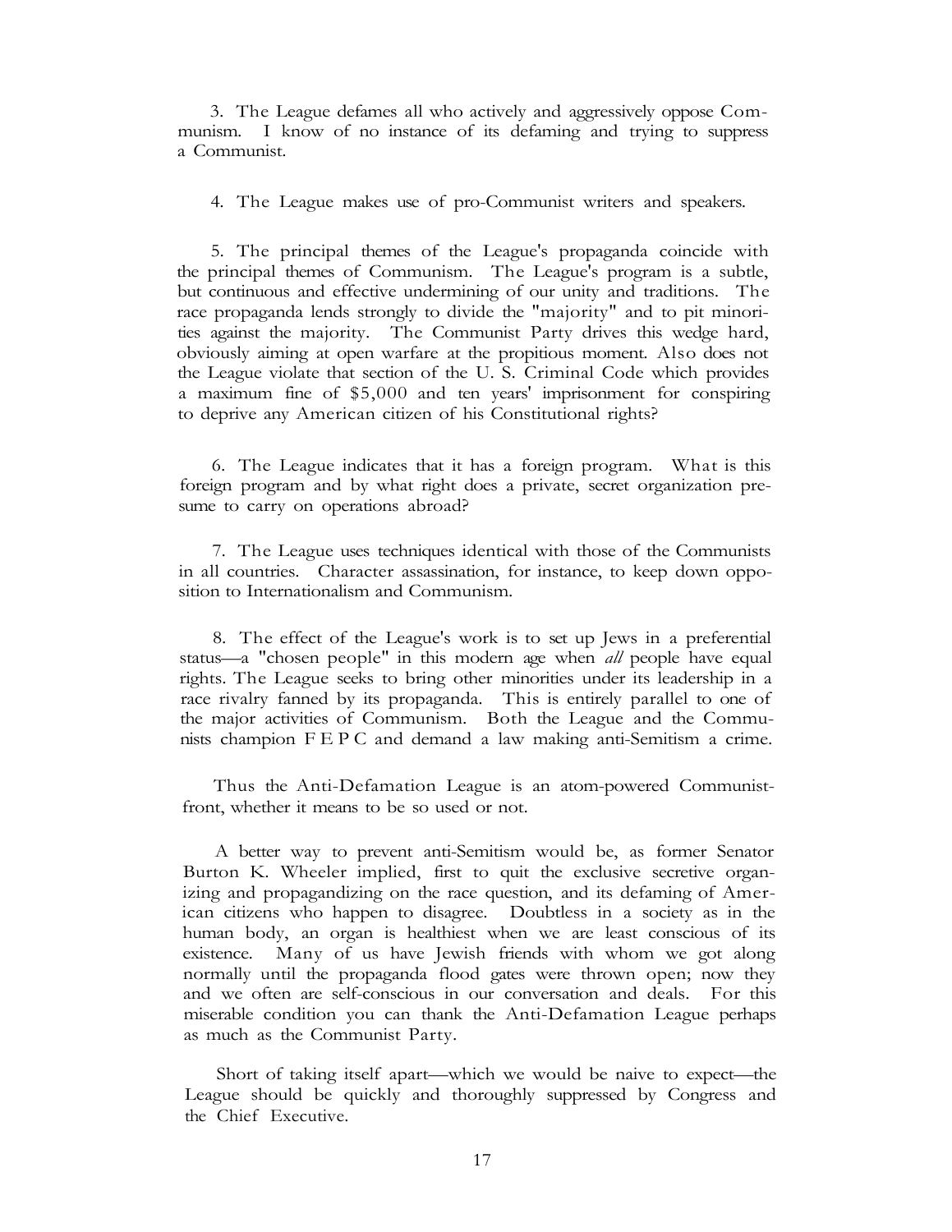3. The League defames all who actively and aggressively oppose Communism. I know of no instance of its defaming and trying to suppress a Communist.

4. The League makes use of pro-Communist writers and speakers.

5. The principal themes of the League's propaganda coincide with the principal themes of Communism. The League's program is a subtle, but continuous and effective undermining of our unity and traditions. The race propaganda lends strongly to divide the "majority" and to pit minorities against the majority. The Communist Party drives this wedge hard, obviously aiming at open warfare at the propitious moment. Also does not the League violate that section of the U. S. Criminal Code which provides a maximum fine of $5,000 and ten years' imprisonment for conspiring to deprive any American citizen of his Constitutional rights?

6. The League indicates that it has a foreign program. What is this foreign program and by what right does a private, secret organization presume to carry on operations abroad?

7. The League uses techniques identical with those of the Communists in all countries. Character assassination, for instance, to keep down opposition to Internationalism and Communism.

8. The effect of the League's work is to set up Jews in a preferential status—a "chosen people" in this modern age when *all* people have equal rights. The League seeks to bring other minorities under its leadership in a race rivalry fanned by its propaganda. This is entirely parallel to one of the major activities of Communism. Both the League and the Communists champion F E P C and demand a law making anti-Semitism a crime.

Thus the Anti-Defamation League is an atom-powered Communist-front, whether it means to be so used or not.

A better way to prevent anti-Semitism would be, as former Senator Burton K. Wheeler implied, first to quit the exclusive secretive organizing and propagandizing on the race question, and its defaming of American citizens who happen to disagree. Doubtless in a society as in the human body, an organ is healthiest when we are least conscious of its existence. Many of us have Jewish friends with whom we got along normally until the propaganda flood gates were thrown open; now they and we often are self-conscious in our conversation and deals. For this miserable condition you can thank the Anti-Defamation League perhaps as much as the Communist Party.

Short of taking itself apart—which we would be naive to expect—the League should be quickly and thoroughly suppressed by Congress and the Chief Executive.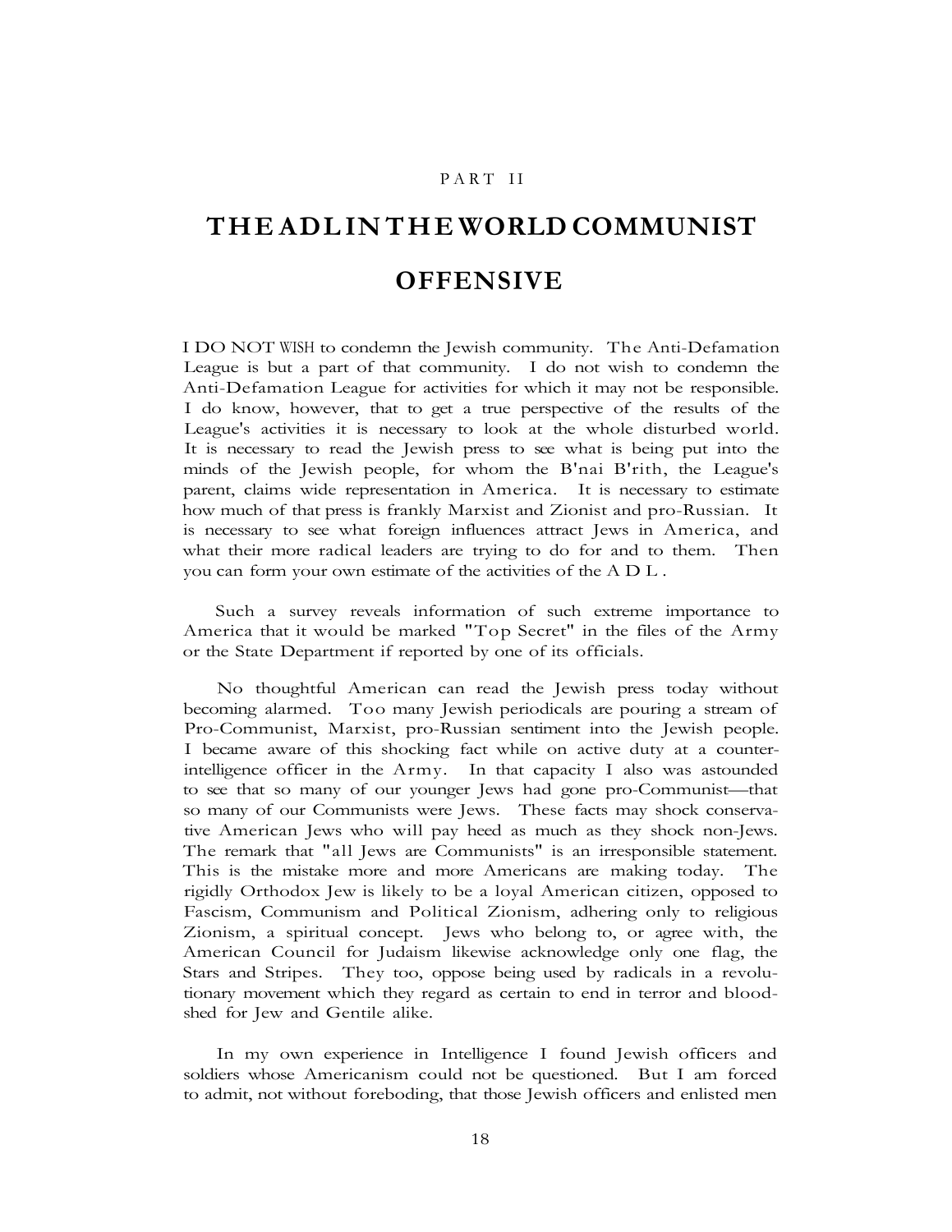PART II

# THE ADL IN THE WORLD COMMUNIST OFFENSIVE

I DO NOT WISH to condemn the Jewish community. The Anti-Defamation League is but a part of that community. I do not wish to condemn the Anti-Defamation League for activities for which it may not be responsible. I do know, however, that to get a true perspective of the results of the League's activities it is necessary to look at the whole disturbed world. It is necessary to read the Jewish press to see what is being put into the minds of the Jewish people, for whom the B'nai B'rith, the League's parent, claims wide representation in America. It is necessary to estimate how much of that press is frankly Marxist and Zionist and pro-Russian. It is necessary to see what foreign influences attract Jews in America, and what their more radical leaders are trying to do for and to them. Then you can form your own estimate of the activities of the A D L .

Such a survey reveals information of such extreme importance to America that it would be marked "Top Secret" in the files of the Army or the State Department if reported by one of its officials.

No thoughtful American can read the Jewish press today without becoming alarmed. Too many Jewish periodicals are pouring a stream of Pro-Communist, Marxist, pro-Russian sentiment into the Jewish people. I became aware of this shocking fact while on active duty at a counter-intelligence officer in the Army. In that capacity I also was astounded to see that so many of our younger Jews had gone pro-Communist—that so many of our Communists were Jews. These facts may shock conservative American Jews who will pay heed as much as they shock non-Jews. The remark that "all Jews are Communists" is an irresponsible statement. This is the mistake more and more Americans are making today. The rigidly Orthodox Jew is likely to be a loyal American citizen, opposed to Fascism, Communism and Political Zionism, adhering only to religious Zionism, a spiritual concept. Jews who belong to, or agree with, the American Council for Judaism likewise acknowledge only one flag, the Stars and Stripes. They too, oppose being used by radicals in a revolutionary movement which they regard as certain to end in terror and bloodshed for Jew and Gentile alike.

In my own experience in Intelligence I found Jewish officers and soldiers whose Americanism could not be questioned. But I am forced to admit, not without foreboding, that those Jewish officers and enlisted men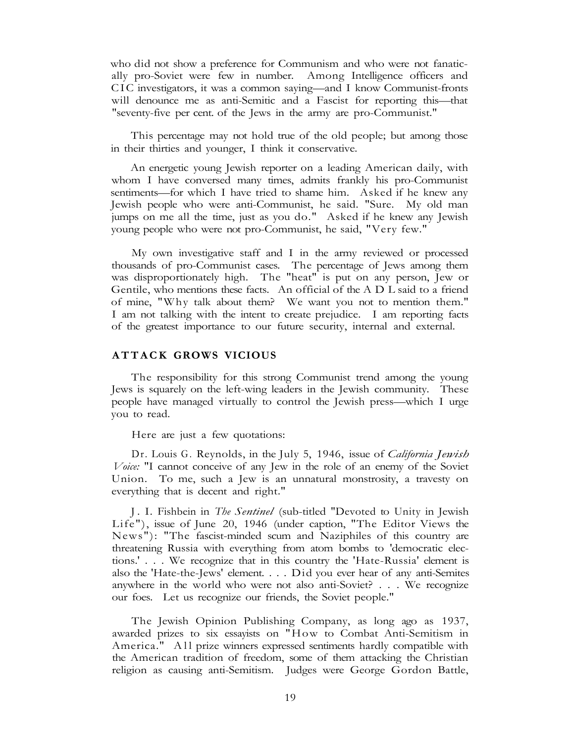who did not show a preference for Communism and who were not fanatically pro-Soviet were few in number. Among Intelligence officers and CIC investigators, it was a common saying—and I know Communist-fronts will denounce me as anti-Semitic and a Fascist for reporting this—that "seventy-five per cent. of the Jews in the army are pro-Communist."

This percentage may not hold true of the old people; but among those in their thirties and younger, I think it conservative.

An energetic young Jewish reporter on a leading American daily, with whom I have conversed many times, admits frankly his pro-Communist sentiments—for which I have tried to shame him. Asked if he knew any Jewish people who were anti-Communist, he said. "Sure. My old man jumps on me all the time, just as you do." Asked if he knew any Jewish young people who were not pro-Communist, he said, "Very few."

My own investigative staff and I in the army reviewed or processed thousands of pro-Communist cases. The percentage of Jews among them was disproportionately high. The "heat" is put on any person, Jew or Gentile, who mentions these facts. An official of the A D L said to a friend of mine, "Why talk about them? We want you not to mention them." I am not talking with the intent to create prejudice. I am reporting facts of the greatest importance to our future security, internal and external.

## ATTACK GROWS VICIOUS

The responsibility for this strong Communist trend among the young Jews is squarely on the left-wing leaders in the Jewish community. These people have managed virtually to control the Jewish press—which I urge you to read.

Here are just a few quotations:

Dr. Louis G. Reynolds, in the July 5, 1946, issue of *California Jewish Voice:* "I cannot conceive of any Jew in the role of an enemy of the Soviet Union. To me, such a Jew is an unnatural monstrosity, a travesty on everything that is decent and right."

J. I. Fishbein in *The Sentinel* (sub-titled "Devoted to Unity in Jewish Life"), issue of June 20, 1946 (under caption, "The Editor Views the News"): "The fascist-minded scum and Naziphiles of this country are threatening Russia with everything from atom bombs to 'democratic elections.' . . . We recognize that in this country the 'Hate-Russia' element is also the 'Hate-the-Jews' element. . . . Did you ever hear of any anti-Semites anywhere in the world who were not also anti-Soviet? . . . We recognize our foes. Let us recognize our friends, the Soviet people."

The Jewish Opinion Publishing Company, as long ago as 1937, awarded prizes to six essayists on "How to Combat Anti-Semitism in America." All prize winners expressed sentiments hardly compatible with the American tradition of freedom, some of them attacking the Christian religion as causing anti-Semitism. Judges were George Gordon Battle,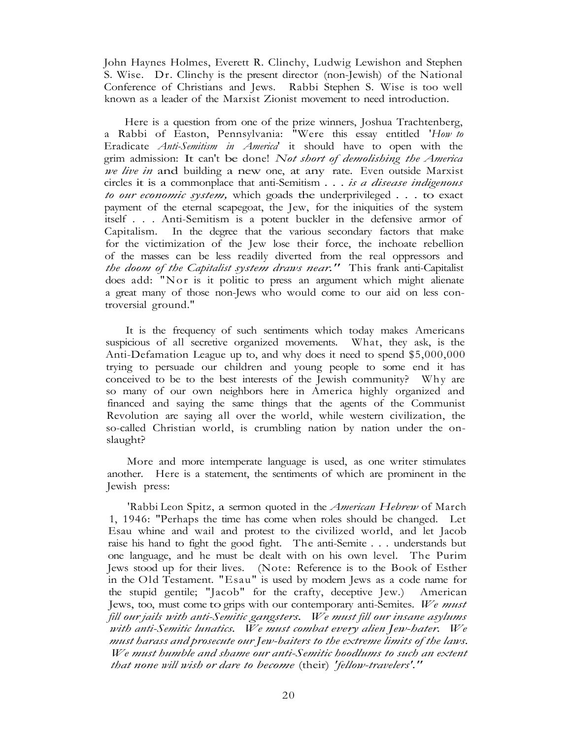John Haynes Holmes, Everett R. Clinchy, Ludwig Lewishon and Stephen S. Wise. Dr. Clinchy is the present director (non-Jewish) of the National Conference of Christians and Jews. Rabbi Stephen S. Wise is too well known as a leader of the Marxist Zionist movement to need introduction.

Here is a question from one of the prize winners, Joshua Trachtenberg, a Rabbi of Easton, Pennsylvania: "Were this essay entitled '*How to* Eradicate *Anti-Semitism in America*' it should have to open with the grim admission: It can't be done! *Not short of demolishing the America we live in* and building a new one, at any rate. Even outside Marxist circles it is a commonplace that anti-Semitism . . . *is a disease indigenous to our economic system,* which goads the underprivileged . . . to exact payment of the eternal scapegoat, the Jew, for the iniquities of the system itself . . . Anti-Semitism is a potent buckler in the defensive armor of Capitalism. In the degree that the various secondary factors that make for the victimization of the Jew lose their force, the inchoate rebellion of the masses can be less readily diverted from the real oppressors and *the doom of the Capitalist system draws near.*" This frank anti-Capitalist does add: "Nor is it politic to press an argument which might alienate a great many of those non-Jews who would come to our aid on less controversial ground."

It is the frequency of such sentiments which today makes Americans suspicious of all secretive organized movements. What, they ask, is the Anti-Defamation League up to, and why does it need to spend $5,000,000 trying to persuade our children and young people to some end it has conceived to be to the best interests of the Jewish community? Why are so many of our own neighbors here in America highly organized and financed and saying the same things that the agents of the Communist Revolution are saying all over the world, while western civilization, the so-called Christian world, is crumbling nation by nation under the onslaught?

More and more intemperate language is used, as one writer stimulates another. Here is a statement, the sentiments of which are prominent in the Jewish press:

'Rabbi Leon Spitz, a sermon quoted in the *American Hebrew* of March 1, 1946: "Perhaps the time has come when roles should be changed. Let Esau whine and wail and protest to the civilized world, and let Jacob raise his hand to fight the good fight. The anti-Semite . . . understands but one language, and he must be dealt with on his own level. The Purim Jews stood up for their lives. (Note: Reference is to the Book of Esther in the Old Testament. "Esau" is used by modern Jews as a code name for the stupid gentile; "Jacob" for the crafty, deceptive Jew.) American Jews, too, must come to grips with our contemporary anti-Semites. *We must fill our jails with anti-Semitic gangsters. We must fill our insane asylums with anti-Semitic lunatics. We must combat every alien Jew-hater. We must harass and prosecute our Jew-baiters to the extreme limits of the laws. We must humble and shame our anti-Semitic hoodlums to such an extent that none will wish or dare to become* (their) *'fellow-travelers'.*"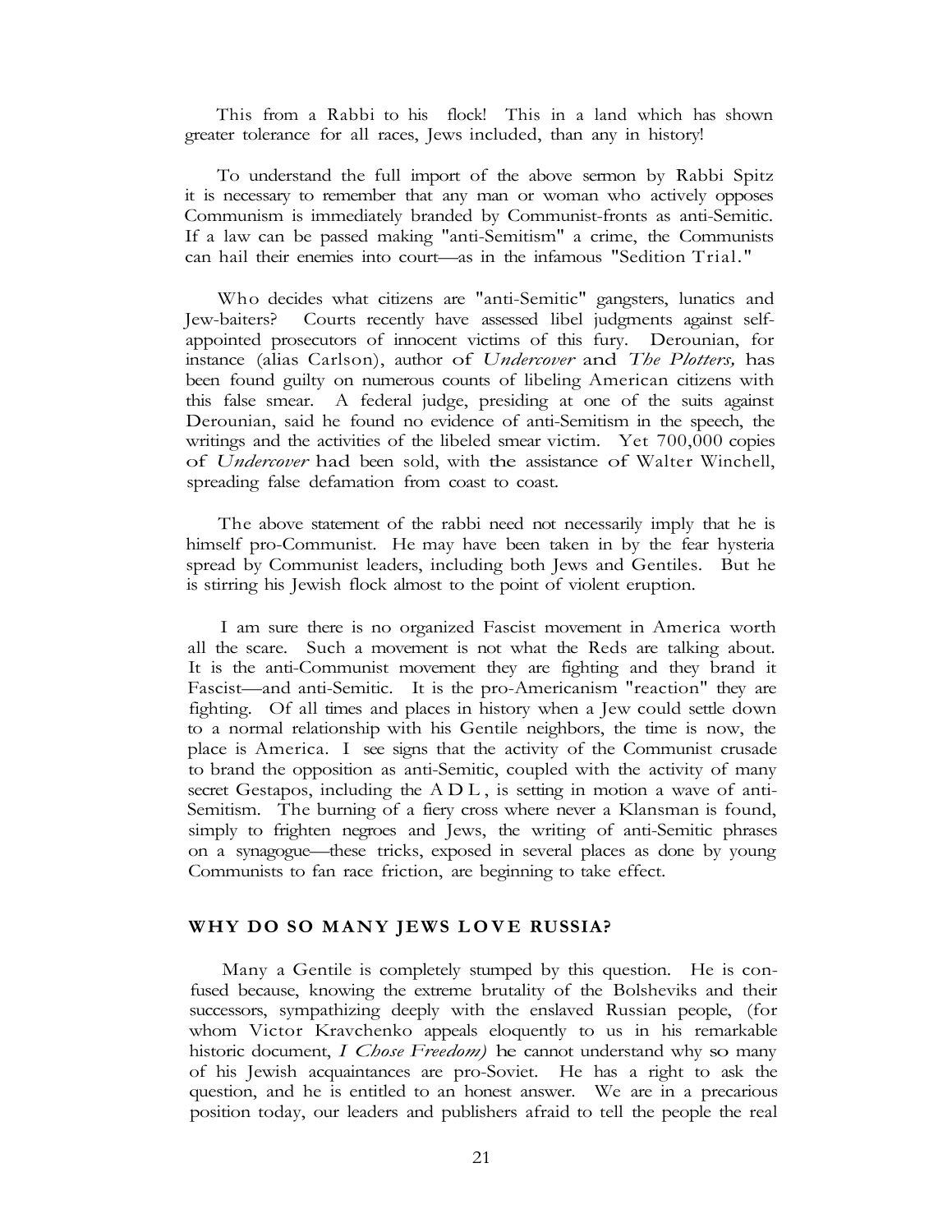This from a Rabbi to his flock! This in a land which has shown greater tolerance for all races, Jews included, than any in history!

To understand the full import of the above sermon by Rabbi Spitz it is necessary to remember that any man or woman who actively opposes Communism is immediately branded by Communist-fronts as anti-Semitic. If a law can be passed making "anti-Semitism" a crime, the Communists can hail their enemies into court—as in the infamous "Sedition Trial."

Who decides what citizens are "anti-Semitic" gangsters, lunatics and Jew-baiters? Courts recently have assessed libel judgments against self-appointed prosecutors of innocent victims of this fury. Derounian, for instance (alias Carlson), author of *Undercover* and *The Plotters,* has been found guilty on numerous counts of libeling American citizens with this false smear. A federal judge, presiding at one of the suits against Derounian, said he found no evidence of anti-Semitism in the speech, the writings and the activities of the libeled smear victim. Yet 700,000 copies of *Undercover* had been sold, with the assistance of Walter Winchell, spreading false defamation from coast to coast.

The above statement of the rabbi need not necessarily imply that he is himself pro-Communist. He may have been taken in by the fear hysteria spread by Communist leaders, including both Jews and Gentiles. But he is stirring his Jewish flock almost to the point of violent eruption.

I am sure there is no organized Fascist movement in America worth all the scare. Such a movement is not what the Reds are talking about. It is the anti-Communist movement they are fighting and they brand it Fascist—and anti-Semitic. It is the pro-Americanism "reaction" they are fighting. Of all times and places in history when a Jew could settle down to a normal relationship with his Gentile neighbors, the time is now, the place is America. I see signs that the activity of the Communist crusade to brand the opposition as anti-Semitic, coupled with the activity of many secret Gestapos, including the A D L, is setting in motion a wave of anti-Semitism. The burning of a fiery cross where never a Klansman is found, simply to frighten negroes and Jews, the writing of anti-Semitic phrases on a synagogue—these tricks, exposed in several places as done by young Communists to fan race friction, are beginning to take effect.

## WHY DO SO MANY JEWS LOVE RUSSIA?

Many a Gentile is completely stumped by this question. He is confused because, knowing the extreme brutality of the Bolsheviks and their successors, sympathizing deeply with the enslaved Russian people, (for whom Victor Kravchenko appeals eloquently to us in his remarkable historic document, *I Chose Freedom)* he cannot understand why so many of his Jewish acquaintances are pro-Soviet. He has a right to ask the question, and he is entitled to an honest answer. We are in a precarious position today, our leaders and publishers afraid to tell the people the real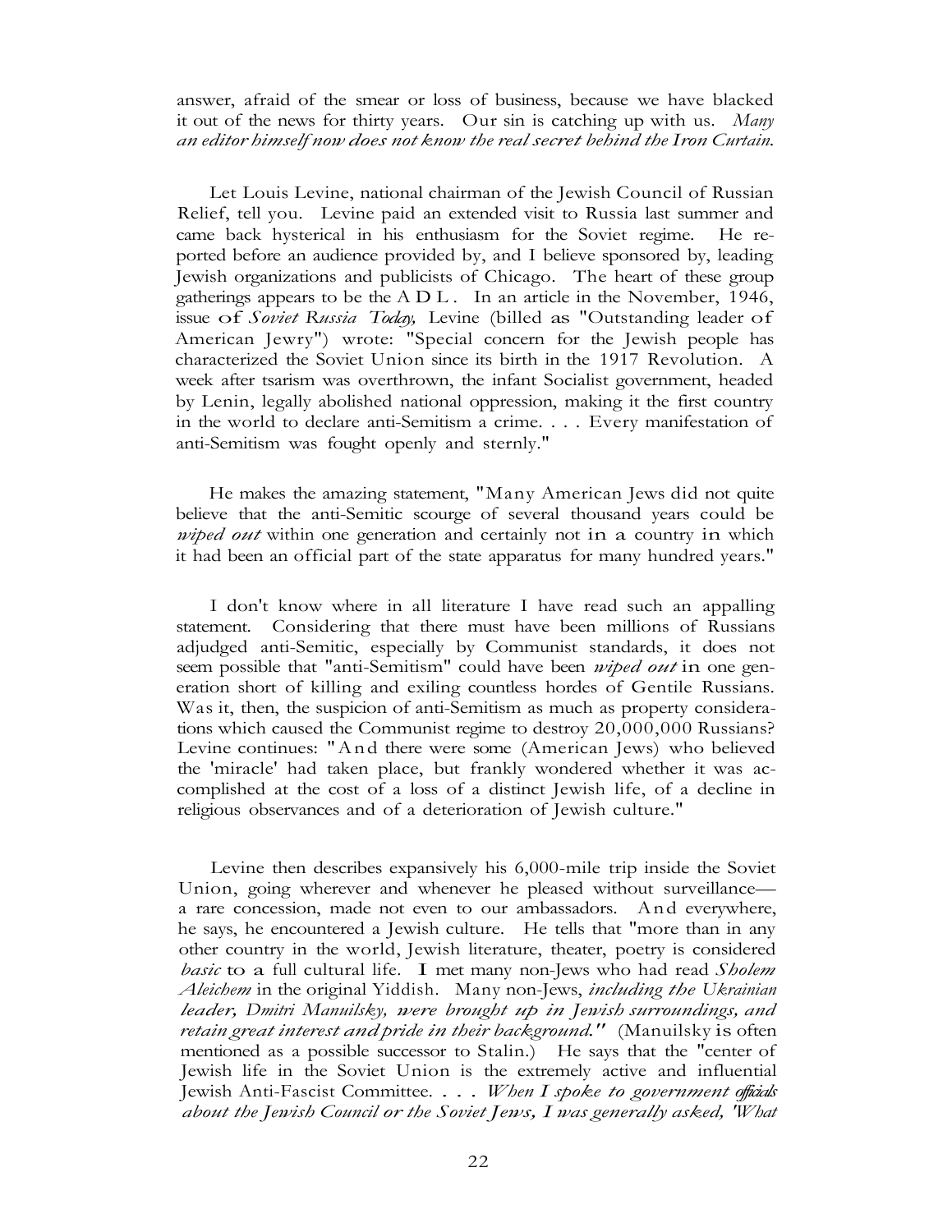answer, afraid of the smear or loss of business, because we have blacked it out of the news for thirty years. Our sin is catching up with us. *Many an editor himself now does not know the real secret behind the Iron Curtain.*

Let Louis Levine, national chairman of the Jewish Council of Russian Relief, tell you. Levine paid an extended visit to Russia last summer and came back hysterical in his enthusiasm for the Soviet regime. He reported before an audience provided by, and I believe sponsored by, leading Jewish organizations and publicists of Chicago. The heart of these group gatherings appears to be the A D L. In an article in the November, 1946, issue of *Soviet Russia Today,* Levine (billed as "Outstanding leader of American Jewry") wrote: "Special concern for the Jewish people has characterized the Soviet Union since its birth in the 1917 Revolution. A week after tsarism was overthrown, the infant Socialist government, headed by Lenin, legally abolished national oppression, making it the first country in the world to declare anti-Semitism a crime. . . . Every manifestation of anti-Semitism was fought openly and sternly."

He makes the amazing statement, "Many American Jews did not quite believe that the anti-Semitic scourge of several thousand years could be *wiped out* within one generation and certainly not in a country in which it had been an official part of the state apparatus for many hundred years."

I don't know where in all literature I have read such an appalling statement. Considering that there must have been millions of Russians adjudged anti-Semitic, especially by Communist standards, it does not seem possible that "anti-Semitism" could have been *wiped out* in one generation short of killing and exiling countless hordes of Gentile Russians. Was it, then, the suspicion of anti-Semitism as much as property considerations which caused the Communist regime to destroy 20,000,000 Russians? Levine continues: "And there were some (American Jews) who believed the 'miracle' had taken place, but frankly wondered whether it was accomplished at the cost of a loss of a distinct Jewish life, of a decline in religious observances and of a deterioration of Jewish culture."

Levine then describes expansively his 6,000-mile trip inside the Soviet Union, going wherever and whenever he pleased without surveillance—a rare concession, made not even to our ambassadors. And everywhere, he says, he encountered a Jewish culture. He tells that "more than in any other country in the world, Jewish literature, theater, poetry is considered *basic* to a full cultural life. I met many non-Jews who had read *Sholem Aleichem* in the original Yiddish. Many non-Jews, *including the Ukrainian leader, Dmitri Manuilsky, were brought up in Jewish surroundings, and retain great interest and pride in their background."* (Manuilsky is often mentioned as a possible successor to Stalin.) He says that the "center of Jewish life in the Soviet Union is the extremely active and influential Jewish Anti-Fascist Committee. . . . *When I spoke to government officials about the Jewish Council or the Soviet Jews, I was generally asked, 'What*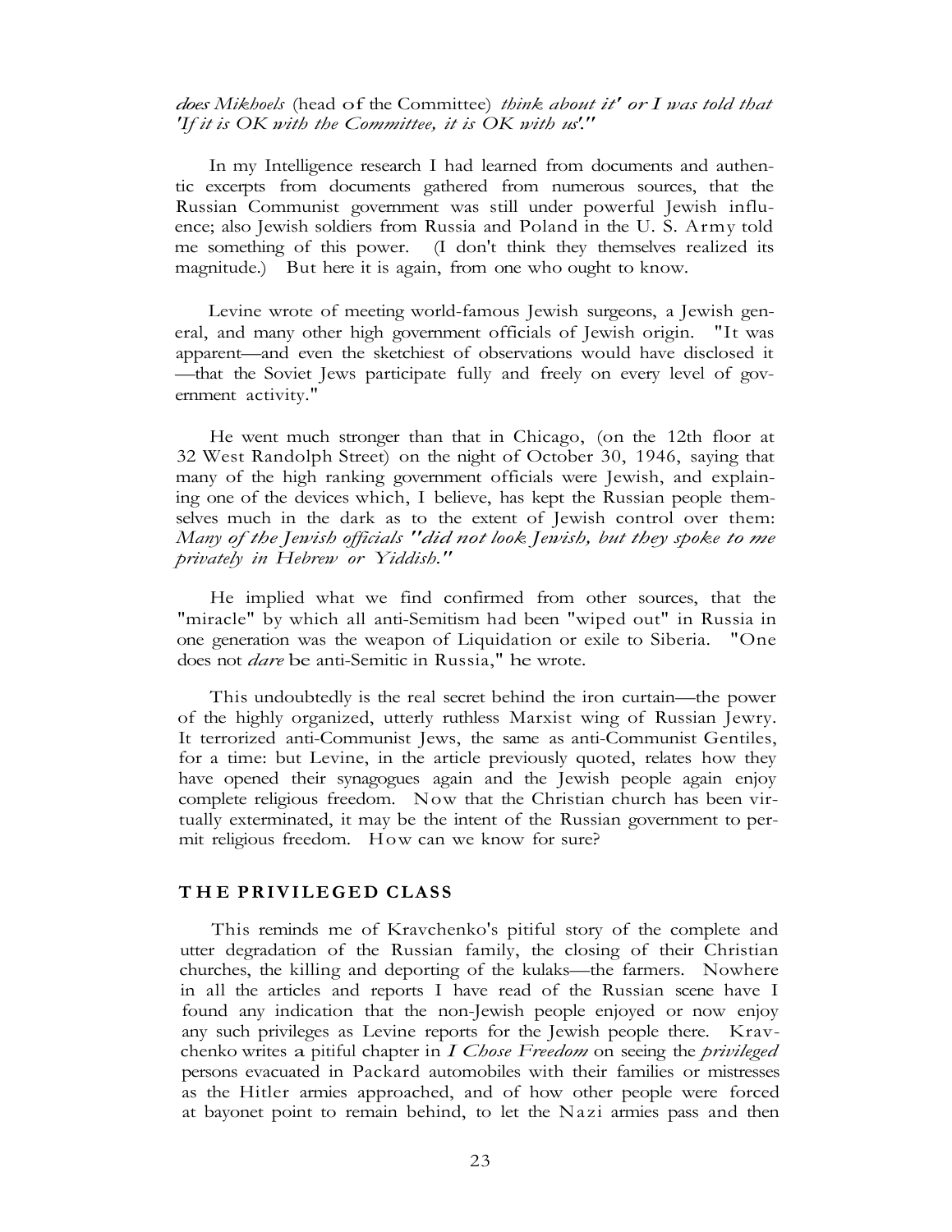*does Mikhoels* (head of the Committee) *think about it' or I was told that 'If it is OK with the Committee, it is OK with us'."*

In my Intelligence research I had learned from documents and authentic excerpts from documents gathered from numerous sources, that the Russian Communist government was still under powerful Jewish influence; also Jewish soldiers from Russia and Poland in the U. S. Army told me something of this power. (I don't think they themselves realized its magnitude.) But here it is again, from one who ought to know.

Levine wrote of meeting world-famous Jewish surgeons, a Jewish general, and many other high government officials of Jewish origin. "It was apparent—and even the sketchiest of observations would have disclosed it—that the Soviet Jews participate fully and freely on every level of government activity."

He went much stronger than that in Chicago, (on the 12th floor at 32 West Randolph Street) on the night of October 30, 1946, saying that many of the high ranking government officials were Jewish, and explaining one of the devices which, I believe, has kept the Russian people themselves much in the dark as to the extent of Jewish control over them: *Many of the Jewish officials "did not look Jewish, but they spoke to me privately in Hebrew or Yiddish."*

He implied what we find confirmed from other sources, that the "miracle" by which all anti-Semitism had been "wiped out" in Russia in one generation was the weapon of Liquidation or exile to Siberia. "One does not *dare* be anti-Semitic in Russia," he wrote.

This undoubtedly is the real secret behind the iron curtain—the power of the highly organized, utterly ruthless Marxist wing of Russian Jewry. It terrorized anti-Communist Jews, the same as anti-Communist Gentiles, for a time: but Levine, in the article previously quoted, relates how they have opened their synagogues again and the Jewish people again enjoy complete religious freedom. Now that the Christian church has been virtually exterminated, it may be the intent of the Russian government to permit religious freedom. How can we know for sure?

## THE PRIVILEGED CLASS

This reminds me of Kravchenko's pitiful story of the complete and utter degradation of the Russian family, the closing of their Christian churches, the killing and deporting of the kulaks—the farmers. Nowhere in all the articles and reports I have read of the Russian scene have I found any indication that the non-Jewish people enjoyed or now enjoy any such privileges as Levine reports for the Jewish people there. Kravchenko writes a pitiful chapter in *I Chose Freedom* on seeing the *privileged* persons evacuated in Packard automobiles with their families or mistresses as the Hitler armies approached, and of how other people were forced at bayonet point to remain behind, to let the Nazi armies pass and then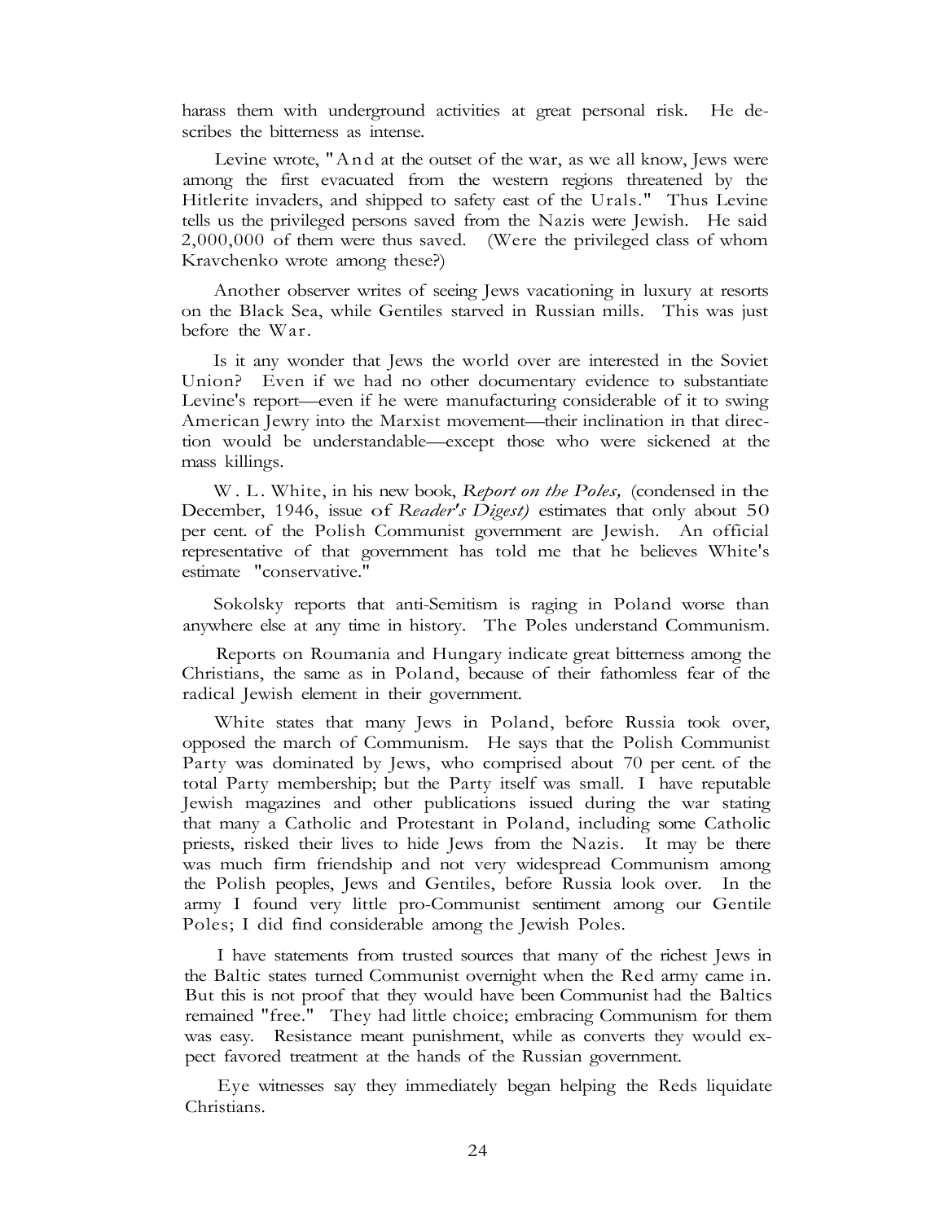harass them with underground activities at great personal risk. He describes the bitterness as intense.

Levine wrote, "And at the outset of the war, as we all know, Jews were among the first evacuated from the western regions threatened by the Hitlerite invaders, and shipped to safety east of the Urals." Thus Levine tells us the privileged persons saved from the Nazis were Jewish. He said 2,000,000 of them were thus saved. (Were the privileged class of whom Kravchenko wrote among these?)

Another observer writes of seeing Jews vacationing in luxury at resorts on the Black Sea, while Gentiles starved in Russian mills. This was just before the War.

Is it any wonder that Jews the world over are interested in the Soviet Union? Even if we had no other documentary evidence to substantiate Levine's report—even if he were manufacturing considerable of it to swing American Jewry into the Marxist movement—their inclination in that direction would be understandable—except those who were sickened at the mass killings.

W. L. White, in his new book, *Report on the Poles,* (condensed in the December, 1946, issue of *Reader's Digest)* estimates that only about 50 per cent. of the Polish Communist government are Jewish. An official representative of that government has told me that he believes White's estimate "conservative."

Sokolsky reports that anti-Semitism is raging in Poland worse than anywhere else at any time in history. The Poles understand Communism.

Reports on Roumania and Hungary indicate great bitterness among the Christians, the same as in Poland, because of their fathomless fear of the radical Jewish element in their government.

White states that many Jews in Poland, before Russia took over, opposed the march of Communism. He says that the Polish Communist Party was dominated by Jews, who comprised about 70 per cent. of the total Party membership; but the Party itself was small. I have reputable Jewish magazines and other publications issued during the war stating that many a Catholic and Protestant in Poland, including some Catholic priests, risked their lives to hide Jews from the Nazis. It may be there was much firm friendship and not very widespread Communism among the Polish peoples, Jews and Gentiles, before Russia look over. In the army I found very little pro-Communist sentiment among our Gentile Poles; I did find considerable among the Jewish Poles.

I have statements from trusted sources that many of the richest Jews in the Baltic states turned Communist overnight when the Red army came in. But this is not proof that they would have been Communist had the Baltics remained "free." They had little choice; embracing Communism for them was easy. Resistance meant punishment, while as converts they would expect favored treatment at the hands of the Russian government.

Eye witnesses say they immediately began helping the Reds liquidate Christians.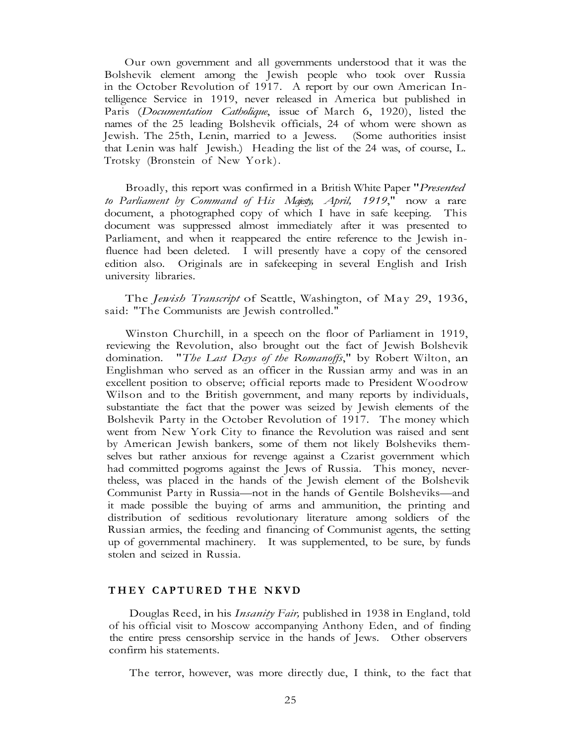Our own government and all governments understood that it was the Bolshevik element among the Jewish people who took over Russia in the October Revolution of 1917. A report by our own American Intelligence Service in 1919, never released in America but published in Paris (*Documentation Catholique*, issue of March 6, 1920), listed the names of the 25 leading Bolshevik officials, 24 of whom were shown as Jewish. The 25th, Lenin, married to a Jewess. (Some authorities insist that Lenin was half Jewish.) Heading the list of the 24 was, of course, L. Trotsky (Bronstein of New York).

Broadly, this report was confirmed in a British White Paper "*Presented to Parliament by Command of His Majesty, April, 1919*," now a rare document, a photographed copy of which I have in safe keeping. This document was suppressed almost immediately after it was presented to Parliament, and when it reappeared the entire reference to the Jewish influence had been deleted. I will presently have a copy of the censored edition also. Originals are in safekeeping in several English and Irish university libraries.

The *Jewish Transcript* of Seattle, Washington, of May 29, 1936, said: "The Communists are Jewish controlled."

Winston Churchill, in a speech on the floor of Parliament in 1919, reviewing the Revolution, also brought out the fact of Jewish Bolshevik domination. "*The Last Days of the Romanoffs*," by Robert Wilton, an Englishman who served as an officer in the Russian army and was in an excellent position to observe; official reports made to President Woodrow Wilson and to the British government, and many reports by individuals, substantiate the fact that the power was seized by Jewish elements of the Bolshevik Party in the October Revolution of 1917. The money which went from New York City to finance the Revolution was raised and sent by American Jewish bankers, some of them not likely Bolsheviks themselves but rather anxious for revenge against a Czarist government which had committed pogroms against the Jews of Russia. This money, nevertheless, was placed in the hands of the Jewish element of the Bolshevik Communist Party in Russia—not in the hands of Gentile Bolsheviks—and it made possible the buying of arms and ammunition, the printing and distribution of seditious revolutionary literature among soldiers of the Russian armies, the feeding and financing of Communist agents, the setting up of governmental machinery. It was supplemented, to be sure, by funds stolen and seized in Russia.

## THEY CAPTURED THE NKVD

Douglas Reed, in his *Insanity Fair,* published in 1938 in England, told of his official visit to Moscow accompanying Anthony Eden, and of finding the entire press censorship service in the hands of Jews. Other observers confirm his statements.

The terror, however, was more directly due, I think, to the fact that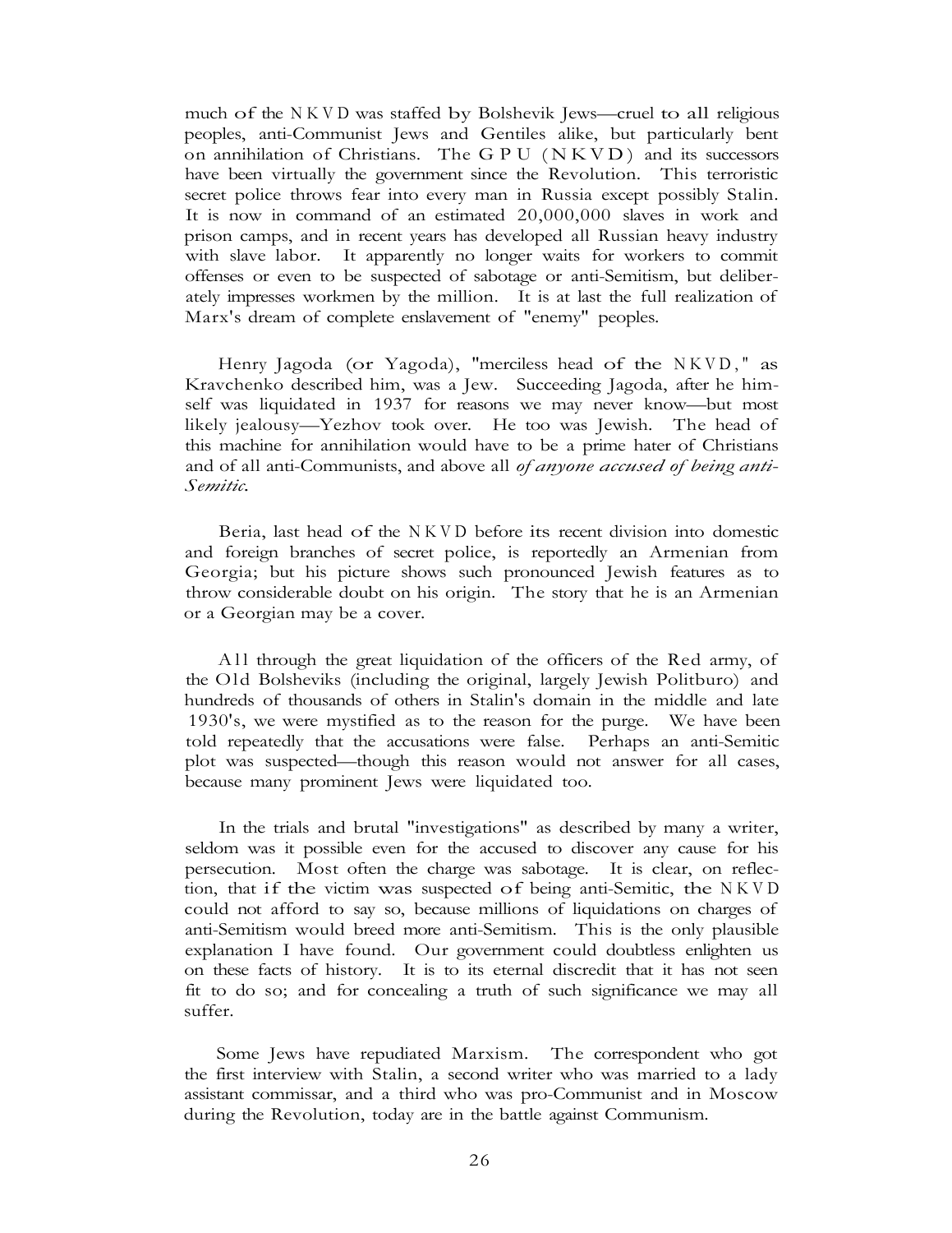much of the NKVD was staffed by Bolshevik Jews—cruel to all religious peoples, anti-Communist Jews and Gentiles alike, but particularly bent on annihilation of Christians. The GPU (NKVD) and its successors have been virtually the government since the Revolution. This terroristic secret police throws fear into every man in Russia except possibly Stalin. It is now in command of an estimated 20,000,000 slaves in work and prison camps, and in recent years has developed all Russian heavy industry with slave labor. It apparently no longer waits for workers to commit offenses or even to be suspected of sabotage or anti-Semitism, but deliberately impresses workmen by the million. It is at last the full realization of Marx's dream of complete enslavement of "enemy" peoples.

Henry Jagoda (or Yagoda), "merciless head of the NKVD," as Kravchenko described him, was a Jew. Succeeding Jagoda, after he himself was liquidated in 1937 for reasons we may never know—but most likely jealousy—Yezhov took over. He too was Jewish. The head of this machine for annihilation would have to be a prime hater of Christians and of all anti-Communists, and above all *of anyone accused of being anti-Semitic.*

Beria, last head of the NKVD before its recent division into domestic and foreign branches of secret police, is reportedly an Armenian from Georgia; but his picture shows such pronounced Jewish features as to throw considerable doubt on his origin. The story that he is an Armenian or a Georgian may be a cover.

All through the great liquidation of the officers of the Red army, of the Old Bolsheviks (including the original, largely Jewish Politburo) and hundreds of thousands of others in Stalin's domain in the middle and late 1930's, we were mystified as to the reason for the purge. We have been told repeatedly that the accusations were false. Perhaps an anti-Semitic plot was suspected—though this reason would not answer for all cases, because many prominent Jews were liquidated too.

In the trials and brutal "investigations" as described by many a writer, seldom was it possible even for the accused to discover any cause for his persecution. Most often the charge was sabotage. It is clear, on reflection, that if the victim was suspected of being anti-Semitic, the NKVD could not afford to say so, because millions of liquidations on charges of anti-Semitism would breed more anti-Semitism. This is the only plausible explanation I have found. Our government could doubtless enlighten us on these facts of history. It is to its eternal discredit that it has not seen fit to do so; and for concealing a truth of such significance we may all suffer.

Some Jews have repudiated Marxism. The correspondent who got the first interview with Stalin, a second writer who was married to a lady assistant commissar, and a third who was pro-Communist and in Moscow during the Revolution, today are in the battle against Communism.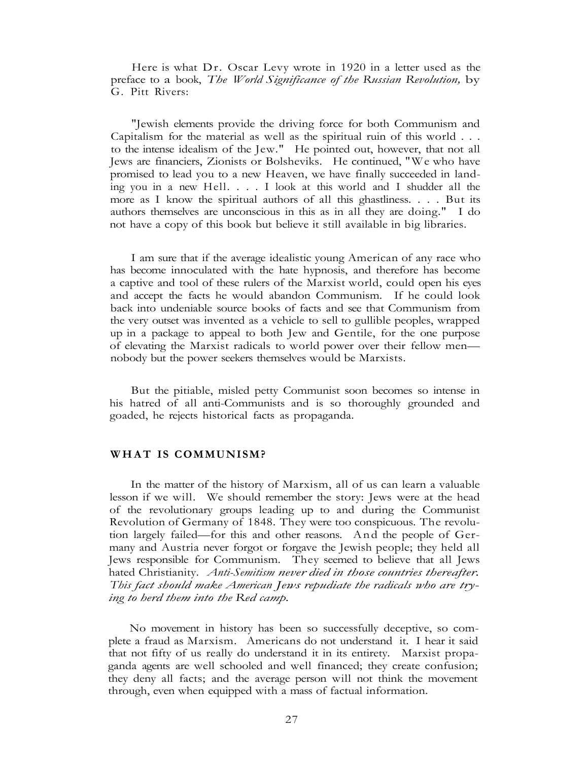Here is what Dr. Oscar Levy wrote in 1920 in a letter used as the preface to a book, *The World Significance of the Russian Revolution,* by G. Pitt Rivers:

"Jewish elements provide the driving force for both Communism and Capitalism for the material as well as the spiritual ruin of this world . . . to the intense idealism of the Jew." He pointed out, however, that not all Jews are financiers, Zionists or Bolsheviks. He continued, "We who have promised to lead you to a new Heaven, we have finally succeeded in landing you in a new Hell. . . . I look at this world and I shudder all the more as I know the spiritual authors of all this ghastliness. . . . But its authors themselves are unconscious in this as in all they are doing." I do not have a copy of this book but believe it still available in big libraries.

I am sure that if the average idealistic young American of any race who has become innoculated with the hate hypnosis, and therefore has become a captive and tool of these rulers of the Marxist world, could open his eyes and accept the facts he would abandon Communism. If he could look back into undeniable source books of facts and see that Communism from the very outset was invented as a vehicle to sell to gullible peoples, wrapped up in a package to appeal to both Jew and Gentile, for the one purpose of elevating the Marxist radicals to world power over their fellow men—nobody but the power seekers themselves would be Marxists.

But the pitiable, misled petty Communist soon becomes so intense in his hatred of all anti-Communists and is so thoroughly grounded and goaded, he rejects historical facts as propaganda.

## WHAT IS COMMUNISM?

In the matter of the history of Marxism, all of us can learn a valuable lesson if we will. We should remember the story: Jews were at the head of the revolutionary groups leading up to and during the Communist Revolution of Germany of 1848. They were too conspicuous. The revolution largely failed—for this and other reasons. And the people of Germany and Austria never forgot or forgave the Jewish people; they held all Jews responsible for Communism. They seemed to believe that all Jews hated Christianity. *Anti-Semitism never died in those countries thereafter. This fact should make American Jews repudiate the radicals who are trying to herd them into the Red camp.*

No movement in history has been so successfully deceptive, so complete a fraud as Marxism. Americans do not understand it. I hear it said that not fifty of us really do understand it in its entirety. Marxist propaganda agents are well schooled and well financed; they create confusion; they deny all facts; and the average person will not think the movement through, even when equipped with a mass of factual information.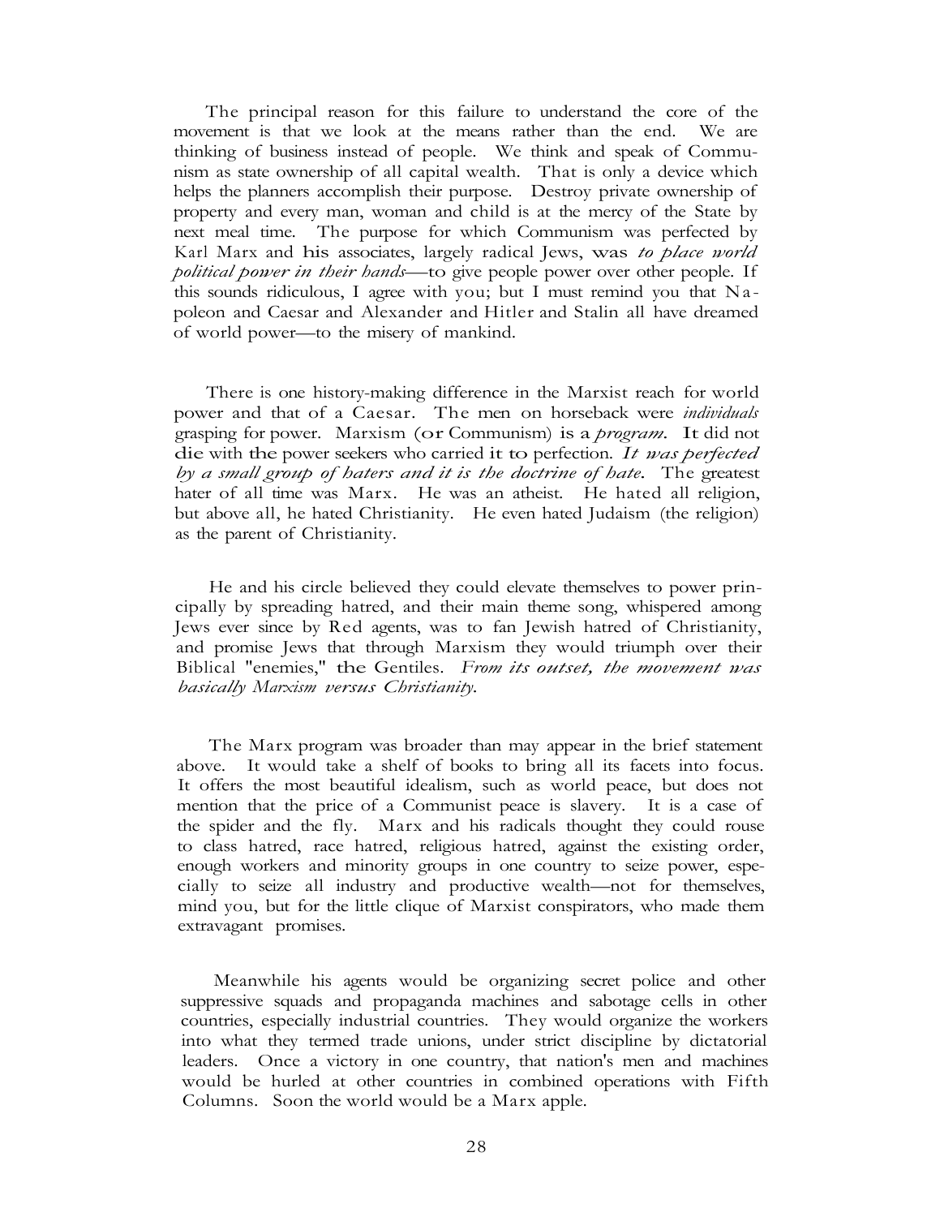The principal reason for this failure to understand the core of the movement is that we look at the means rather than the end. We are thinking of business instead of people. We think and speak of Communism as state ownership of all capital wealth. That is only a device which helps the planners accomplish their purpose. Destroy private ownership of property and every man, woman and child is at the mercy of the State by next meal time. The purpose for which Communism was perfected by Karl Marx and his associates, largely radical Jews, was *to place world political power in their hands*—to give people power over other people. If this sounds ridiculous, I agree with you; but I must remind you that Napoleon and Caesar and Alexander and Hitler and Stalin all have dreamed of world power—to the misery of mankind.

There is one history-making difference in the Marxist reach for world power and that of a Caesar. The men on horseback were *individuals* grasping for power. Marxism (or Communism) is a *program*. It did not die with the power seekers who carried it to perfection. *It was perfected by a small group of haters and it is the doctrine of hate*. The greatest hater of all time was Marx. He was an atheist. He hated all religion, but above all, he hated Christianity. He even hated Judaism (the religion) as the parent of Christianity.

He and his circle believed they could elevate themselves to power principally by spreading hatred, and their main theme song, whispered among Jews ever since by Red agents, was to fan Jewish hatred of Christianity, and promise Jews that through Marxism they would triumph over their Biblical "enemies," the Gentiles. *From its outset, the movement was basically Marxism versus Christianity.*

The Marx program was broader than may appear in the brief statement above. It would take a shelf of books to bring all its facets into focus. It offers the most beautiful idealism, such as world peace, but does not mention that the price of a Communist peace is slavery. It is a case of the spider and the fly. Marx and his radicals thought they could rouse to class hatred, race hatred, religious hatred, against the existing order, enough workers and minority groups in one country to seize power, especially to seize all industry and productive wealth—not for themselves, mind you, but for the little clique of Marxist conspirators, who made them extravagant promises.

Meanwhile his agents would be organizing secret police and other suppressive squads and propaganda machines and sabotage cells in other countries, especially industrial countries. They would organize the workers into what they termed trade unions, under strict discipline by dictatorial leaders. Once a victory in one country, that nation's men and machines would be hurled at other countries in combined operations with Fifth Columns. Soon the world would be a Marx apple.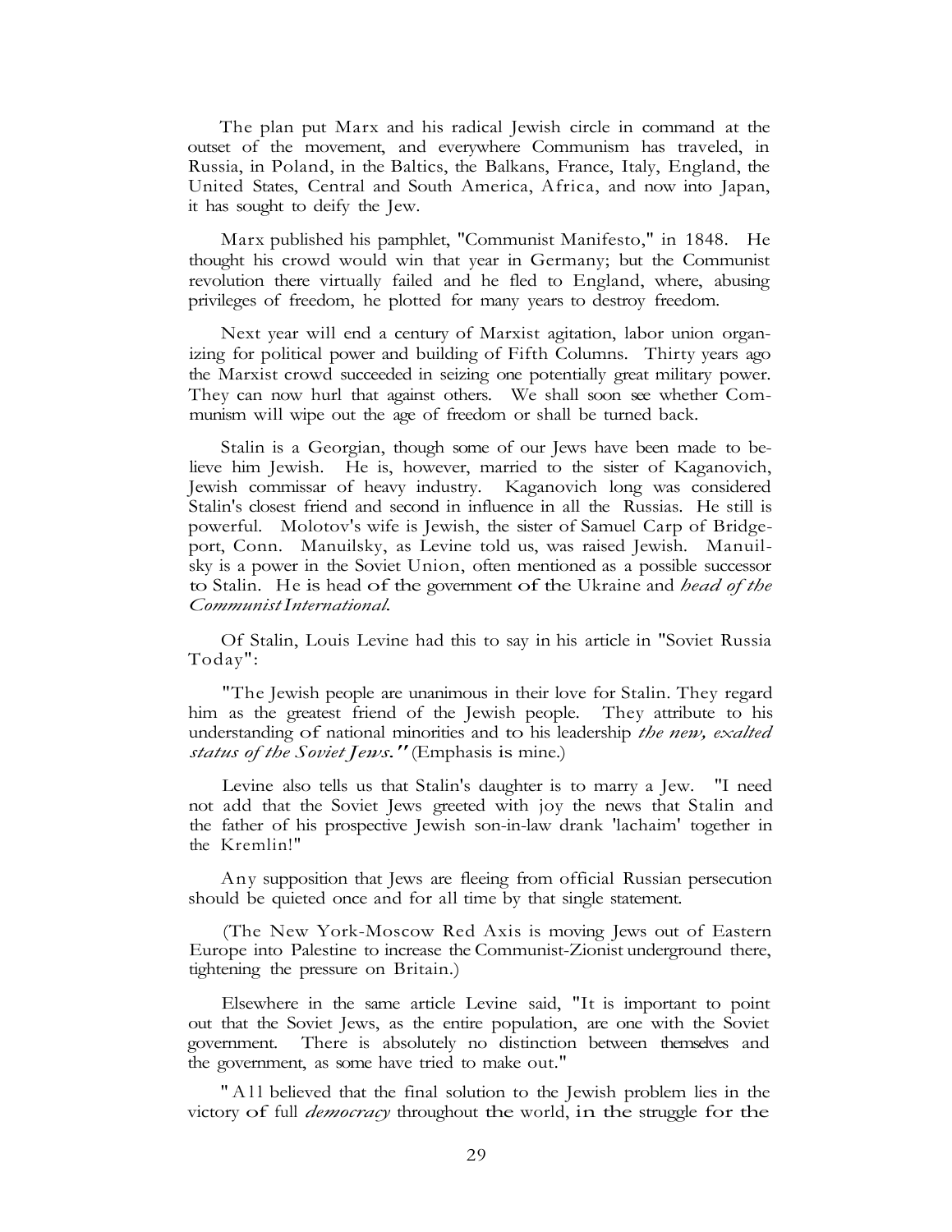The plan put Marx and his radical Jewish circle in command at the outset of the movement, and everywhere Communism has traveled, in Russia, in Poland, in the Baltics, the Balkans, France, Italy, England, the United States, Central and South America, Africa, and now into Japan, it has sought to deify the Jew.

Marx published his pamphlet, "Communist Manifesto," in 1848. He thought his crowd would win that year in Germany; but the Communist revolution there virtually failed and he fled to England, where, abusing privileges of freedom, he plotted for many years to destroy freedom.

Next year will end a century of Marxist agitation, labor union organizing for political power and building of Fifth Columns. Thirty years ago the Marxist crowd succeeded in seizing one potentially great military power. They can now hurl that against others. We shall soon see whether Communism will wipe out the age of freedom or shall be turned back.

Stalin is a Georgian, though some of our Jews have been made to believe him Jewish. He is, however, married to the sister of Kaganovich, Jewish commissar of heavy industry. Kaganovich long was considered Stalin's closest friend and second in influence in all the Russias. He still is powerful. Molotov's wife is Jewish, the sister of Samuel Carp of Bridgeport, Conn. Manuilsky, as Levine told us, was raised Jewish. Manuilsky is a power in the Soviet Union, often mentioned as a possible successor to Stalin. He is head of the government of the Ukraine and *head of the Communist International*.

Of Stalin, Louis Levine had this to say in his article in "Soviet Russia Today":

"The Jewish people are unanimous in their love for Stalin. They regard him as the greatest friend of the Jewish people. They attribute to his understanding of national minorities and to his leadership *the new, exalted status of the Soviet Jews."* (Emphasis is mine.)

Levine also tells us that Stalin's daughter is to marry a Jew. "I need not add that the Soviet Jews greeted with joy the news that Stalin and the father of his prospective Jewish son-in-law drank 'lachaim' together in the Kremlin!"

Any supposition that Jews are fleeing from official Russian persecution should be quieted once and for all time by that single statement.

(The New York-Moscow Red Axis is moving Jews out of Eastern Europe into Palestine to increase the Communist-Zionist underground there, tightening the pressure on Britain.)

Elsewhere in the same article Levine said, "It is important to point out that the Soviet Jews, as the entire population, are one with the Soviet government. There is absolutely no distinction between themselves and the government, as some have tried to make out."

"All believed that the final solution to the Jewish problem lies in the victory of full *democracy* throughout the world, in the struggle for the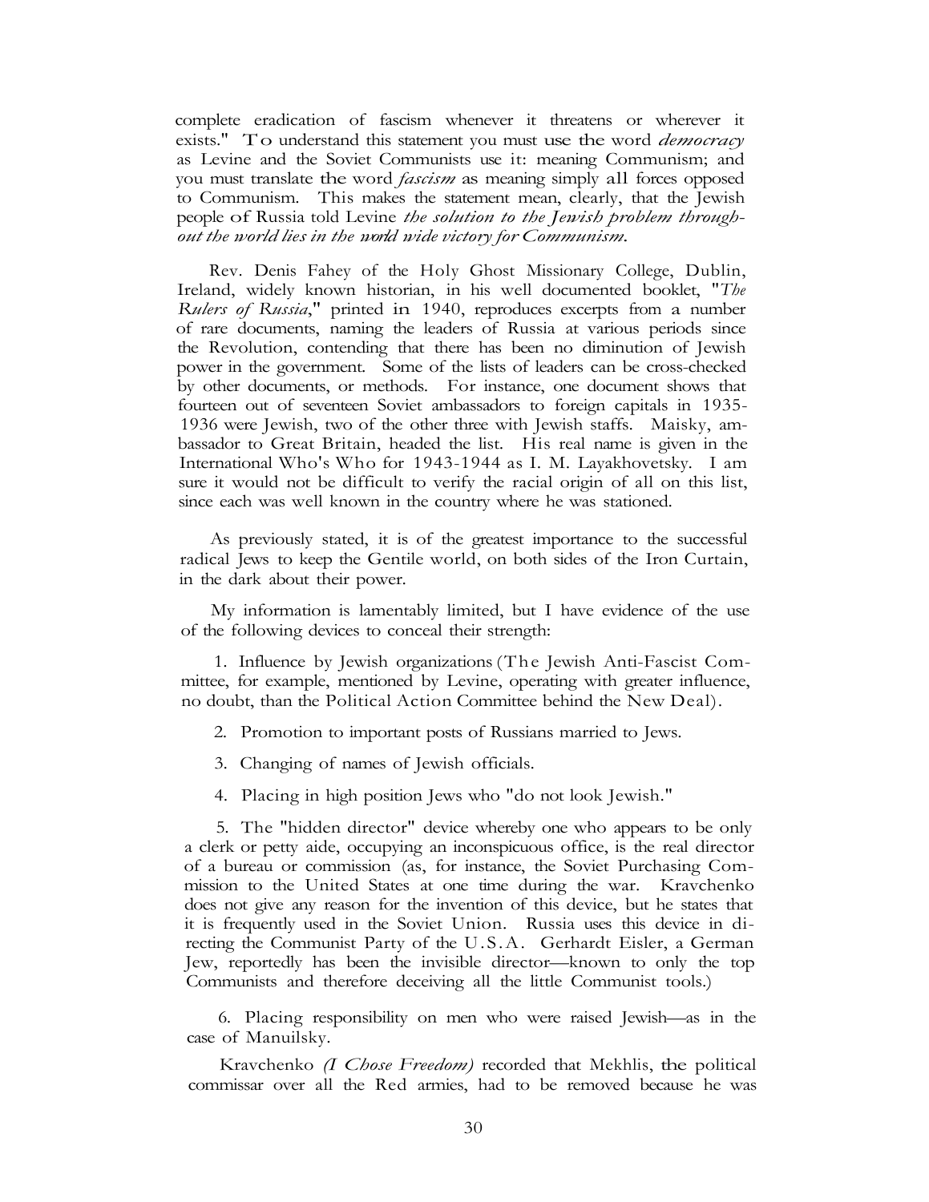complete eradication of fascism whenever it threatens or wherever it exists." To understand this statement you must use the word *democracy* as Levine and the Soviet Communists use it: meaning Communism; and you must translate the word *fascism* as meaning simply all forces opposed to Communism. This makes the statement mean, clearly, that the Jewish people of Russia told Levine *the solution to the Jewish problem throughout the world lies in the world wide victory for Communism.*

Rev. Denis Fahey of the Holy Ghost Missionary College, Dublin, Ireland, widely known historian, in his well documented booklet, "*The Rulers of Russia*," printed in 1940, reproduces excerpts from a number of rare documents, naming the leaders of Russia at various periods since the Revolution, contending that there has been no diminution of Jewish power in the government. Some of the lists of leaders can be cross-checked by other documents, or methods. For instance, one document shows that fourteen out of seventeen Soviet ambassadors to foreign capitals in 1935-1936 were Jewish, two of the other three with Jewish staffs. Maisky, ambassador to Great Britain, headed the list. His real name is given in the International Who's Who for 1943-1944 as I. M. Layakhovetsky. I am sure it would not be difficult to verify the racial origin of all on this list, since each was well known in the country where he was stationed.

As previously stated, it is of the greatest importance to the successful radical Jews to keep the Gentile world, on both sides of the Iron Curtain, in the dark about their power.

My information is lamentably limited, but I have evidence of the use of the following devices to conceal their strength:

1. Influence by Jewish organizations (The Jewish Anti-Fascist Committee, for example, mentioned by Levine, operating with greater influence, no doubt, than the Political Action Committee behind the New Deal).

2. Promotion to important posts of Russians married to Jews.

3. Changing of names of Jewish officials.

4. Placing in high position Jews who "do not look Jewish."

5. The "hidden director" device whereby one who appears to be only a clerk or petty aide, occupying an inconspicuous office, is the real director of a bureau or commission (as, for instance, the Soviet Purchasing Commission to the United States at one time during the war. Kravchenko does not give any reason for the invention of this device, but he states that it is frequently used in the Soviet Union. Russia uses this device in directing the Communist Party of the U.S.A. Gerhardt Eisler, a German Jew, reportedly has been the invisible director—known to only the top Communists and therefore deceiving all the little Communist tools.)

6. Placing responsibility on men who were raised Jewish—as in the case of Manuilsky.

Kravchenko *(I Chose Freedom)* recorded that Mekhlis, the political commissar over all the Red armies, had to be removed because he was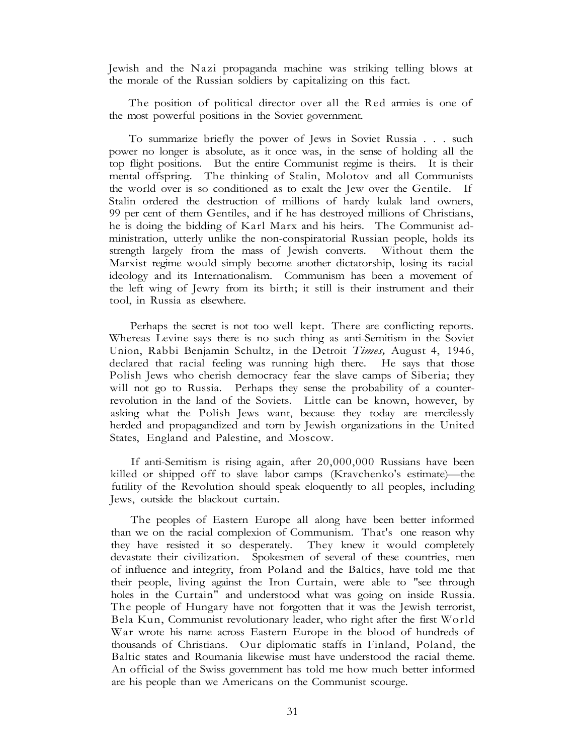Jewish and the Nazi propaganda machine was striking telling blows at the morale of the Russian soldiers by capitalizing on this fact.

The position of political director over all the Red armies is one of the most powerful positions in the Soviet government.

To summarize briefly the power of Jews in Soviet Russia . . . such power no longer is absolute, as it once was, in the sense of holding all the top flight positions. But the entire Communist regime is theirs. It is their mental offspring. The thinking of Stalin, Molotov and all Communists the world over is so conditioned as to exalt the Jew over the Gentile. If Stalin ordered the destruction of millions of hardy kulak land owners, 99 per cent of them Gentiles, and if he has destroyed millions of Christians, he is doing the bidding of Karl Marx and his heirs. The Communist administration, utterly unlike the non-conspiratorial Russian people, holds its strength largely from the mass of Jewish converts. Without them the Marxist regime would simply become another dictatorship, losing its racial ideology and its Internationalism. Communism has been a movement of the left wing of Jewry from its birth; it still is their instrument and their tool, in Russia as elsewhere.

Perhaps the secret is not too well kept. There are conflicting reports. Whereas Levine says there is no such thing as anti-Semitism in the Soviet Union, Rabbi Benjamin Schultz, in the Detroit *Times,* August 4, 1946, declared that racial feeling was running high there. He says that those Polish Jews who cherish democracy fear the slave camps of Siberia; they will not go to Russia. Perhaps they sense the probability of a counter-revolution in the land of the Soviets. Little can be known, however, by asking what the Polish Jews want, because they today are mercilessly herded and propagandized and torn by Jewish organizations in the United States, England and Palestine, and Moscow.

If anti-Semitism is rising again, after 20,000,000 Russians have been killed or shipped off to slave labor camps (Kravchenko's estimate)—the futility of the Revolution should speak eloquently to all peoples, including Jews, outside the blackout curtain.

The peoples of Eastern Europe all along have been better informed than we on the racial complexion of Communism. That's one reason why they have resisted it so desperately. They knew it would completely devastate their civilization. Spokesmen of several of these countries, men of influence and integrity, from Poland and the Baltics, have told me that their people, living against the Iron Curtain, were able to "see through holes in the Curtain" and understood what was going on inside Russia. The people of Hungary have not forgotten that it was the Jewish terrorist, Bela Kun, Communist revolutionary leader, who right after the first World War wrote his name across Eastern Europe in the blood of hundreds of thousands of Christians. Our diplomatic staffs in Finland, Poland, the Baltic states and Roumania likewise must have understood the racial theme. An official of the Swiss government has told me how much better informed are his people than we Americans on the Communist scourge.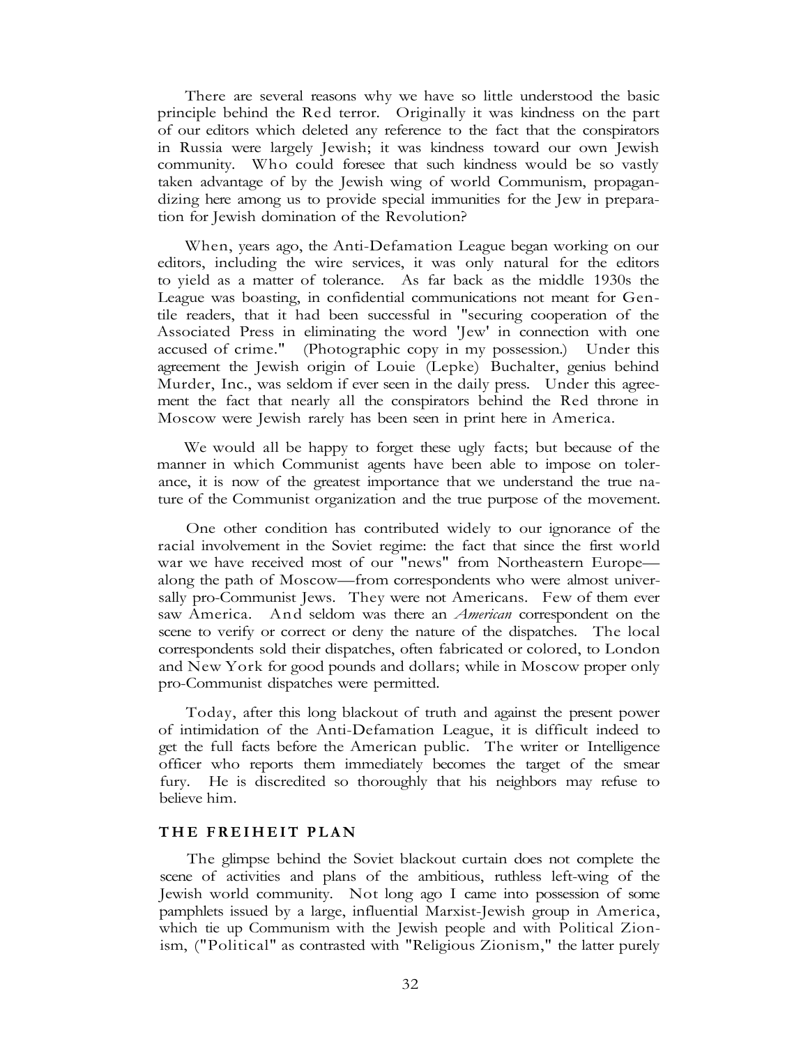There are several reasons why we have so little understood the basic principle behind the Red terror. Originally it was kindness on the part of our editors which deleted any reference to the fact that the conspirators in Russia were largely Jewish; it was kindness toward our own Jewish community. Who could foresee that such kindness would be so vastly taken advantage of by the Jewish wing of world Communism, propagandizing here among us to provide special immunities for the Jew in preparation for Jewish domination of the Revolution?

When, years ago, the Anti-Defamation League began working on our editors, including the wire services, it was only natural for the editors to yield as a matter of tolerance. As far back as the middle 1930s the League was boasting, in confidential communications not meant for Gentile readers, that it had been successful in "securing cooperation of the Associated Press in eliminating the word 'Jew' in connection with one accused of crime." (Photographic copy in my possession.) Under this agreement the Jewish origin of Louie (Lepke) Buchalter, genius behind Murder, Inc., was seldom if ever seen in the daily press. Under this agreement the fact that nearly all the conspirators behind the Red throne in Moscow were Jewish rarely has been seen in print here in America.

We would all be happy to forget these ugly facts; but because of the manner in which Communist agents have been able to impose on tolerance, it is now of the greatest importance that we understand the true nature of the Communist organization and the true purpose of the movement.

One other condition has contributed widely to our ignorance of the racial involvement in the Soviet regime: the fact that since the first world war we have received most of our "news" from Northeastern Europe—along the path of Moscow—from correspondents who were almost universally pro-Communist Jews. They were not Americans. Few of them ever saw America. And seldom was there an *American* correspondent on the scene to verify or correct or deny the nature of the dispatches. The local correspondents sold their dispatches, often fabricated or colored, to London and New York for good pounds and dollars; while in Moscow proper only pro-Communist dispatches were permitted.

Today, after this long blackout of truth and against the present power of intimidation of the Anti-Defamation League, it is difficult indeed to get the full facts before the American public. The writer or Intelligence officer who reports them immediately becomes the target of the smear fury. He is discredited so thoroughly that his neighbors may refuse to believe him.

## THE FREIHEIT PLAN

The glimpse behind the Soviet blackout curtain does not complete the scene of activities and plans of the ambitious, ruthless left-wing of the Jewish world community. Not long ago I came into possession of some pamphlets issued by a large, influential Marxist-Jewish group in America, which tie up Communism with the Jewish people and with Political Zionism, ("Political" as contrasted with "Religious Zionism," the latter purely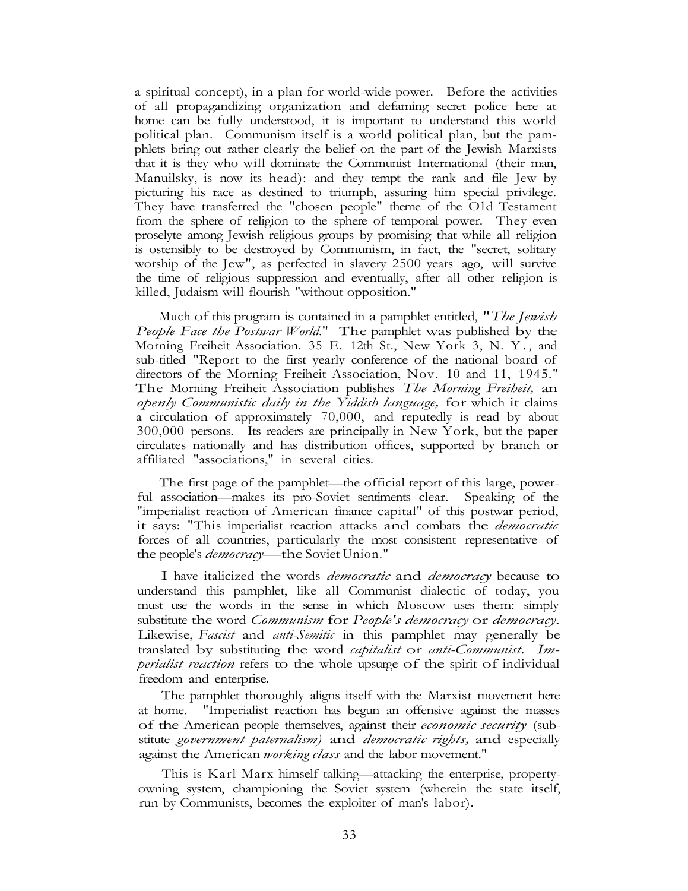a spiritual concept), in a plan for world-wide power. Before the activities of all propagandizing organization and defaming secret police here at home can be fully understood, it is important to understand this world political plan. Communism itself is a world political plan, but the pamphlets bring out rather clearly the belief on the part of the Jewish Marxists that it is they who will dominate the Communist International (their man, Manuilsky, is now its head): and they tempt the rank and file Jew by picturing his race as destined to triumph, assuring him special privilege. They have transferred the "chosen people" theme of the Old Testament from the sphere of religion to the sphere of temporal power. They even proselyte among Jewish religious groups by promising that while all religion is ostensibly to be destroyed by Communism, in fact, the "secret, solitary worship of the Jew", as perfected in slavery 2500 years ago, will survive the time of religious suppression and eventually, after all other religion is killed, Judaism will flourish "without opposition."

Much of this program is contained in a pamphlet entitled, "*The Jewish People Face the Postwar World*." The pamphlet was published by the Morning Freiheit Association. 35 E. 12th St., New York 3, N. Y., and sub-titled "Report to the first yearly conference of the national board of directors of the Morning Freiheit Association, Nov. 10 and 11, 1945." The Morning Freiheit Association publishes *The Morning Freiheit,* an *openly Communistic daily in the Yiddish language,* for which it claims a circulation of approximately 70,000, and reputedly is read by about 300,000 persons. Its readers are principally in New York, but the paper circulates nationally and has distribution offices, supported by branch or affiliated "associations," in several cities.

The first page of the pamphlet—the official report of this large, powerful association—makes its pro-Soviet sentiments clear. Speaking of the "imperialist reaction of American finance capital" of this postwar period, it says: "This imperialist reaction attacks and combats the *democratic* forces of all countries, particularly the most consistent representative of the people's *democracy*—the Soviet Union."

I have italicized the words *democratic* and *democracy* because to understand this pamphlet, like all Communist dialectic of today, you must use the words in the sense in which Moscow uses them: simply substitute the word *Communism* for *People's democracy* or *democracy*. Likewise, *Fascist* and *anti-Semitic* in this pamphlet may generally be translated by substituting the word *capitalist* or *anti-Communist*. *Imperialist reaction* refers to the whole upsurge of the spirit of individual freedom and enterprise.

The pamphlet thoroughly aligns itself with the Marxist movement here at home. "Imperialist reaction has begun an offensive against the masses of the American people themselves, against their *economic security* (substitute *government paternalism)* and *democratic rights,* and especially against the American *working class* and the labor movement."

This is Karl Marx himself talking—attacking the enterprise, property-owning system, championing the Soviet system (wherein the state itself, run by Communists, becomes the exploiter of man's labor).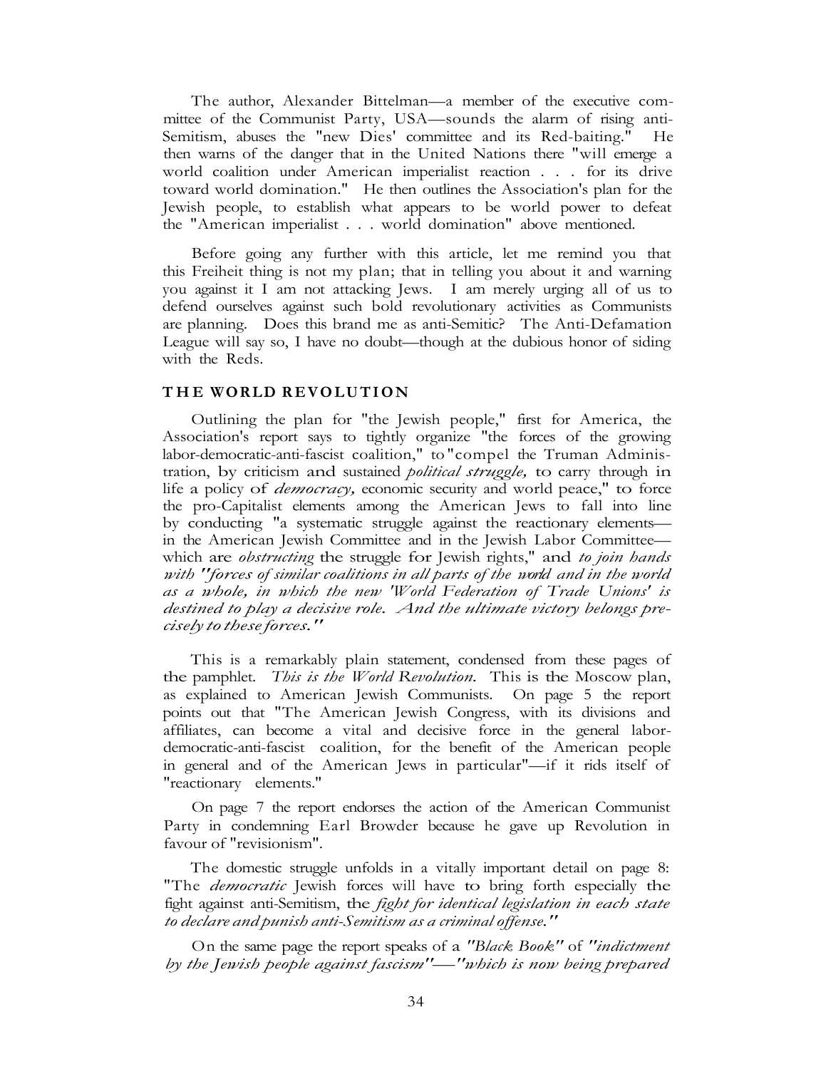The author, Alexander Bittelman—a member of the executive committee of the Communist Party, USA—sounds the alarm of rising anti-Semitism, abuses the "new Dies' committee and its Red-baiting." He then warns of the danger that in the United Nations there "will emerge a world coalition under American imperialist reaction . . . for its drive toward world domination." He then outlines the Association's plan for the Jewish people, to establish what appears to be world power to defeat the "American imperialist . . . world domination" above mentioned.

Before going any further with this article, let me remind you that this Freiheit thing is not my plan; that in telling you about it and warning you against it I am not attacking Jews. I am merely urging all of us to defend ourselves against such bold revolutionary activities as Communists are planning. Does this brand me as anti-Semitic? The Anti-Defamation League will say so, I have no doubt—though at the dubious honor of siding with the Reds.

## THE WORLD REVOLUTION

Outlining the plan for "the Jewish people," first for America, the Association's report says to tightly organize "the forces of the growing labor-democratic-anti-fascist coalition," to "compel the Truman Administration, by criticism and sustained *political struggle,* to carry through in life a policy of *democracy,* economic security and world peace," to force the pro-Capitalist elements among the American Jews to fall into line by conducting "a systematic struggle against the reactionary elements—in the American Jewish Committee and in the Jewish Labor Committee—which are *obstructing* the struggle for Jewish rights," and *to join hands with "forces of similar coalitions in all parts of the world and in the world as a whole, in which the new 'World Federation of Trade Unions' is destined to play a decisive role. And the ultimate victory belongs precisely to these forces."*

This is a remarkably plain statement, condensed from these pages of the pamphlet. *This is the World Revolution.* This is the Moscow plan, as explained to American Jewish Communists. On page 5 the report points out that "The American Jewish Congress, with its divisions and affiliates, can become a vital and decisive force in the general labor-democratic-anti-fascist coalition, for the benefit of the American people in general and of the American Jews in particular"—if it rids itself of "reactionary elements."

On page 7 the report endorses the action of the American Communist Party in condemning Earl Browder because he gave up Revolution in favour of "revisionism".

The domestic struggle unfolds in a vitally important detail on page 8: "The *democratic* Jewish forces will have to bring forth especially the fight against anti-Semitism, the *fight for identical legislation in each state to declare and punish anti-Semitism as a criminal offense."*

On the same page the report speaks of a *"Black Book"* of *"indictment by the Jewish people against fascism"—"which is now being prepared*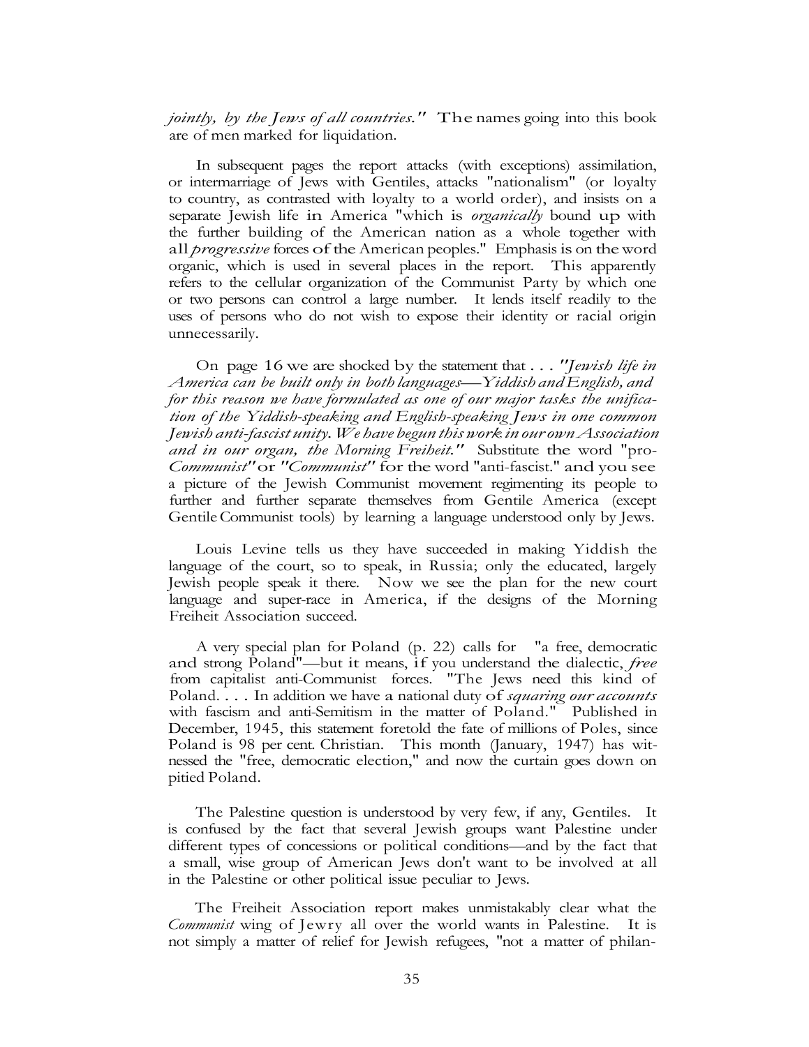*jointly, by the Jews of all countries."* The names going into this book are of men marked for liquidation.

In subsequent pages the report attacks (with exceptions) assimilation, or intermarriage of Jews with Gentiles, attacks "nationalism" (or loyalty to country, as contrasted with loyalty to a world order), and insists on a separate Jewish life in America "which is *organically* bound up with the further building of the American nation as a whole together with all *progressive* forces of the American peoples." Emphasis is on the word organic, which is used in several places in the report. This apparently refers to the cellular organization of the Communist Party by which one or two persons can control a large number. It lends itself readily to the uses of persons who do not wish to expose their identity or racial origin unnecessarily.

On page 16 we are shocked by the statement that . . . *"Jewish life in America can be built only in both languages—Yiddish and English, and for this reason we have formulated as one of our major tasks the unification of the Yiddish-speaking and English-speaking Jews in one common Jewish anti-fascist unity. We have begun this work in our own Association and in our organ, the Morning Freiheit."* Substitute the word "pro-*Communist"* or *"Communist"* for the word "anti-fascist." and you see a picture of the Jewish Communist movement regimenting its people to further and further separate themselves from Gentile America (except Gentile Communist tools) by learning a language understood only by Jews.

Louis Levine tells us they have succeeded in making Yiddish the language of the court, so to speak, in Russia; only the educated, largely Jewish people speak it there. Now we see the plan for the new court language and super-race in America, if the designs of the Morning Freiheit Association succeed.

A very special plan for Poland (p. 22) calls for "a free, democratic and strong Poland"—but it means, if you understand the dialectic, *free* from capitalist anti-Communist forces. "The Jews need this kind of Poland. . . . In addition we have a national duty of *squaring our accounts* with fascism and anti-Semitism in the matter of Poland." Published in December, 1945, this statement foretold the fate of millions of Poles, since Poland is 98 per cent. Christian. This month (January, 1947) has witnessed the "free, democratic election," and now the curtain goes down on pitied Poland.

The Palestine question is understood by very few, if any, Gentiles. It is confused by the fact that several Jewish groups want Palestine under different types of concessions or political conditions—and by the fact that a small, wise group of American Jews don't want to be involved at all in the Palestine or other political issue peculiar to Jews.

The Freiheit Association report makes unmistakably clear what the *Communist* wing of Jewry all over the world wants in Palestine. It is not simply a matter of relief for Jewish refugees, "not a matter of philan-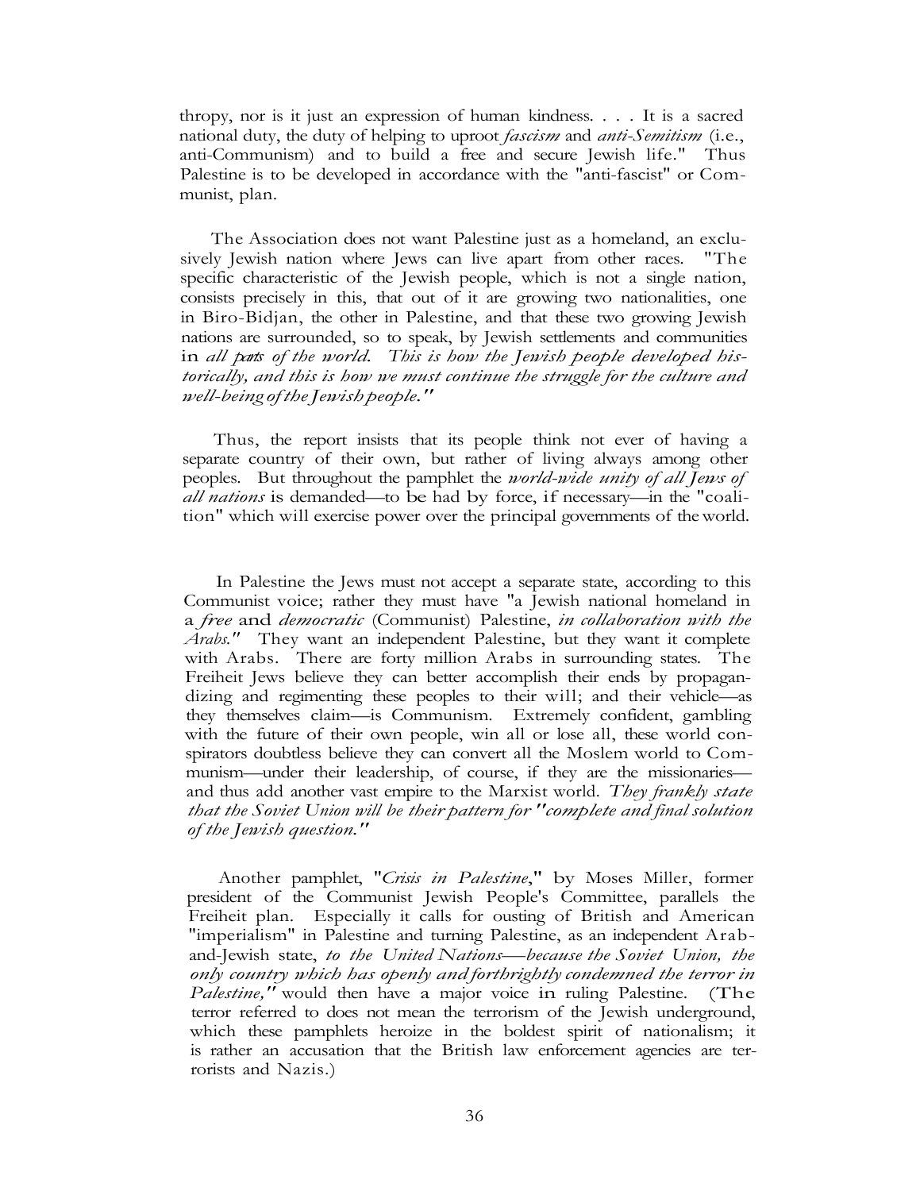thropy, nor is it just an expression of human kindness. . . . It is a sacred national duty, the duty of helping to uproot *fascism* and *anti-Semitism* (i.e., anti-Communism) and to build a free and secure Jewish life." Thus Palestine is to be developed in accordance with the "anti-fascist" or Communist, plan.

The Association does not want Palestine just as a homeland, an exclusively Jewish nation where Jews can live apart from other races. "The specific characteristic of the Jewish people, which is not a single nation, consists precisely in this, that out of it are growing two nationalities, one in Biro-Bidjan, the other in Palestine, and that these two growing Jewish nations are surrounded, so to speak, by Jewish settlements and communities in *all parts of the world. This is how the Jewish people developed historically, and this is how we must continue the struggle for the culture and well-being of the Jewish people."*

Thus, the report insists that its people think not ever of having a separate country of their own, but rather of living always among other peoples. But throughout the pamphlet the *world-wide unity of all Jews of all nations* is demanded—to be had by force, if necessary—in the "coalition" which will exercise power over the principal governments of the world.

In Palestine the Jews must not accept a separate state, according to this Communist voice; rather they must have "a Jewish national homeland in a *free* and *democratic* (Communist) Palestine, *in collaboration with the Arabs."* They want an independent Palestine, but they want it complete with Arabs. There are forty million Arabs in surrounding states. The Freiheit Jews believe they can better accomplish their ends by propagandizing and regimenting these peoples to their will; and their vehicle—as they themselves claim—is Communism. Extremely confident, gambling with the future of their own people, win all or lose all, these world conspirators doubtless believe they can convert all the Moslem world to Communism—under their leadership, of course, if they are the missionaries—and thus add another vast empire to the Marxist world. *They frankly state that the Soviet Union will be their pattern for "complete and final solution of the Jewish question."*

Another pamphlet, "*Crisis in Palestine*," by Moses Miller, former president of the Communist Jewish People's Committee, parallels the Freiheit plan. Especially it calls for ousting of British and American "imperialism" in Palestine and turning Palestine, as an independent Arab-and-Jewish state, *to the United Nations—because the Soviet Union, the only country which has openly and forthrightly condemned the terror in Palestine,"* would then have a major voice in ruling Palestine. (The terror referred to does not mean the terrorism of the Jewish underground, which these pamphlets heroize in the boldest spirit of nationalism; it is rather an accusation that the British law enforcement agencies are terrorists and Nazis.)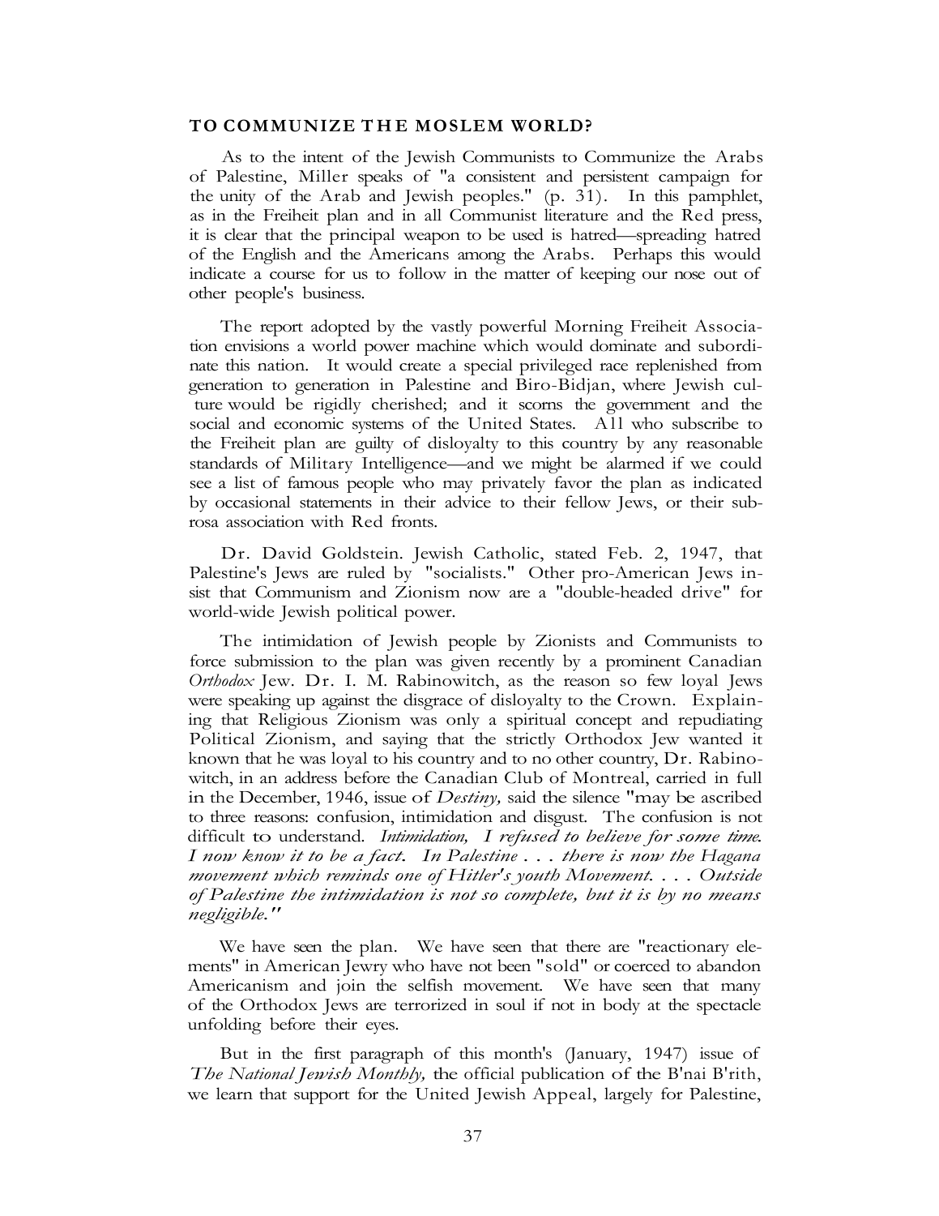**TO COMMUNIZE THE MOSLEM WORLD?**

As to the intent of the Jewish Communists to Communize the Arabs of Palestine, Miller speaks of "a consistent and persistent campaign for the unity of the Arab and Jewish peoples." (p. 31). In this pamphlet, as in the Freiheit plan and in all Communist literature and the Red press, it is clear that the principal weapon to be used is hatred—spreading hatred of the English and the Americans among the Arabs. Perhaps this would indicate a course for us to follow in the matter of keeping our nose out of other people's business.

The report adopted by the vastly powerful Morning Freiheit Association envisions a world power machine which would dominate and subordinate this nation. It would create a special privileged race replenished from generation to generation in Palestine and Biro-Bidjan, where Jewish culture would be rigidly cherished; and it scorns the government and the social and economic systems of the United States. All who subscribe to the Freiheit plan are guilty of disloyalty to this country by any reasonable standards of Military Intelligence—and we might be alarmed if we could see a list of famous people who may privately favor the plan as indicated by occasional statements in their advice to their fellow Jews, or their sub-rosa association with Red fronts.

Dr. David Goldstein. Jewish Catholic, stated Feb. 2, 1947, that Palestine's Jews are ruled by "socialists." Other pro-American Jews insist that Communism and Zionism now are a "double-headed drive" for world-wide Jewish political power.

The intimidation of Jewish people by Zionists and Communists to force submission to the plan was given recently by a prominent Canadian *Orthodox* Jew. Dr. I. M. Rabinowitch, as the reason so few loyal Jews were speaking up against the disgrace of disloyalty to the Crown. Explaining that Religious Zionism was only a spiritual concept and repudiating Political Zionism, and saying that the strictly Orthodox Jew wanted it known that he was loyal to his country and to no other country, Dr. Rabinowitch, in an address before the Canadian Club of Montreal, carried in full in the December, 1946, issue of *Destiny,* said the silence "may be ascribed to three reasons: confusion, intimidation and disgust. The confusion is not difficult to understand. *Intimidation, I refused to believe for some time. I now know it to be a fact. In Palestine . . . there is now the Hagana movement which reminds one of Hitler's youth Movement. . . . Outside of Palestine the intimidation is not so complete, but it is by no means negligible."*

We have seen the plan. We have seen that there are "reactionary elements" in American Jewry who have not been "sold" or coerced to abandon Americanism and join the selfish movement. We have seen that many of the Orthodox Jews are terrorized in soul if not in body at the spectacle unfolding before their eyes.

But in the first paragraph of this month's (January, 1947) issue of *The National Jewish Monthly,* the official publication of the B'nai B'rith, we learn that support for the United Jewish Appeal, largely for Palestine,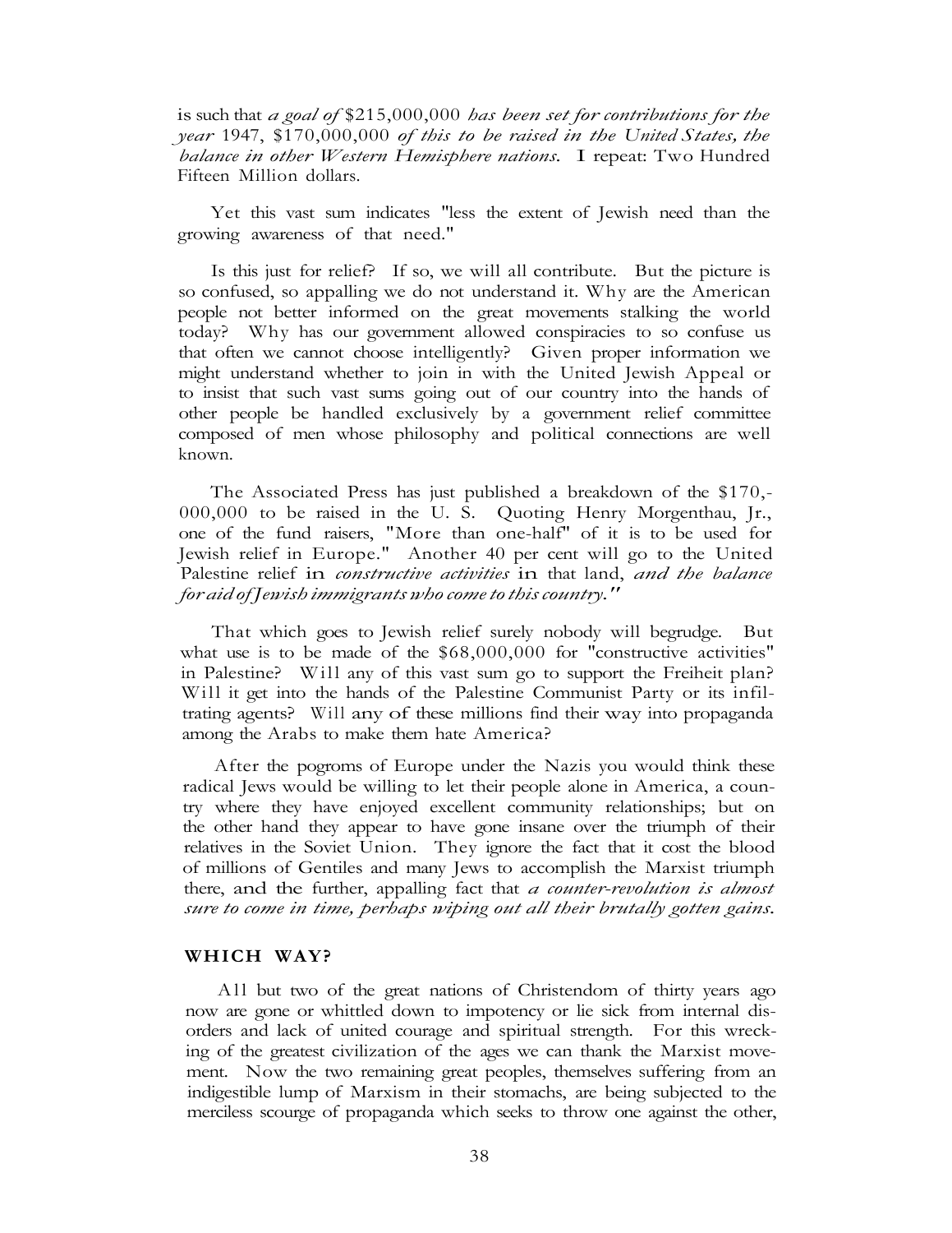is such that *a goal of* $215,000,000 *has been set for contributions for the year* 1947, $170,000,000 *of this to be raised in the United States, the balance in other Western Hemisphere nations.* I repeat: Two Hundred Fifteen Million dollars.

Yet this vast sum indicates "less the extent of Jewish need than the growing awareness of that need."

Is this just for relief? If so, we will all contribute. But the picture is so confused, so appalling we do not understand it. Why are the American people not better informed on the great movements stalking the world today? Why has our government allowed conspiracies to so confuse us that often we cannot choose intelligently? Given proper information we might understand whether to join in with the United Jewish Appeal or to insist that such vast sums going out of our country into the hands of other people be handled exclusively by a government relief committee composed of men whose philosophy and political connections are well known.

The Associated Press has just published a breakdown of the $170,000,000 to be raised in the U. S. Quoting Henry Morgenthau, Jr., one of the fund raisers, "More than one-half" of it is to be used for Jewish relief in Europe." Another 40 per cent will go to the United Palestine relief in *constructive activities* in that land, *and the balance for aid of Jewish immigrants who come to this country."*

That which goes to Jewish relief surely nobody will begrudge. But what use is to be made of the $68,000,000 for "constructive activities" in Palestine? Will any of this vast sum go to support the Freiheit plan? Will it get into the hands of the Palestine Communist Party or its infiltrating agents? Will any of these millions find their way into propaganda among the Arabs to make them hate America?

After the pogroms of Europe under the Nazis you would think these radical Jews would be willing to let their people alone in America, a country where they have enjoyed excellent community relationships; but on the other hand they appear to have gone insane over the triumph of their relatives in the Soviet Union. They ignore the fact that it cost the blood of millions of Gentiles and many Jews to accomplish the Marxist triumph there, and the further, appalling fact that *a counter-revolution is almost sure to come in time, perhaps wiping out all their brutally gotten gains.*

## WHICH WAY?

All but two of the great nations of Christendom of thirty years ago now are gone or whittled down to impotency or lie sick from internal disorders and lack of united courage and spiritual strength. For this wrecking of the greatest civilization of the ages we can thank the Marxist movement. Now the two remaining great peoples, themselves suffering from an indigestible lump of Marxism in their stomachs, are being subjected to the merciless scourge of propaganda which seeks to throw one against the other,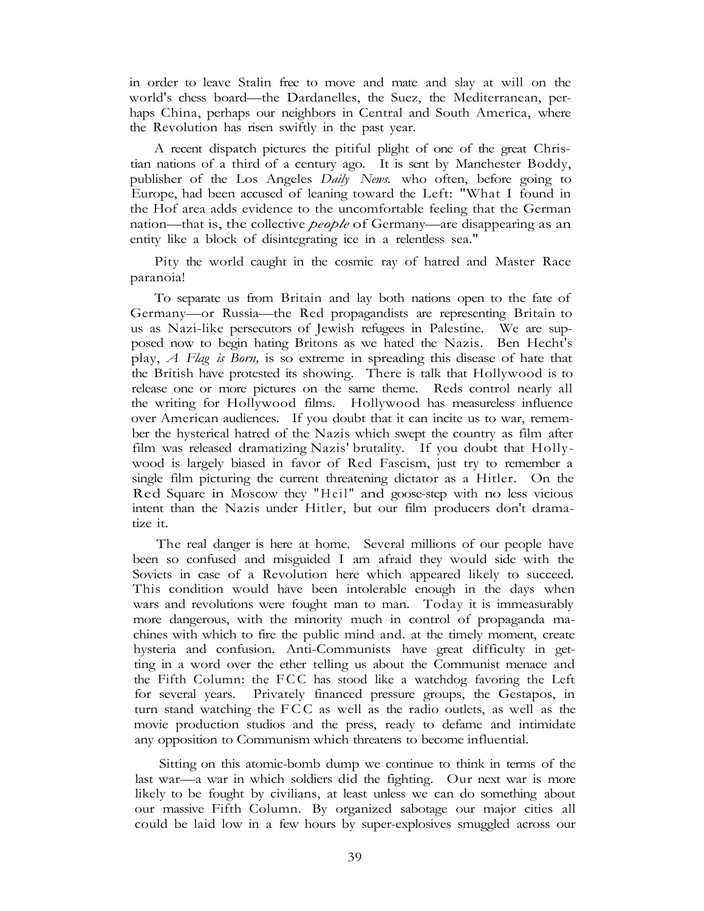in order to leave Stalin free to move and mate and slay at will on the world's chess board—the Dardanelles, the Suez, the Mediterranean, perhaps China, perhaps our neighbors in Central and South America, where the Revolution has risen swiftly in the past year.

A recent dispatch pictures the pitiful plight of one of the great Christian nations of a third of a century ago. It is sent by Manchester Boddy, publisher of the Los Angeles *Daily News.* who often, before going to Europe, had been accused of leaning toward the Left: "What I found in the Hof area adds evidence to the uncomfortable feeling that the German nation—that is, the collective *people* of Germany—are disappearing as an entity like a block of disintegrating ice in a relentless sea."

Pity the world caught in the cosmic ray of hatred and Master Race paranoia!

To separate us from Britain and lay both nations open to the fate of Germany—or Russia—the Red propagandists are representing Britain to us as Nazi-like persecutors of Jewish refugees in Palestine. We are supposed now to begin hating Britons as we hated the Nazis. Ben Hecht's play, *A Flag is Born,* is so extreme in spreading this disease of hate that the British have protested its showing. There is talk that Hollywood is to release one or more pictures on the same theme. Reds control nearly all the writing for Hollywood films. Hollywood has measureless influence over American audiences. If you doubt that it can incite us to war, remember the hysterical hatred of the Nazis which swept the country as film after film was released dramatizing Nazis' brutality. If you doubt that Hollywood is largely biased in favor of Red Fascism, just try to remember a single film picturing the current threatening dictator as a Hitler. On the Red Square in Moscow they "Heil" and goose-step with no less vicious intent than the Nazis under Hitler, but our film producers don't dramatize it.

The real danger is here at home. Several millions of our people have been so confused and misguided I am afraid they would side with the Soviets in case of a Revolution here which appeared likely to succeed. This condition would have been intolerable enough in the days when wars and revolutions were fought man to man. Today it is immeasurably more dangerous, with the minority much in control of propaganda machines with which to fire the public mind and. at the timely moment, create hysteria and confusion. Anti-Communists have great difficulty in getting in a word over the ether telling us about the Communist menace and the Fifth Column: the FCC has stood like a watchdog favoring the Left for several years. Privately financed pressure groups, the Gestapos, in turn stand watching the FCC as well as the radio outlets, as well as the movie production studios and the press, ready to defame and intimidate any opposition to Communism which threatens to become influential.

Sitting on this atomic-bomb dump we continue to think in terms of the last war—a war in which soldiers did the fighting. Our next war is more likely to be fought by civilians, at least unless we can do something about our massive Fifth Column. By organized sabotage our major cities all could be laid low in a few hours by super-explosives smuggled across our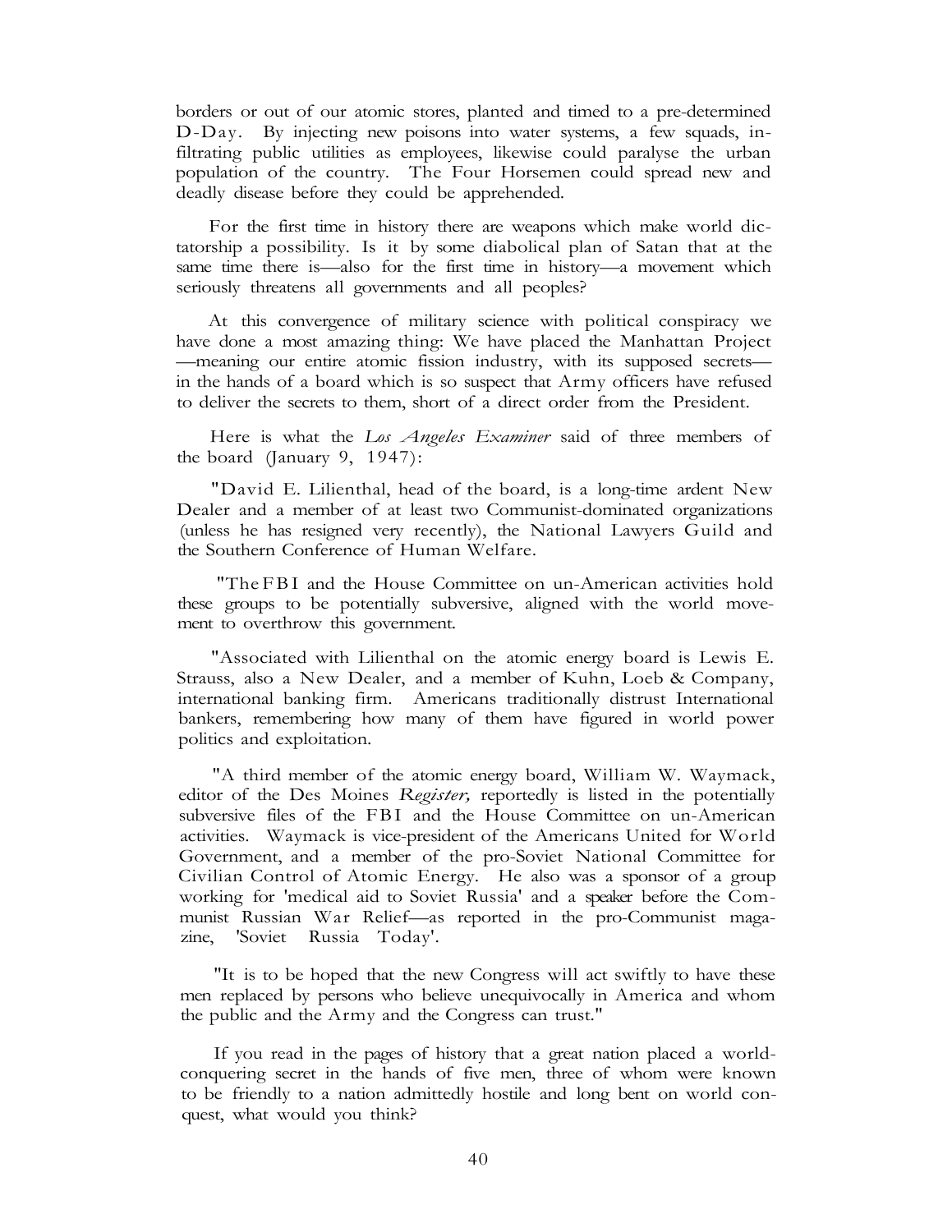borders or out of our atomic stores, planted and timed to a pre-determined D-Day. By injecting new poisons into water systems, a few squads, infiltrating public utilities as employees, likewise could paralyse the urban population of the country. The Four Horsemen could spread new and deadly disease before they could be apprehended.

For the first time in history there are weapons which make world dictatorship a possibility. Is it by some diabolical plan of Satan that at the same time there is—also for the first time in history—a movement which seriously threatens all governments and all peoples?

At this convergence of military science with political conspiracy we have done a most amazing thing: We have placed the Manhattan Project—meaning our entire atomic fission industry, with its supposed secrets—in the hands of a board which is so suspect that Army officers have refused to deliver the secrets to them, short of a direct order from the President.

Here is what the *Los Angeles Examiner* said of three members of the board (January 9, 1947):

"David E. Lilienthal, head of the board, is a long-time ardent New Dealer and a member of at least two Communist-dominated organizations (unless he has resigned very recently), the National Lawyers Guild and the Southern Conference of Human Welfare.

"The FBI and the House Committee on un-American activities hold these groups to be potentially subversive, aligned with the world movement to overthrow this government.

"Associated with Lilienthal on the atomic energy board is Lewis E. Strauss, also a New Dealer, and a member of Kuhn, Loeb & Company, international banking firm. Americans traditionally distrust International bankers, remembering how many of them have figured in world power politics and exploitation.

"A third member of the atomic energy board, William W. Waymack, editor of the Des Moines *Register,* reportedly is listed in the potentially subversive files of the FBI and the House Committee on un-American activities. Waymack is vice-president of the Americans United for World Government, and a member of the pro-Soviet National Committee for Civilian Control of Atomic Energy. He also was a sponsor of a group working for 'medical aid to Soviet Russia' and a speaker before the Communist Russian War Relief—as reported in the pro-Communist magazine, 'Soviet Russia Today'.

"It is to be hoped that the new Congress will act swiftly to have these men replaced by persons who believe unequivocally in America and whom the public and the Army and the Congress can trust."

If you read in the pages of history that a great nation placed a world-conquering secret in the hands of five men, three of whom were known to be friendly to a nation admittedly hostile and long bent on world conquest, what would you think?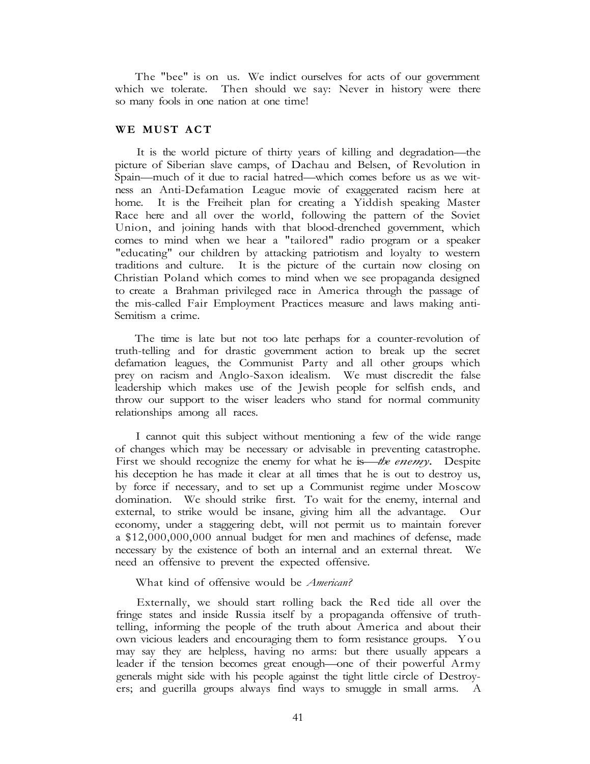The "bee" is on us. We indict ourselves for acts of our government which we tolerate. Then should we say: Never in history were there so many fools in one nation at one time!

## WE MUST ACT

It is the world picture of thirty years of killing and degradation—the picture of Siberian slave camps, of Dachau and Belsen, of Revolution in Spain—much of it due to racial hatred—which comes before us as we witness an Anti-Defamation League movie of exaggerated racism here at home. It is the Freiheit plan for creating a Yiddish speaking Master Race here and all over the world, following the pattern of the Soviet Union, and joining hands with that blood-drenched government, which comes to mind when we hear a "tailored" radio program or a speaker "educating" our children by attacking patriotism and loyalty to western traditions and culture. It is the picture of the curtain now closing on Christian Poland which comes to mind when we see propaganda designed to create a Brahman privileged race in America through the passage of the mis-called Fair Employment Practices measure and laws making anti-Semitism a crime.

The time is late but not too late perhaps for a counter-revolution of truth-telling and for drastic government action to break up the secret defamation leagues, the Communist Party and all other groups which prey on racism and Anglo-Saxon idealism. We must discredit the false leadership which makes use of the Jewish people for selfish ends, and throw our support to the wiser leaders who stand for normal community relationships among all races.

I cannot quit this subject without mentioning a few of the wide range of changes which may be necessary or advisable in preventing catastrophe. First we should recognize the enemy for what he is—*the enemy*. Despite his deception he has made it clear at all times that he is out to destroy us, by force if necessary, and to set up a Communist regime under Moscow domination. We should strike first. To wait for the enemy, internal and external, to strike would be insane, giving him all the advantage. Our economy, under a staggering debt, will not permit us to maintain forever a $12,000,000,000 annual budget for men and machines of defense, made necessary by the existence of both an internal and an external threat. We need an offensive to prevent the expected offensive.

What kind of offensive would be *American?*

Externally, we should start rolling back the Red tide all over the fringe states and inside Russia itself by a propaganda offensive of truth-telling, informing the people of the truth about America and about their own vicious leaders and encouraging them to form resistance groups. You may say they are helpless, having no arms: but there usually appears a leader if the tension becomes great enough—one of their powerful Army generals might side with his people against the tight little circle of Destroyers; and guerilla groups always find ways to smuggle in small arms. A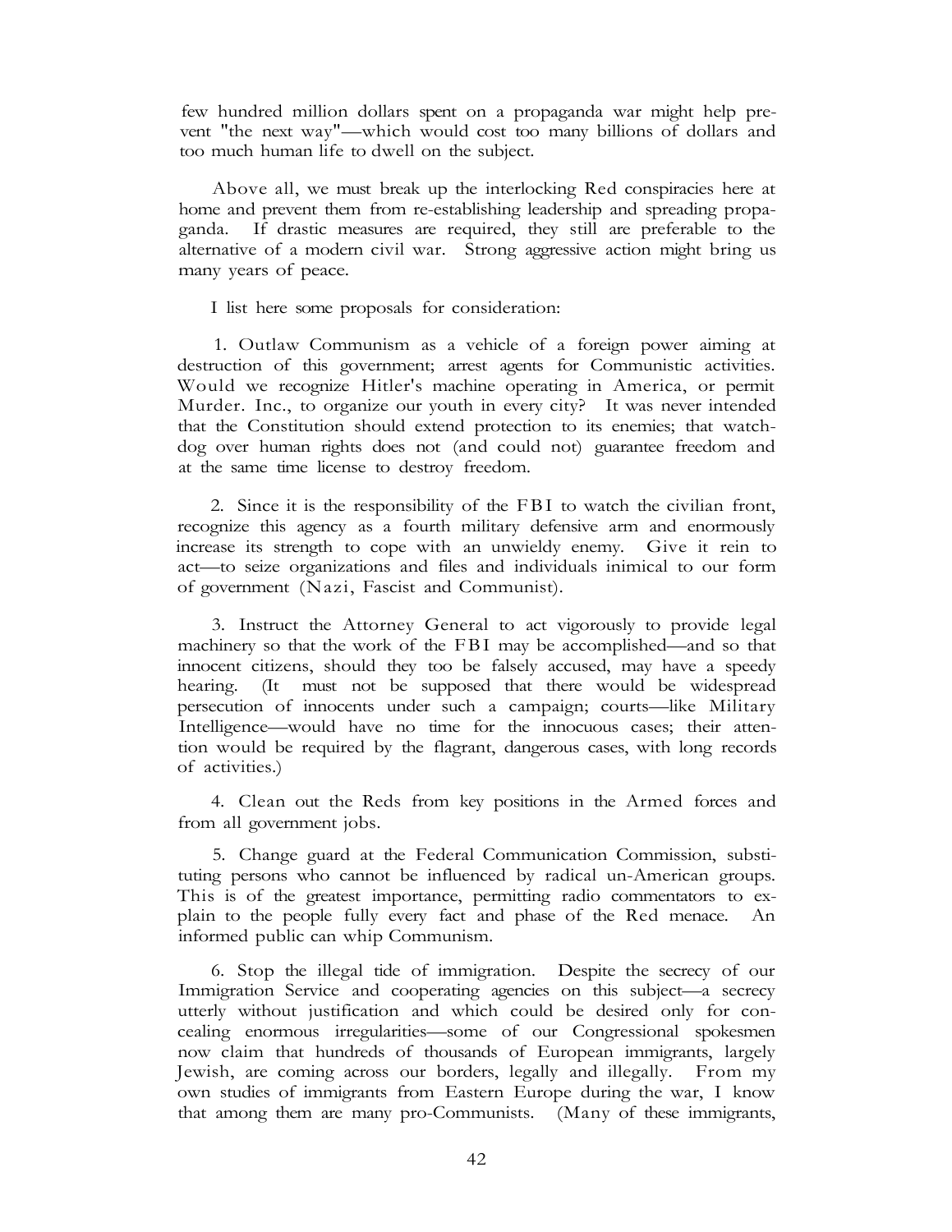few hundred million dollars spent on a propaganda war might help prevent "the next way"—which would cost too many billions of dollars and too much human life to dwell on the subject.

Above all, we must break up the interlocking Red conspiracies here at home and prevent them from re-establishing leadership and spreading propaganda. If drastic measures are required, they still are preferable to the alternative of a modern civil war. Strong aggressive action might bring us many years of peace.

I list here some proposals for consideration:

1. Outlaw Communism as a vehicle of a foreign power aiming at destruction of this government; arrest agents for Communistic activities. Would we recognize Hitler's machine operating in America, or permit Murder. Inc., to organize our youth in every city? It was never intended that the Constitution should extend protection to its enemies; that watchdog over human rights does not (and could not) guarantee freedom and at the same time license to destroy freedom.

2. Since it is the responsibility of the FBI to watch the civilian front, recognize this agency as a fourth military defensive arm and enormously increase its strength to cope with an unwieldy enemy. Give it rein to act—to seize organizations and files and individuals inimical to our form of government (Nazi, Fascist and Communist).

3. Instruct the Attorney General to act vigorously to provide legal machinery so that the work of the FBI may be accomplished—and so that innocent citizens, should they too be falsely accused, may have a speedy hearing. (It must not be supposed that there would be widespread persecution of innocents under such a campaign; courts—like Military Intelligence—would have no time for the innocuous cases; their attention would be required by the flagrant, dangerous cases, with long records of activities.)

4. Clean out the Reds from key positions in the Armed forces and from all government jobs.

5. Change guard at the Federal Communication Commission, substituting persons who cannot be influenced by radical un-American groups. This is of the greatest importance, permitting radio commentators to explain to the people fully every fact and phase of the Red menace. An informed public can whip Communism.

6. Stop the illegal tide of immigration. Despite the secrecy of our Immigration Service and cooperating agencies on this subject—a secrecy utterly without justification and which could be desired only for concealing enormous irregularities—some of our Congressional spokesmen now claim that hundreds of thousands of European immigrants, largely Jewish, are coming across our borders, legally and illegally. From my own studies of immigrants from Eastern Europe during the war, I know that among them are many pro-Communists. (Many of these immigrants,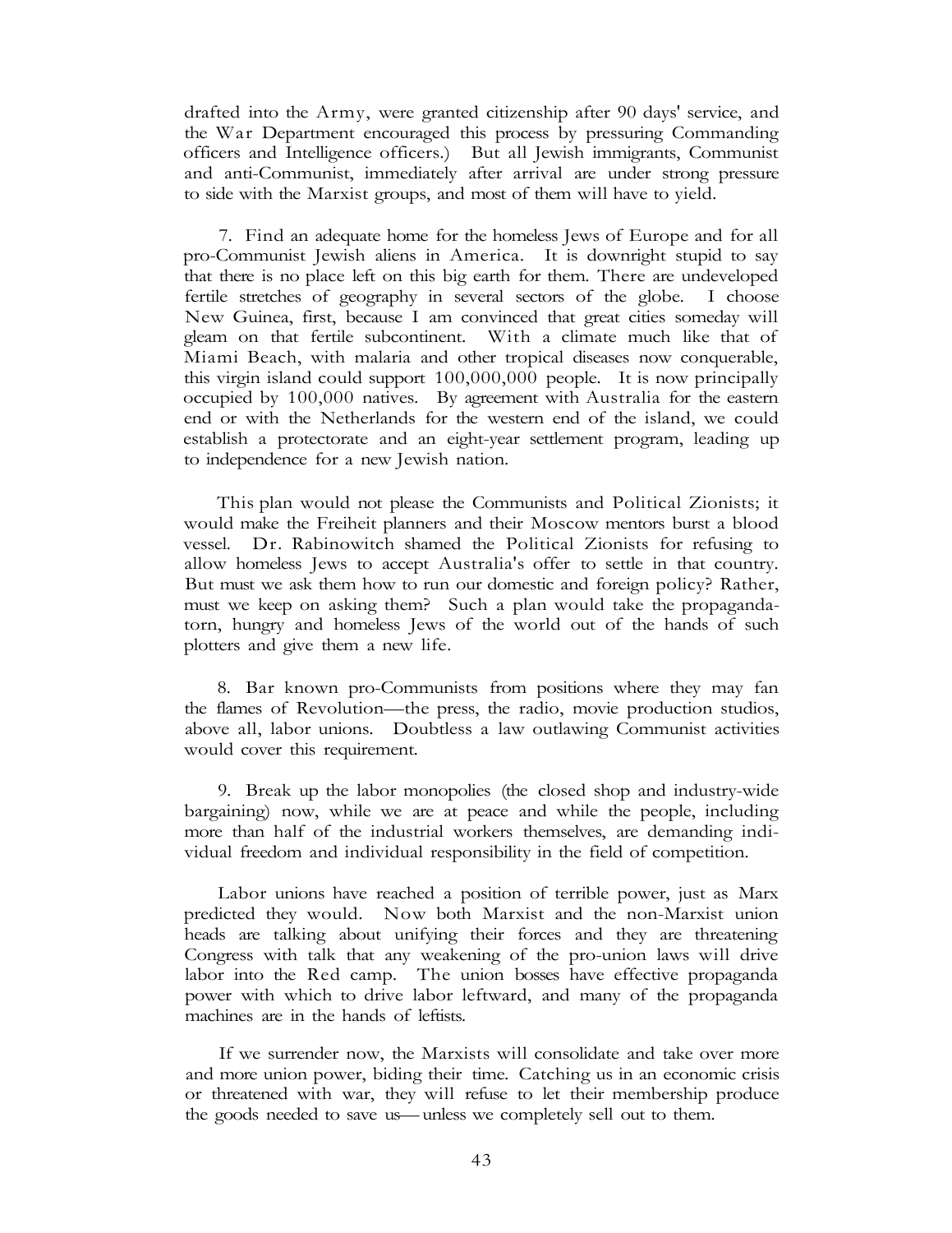drafted into the Army, were granted citizenship after 90 days' service, and the War Department encouraged this process by pressuring Commanding officers and Intelligence officers.) But all Jewish immigrants, Communist and anti-Communist, immediately after arrival are under strong pressure to side with the Marxist groups, and most of them will have to yield.

7. Find an adequate home for the homeless Jews of Europe and for all pro-Communist Jewish aliens in America. It is downright stupid to say that there is no place left on this big earth for them. There are undeveloped fertile stretches of geography in several sectors of the globe. I choose New Guinea, first, because I am convinced that great cities someday will gleam on that fertile subcontinent. With a climate much like that of Miami Beach, with malaria and other tropical diseases now conquerable, this virgin island could support 100,000,000 people. It is now principally occupied by 100,000 natives. By agreement with Australia for the eastern end or with the Netherlands for the western end of the island, we could establish a protectorate and an eight-year settlement program, leading up to independence for a new Jewish nation.

This plan would not please the Communists and Political Zionists; it would make the Freiheit planners and their Moscow mentors burst a blood vessel. Dr. Rabinowitch shamed the Political Zionists for refusing to allow homeless Jews to accept Australia's offer to settle in that country. But must we ask them how to run our domestic and foreign policy? Rather, must we keep on asking them? Such a plan would take the propaganda-torn, hungry and homeless Jews of the world out of the hands of such plotters and give them a new life.

8. Bar known pro-Communists from positions where they may fan the flames of Revolution—the press, the radio, movie production studios, above all, labor unions. Doubtless a law outlawing Communist activities would cover this requirement.

9. Break up the labor monopolies (the closed shop and industry-wide bargaining) now, while we are at peace and while the people, including more than half of the industrial workers themselves, are demanding individual freedom and individual responsibility in the field of competition.

Labor unions have reached a position of terrible power, just as Marx predicted they would. Now both Marxist and the non-Marxist union heads are talking about unifying their forces and they are threatening Congress with talk that any weakening of the pro-union laws will drive labor into the Red camp. The union bosses have effective propaganda power with which to drive labor leftward, and many of the propaganda machines are in the hands of leftists.

If we surrender now, the Marxists will consolidate and take over more and more union power, biding their time. Catching us in an economic crisis or threatened with war, they will refuse to let their membership produce the goods needed to save us— unless we completely sell out to them.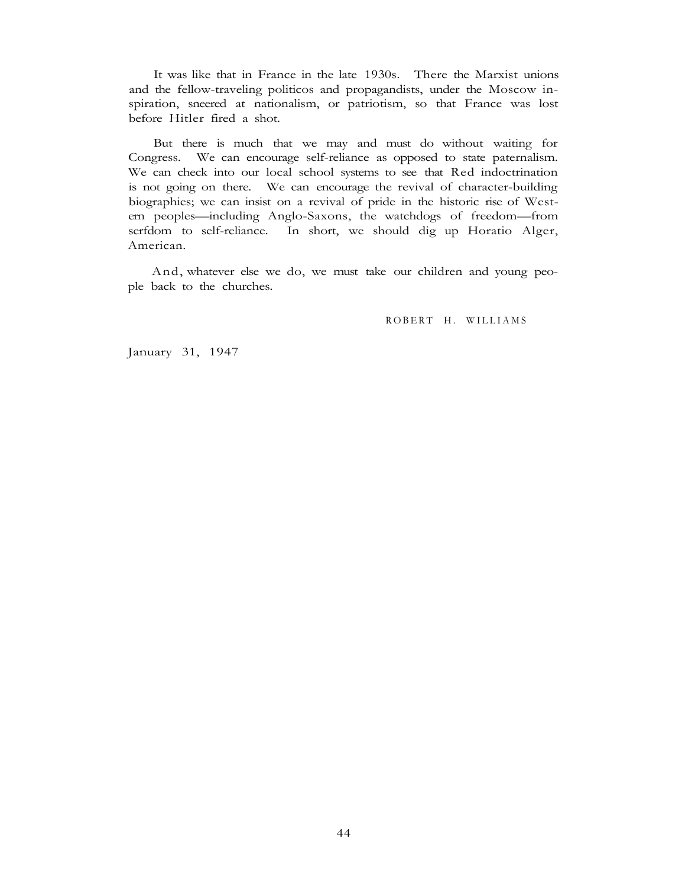It was like that in France in the late 1930s. There the Marxist unions and the fellow-traveling politicos and propagandists, under the Moscow inspiration, sneered at nationalism, or patriotism, so that France was lost before Hitler fired a shot.

But there is much that we may and must do without waiting for Congress. We can encourage self-reliance as opposed to state paternalism. We can check into our local school systems to see that Red indoctrination is not going on there. We can encourage the revival of character-building biographies; we can insist on a revival of pride in the historic rise of Western peoples—including Anglo-Saxons, the watchdogs of freedom—from serfdom to self-reliance. In short, we should dig up Horatio Alger, American.

And, whatever else we do, we must take our children and young people back to the churches.

ROBERT H. WILLIAMS

January 31, 1947